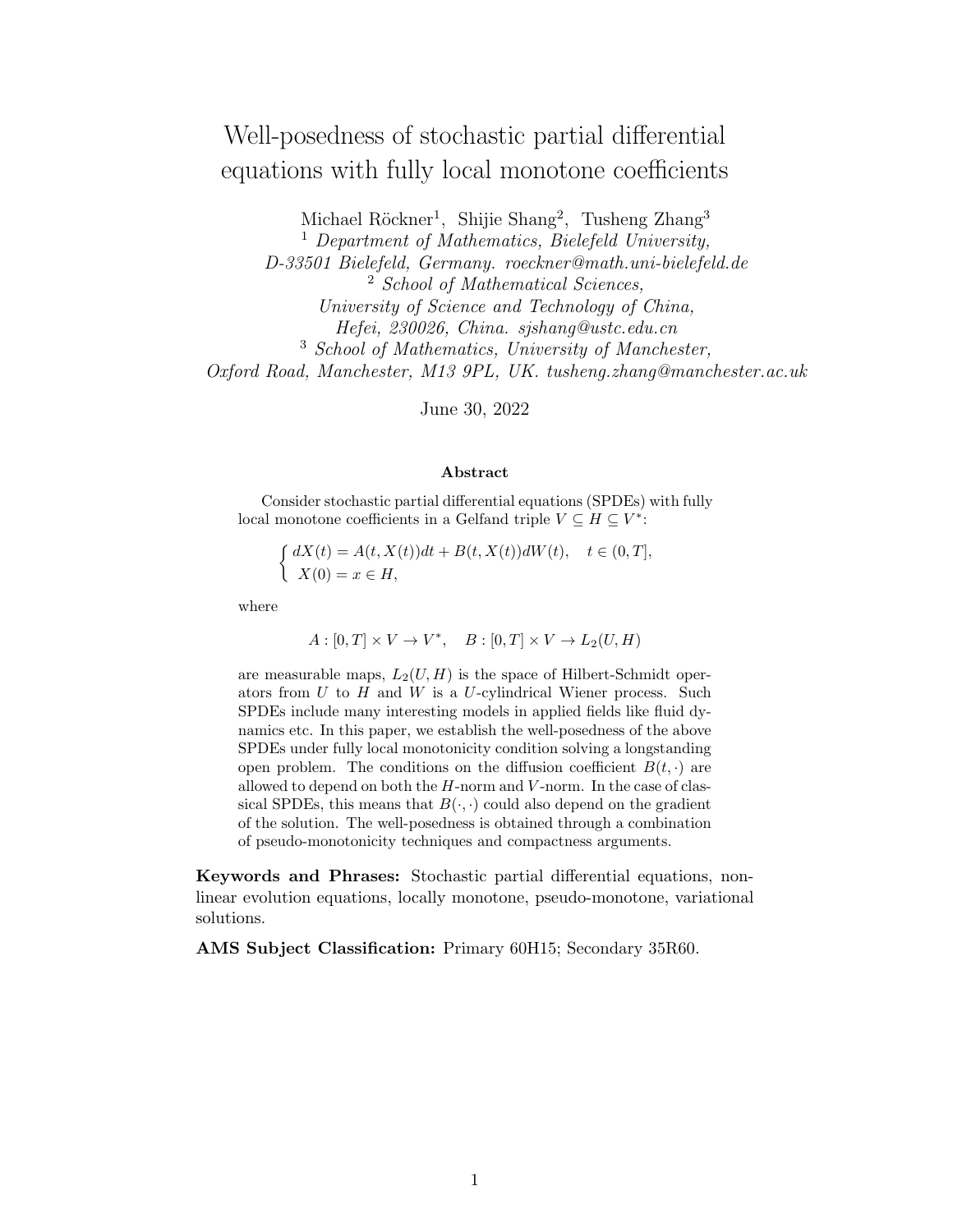# Well-posedness of stochastic partial differential equations with fully local monotone coefficients

Michael Röckner[1], Shijie Shang[2], Tusheng Zhang[3]

[1] *Department of Mathematics, Bielefeld University, D-33501 Bielefeld, Germany. roeckner@math.uni-bielefeld.de*

[2] *School of Mathematical Sciences, University of Science and Technology of China, Hefei, 230026, China. sjshang@ustc.edu.cn*

[3] *School of Mathematics, University of Manchester, Oxford Road, Manchester, M13 9PL, UK. tusheng.zhang@manchester.ac.uk*

June 30, 2022

**Abstract**

Consider stochastic partial differential equations (SPDEs) with fully local monotone coefficients in a Gelfand triple $V \subseteq H \subseteq V^*$:

$$
\begin{cases} dX(t) = A(t, X(t))dt + B(t, X(t))dW(t), \quad t \in (0, T], \\ X(0) = x \in H, \end{cases}
$$

where

$$
A : [0, T] \times V \to V^*, \quad B : [0, T] \times V \to L_2(U, H)
$$

are measurable maps, $L_2(U, H)$ is the space of Hilbert-Schmidt operators from $U$ to $H$ and $W$ is a $U$-cylindrical Wiener process. Such SPDEs include many interesting models in applied fields like fluid dynamics etc. In this paper, we establish the well-posedness of the above SPDEs under fully local monotonicity condition solving a longstanding open problem. The conditions on the diffusion coefficient $B(t, \cdot)$ are allowed to depend on both the $H$-norm and $V$-norm. In the case of classical SPDEs, this means that $B(\cdot, \cdot)$ could also depend on the gradient of the solution. The well-posedness is obtained through a combination of pseudo-monotonicity techniques and compactness arguments.

**Keywords and Phrases:** Stochastic partial differential equations, nonlinear evolution equations, locally monotone, pseudo-monotone, variational solutions.

**AMS Subject Classification:** Primary 60H15; Secondary 35R60.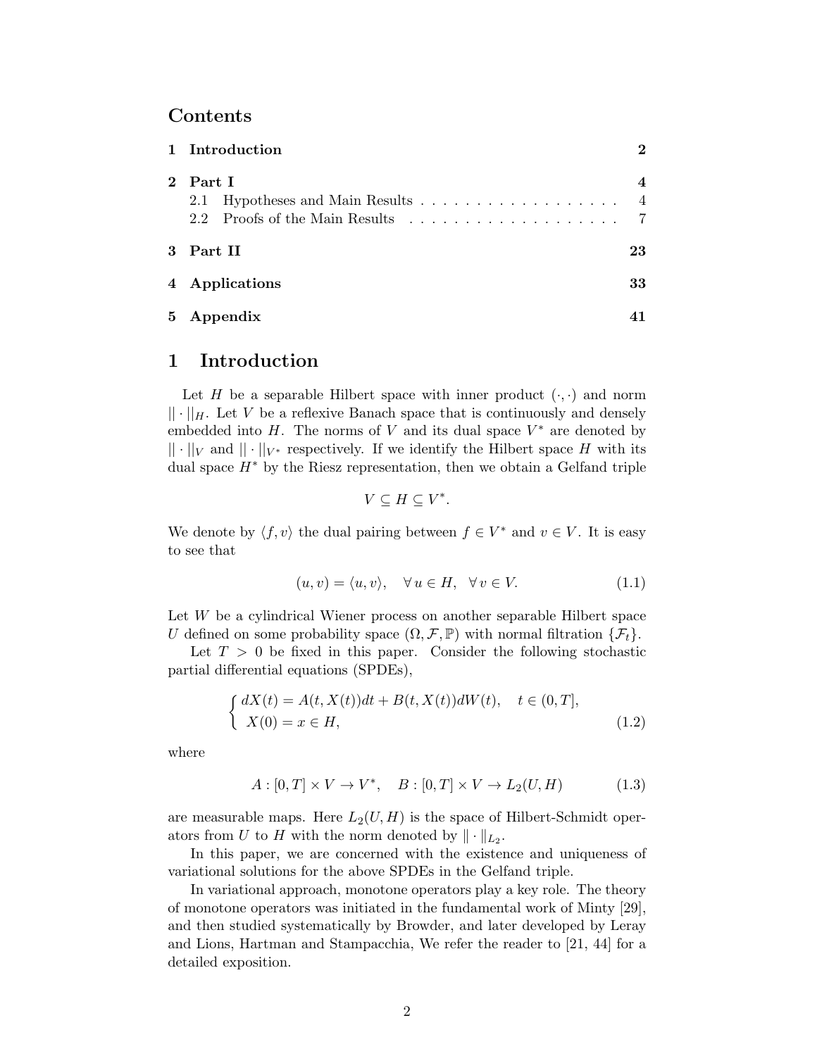# Contents

| | |
|---|---|
| **1 Introduction** | **2** |
| **2 Part I** | **4** |
| 2.1 Hypotheses and Main Results | 4 |
| 2.2 Proofs of the Main Results | 7 |
| **3 Part II** | **23** |
| **4 Applications** | **33** |
| **5 Appendix** | **41** |

# 1 Introduction

Let $H$ be a separable Hilbert space with inner product $(\cdot,\cdot)$ and norm $||\cdot||_H$. Let $V$ be a reflexive Banach space that is continuously and densely embedded into $H$. The norms of $V$ and its dual space $V^*$ are denoted by $||\cdot||_V$ and $||\cdot||_{V^*}$ respectively. If we identify the Hilbert space $H$ with its dual space $H^*$ by the Riesz representation, then we obtain a Gelfand triple

$$V \subseteq H \subseteq V^*.$$

We denote by $\langle f, v\rangle$ the dual pairing between $f \in V^*$ and $v \in V$. It is easy to see that

$$(u, v) = \langle u, v\rangle, \quad \forall\, u \in H, \quad \forall\, v \in V. \tag{1.1}$$

Let $W$ be a cylindrical Wiener process on another separable Hilbert space $U$ defined on some probability space $(\Omega, \mathcal{F}, \mathbb{P})$ with normal filtration $\{\mathcal{F}_t\}$.

Let $T > 0$ be fixed in this paper. Consider the following stochastic partial differential equations (SPDEs),

$$\begin{cases} dX(t) = A(t, X(t))dt + B(t, X(t))dW(t), \quad t \in (0, T], \\ X(0) = x \in H, \end{cases} \tag{1.2}$$

where

$$A : [0, T] \times V \to V^*, \quad B : [0, T] \times V \to L_2(U, H) \tag{1.3}$$

are measurable maps. Here $L_2(U, H)$ is the space of Hilbert-Schmidt operators from $U$ to $H$ with the norm denoted by $\|\cdot\|_{L_2}$.

In this paper, we are concerned with the existence and uniqueness of variational solutions for the above SPDEs in the Gelfand triple.

In variational approach, monotone operators play a key role. The theory of monotone operators was initiated in the fundamental work of Minty [29], and then studied systematically by Browder, and later developed by Leray and Lions, Hartman and Stampacchia, We refer the reader to [21, 44] for a detailed exposition.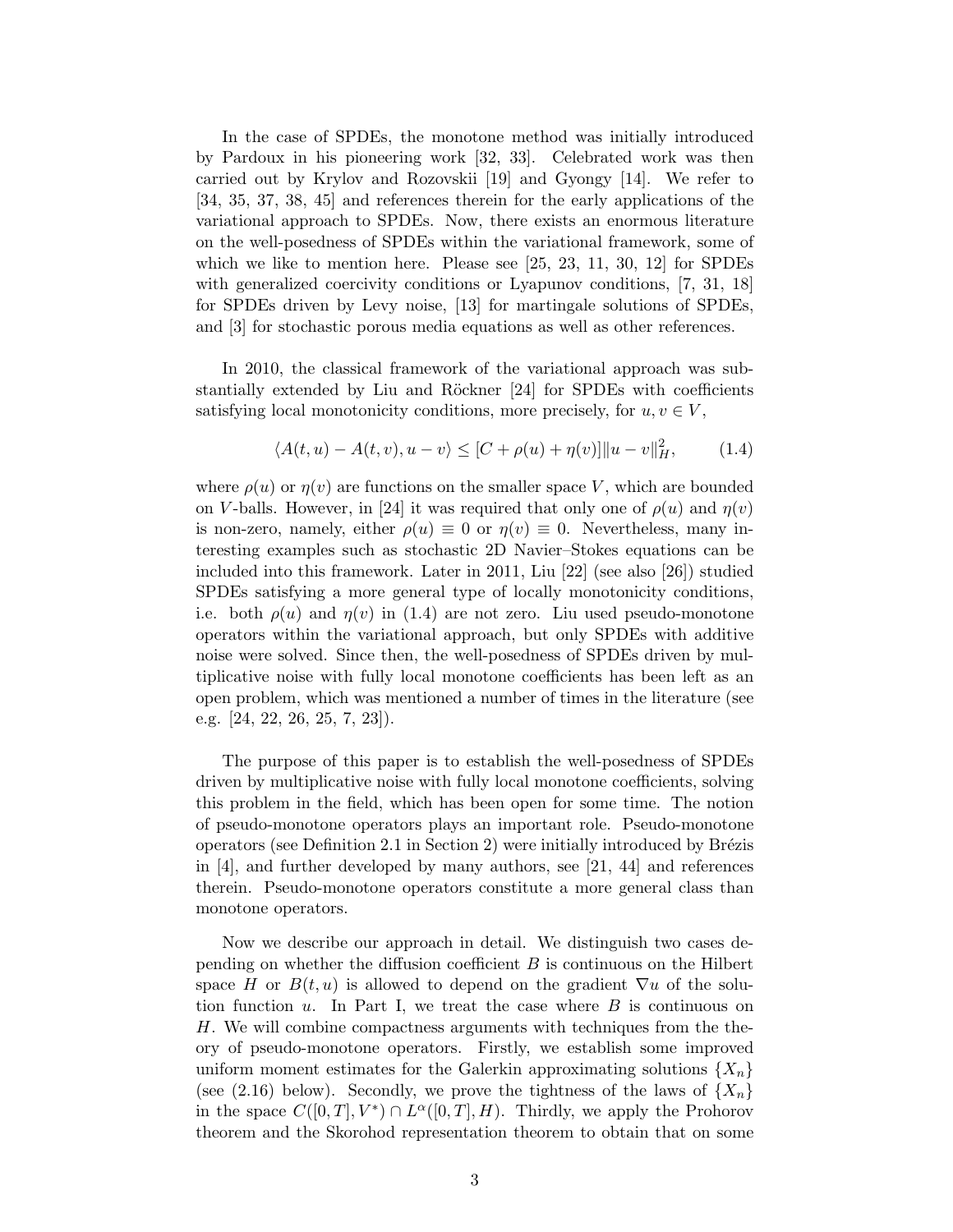In the case of SPDEs, the monotone method was initially introduced by Pardoux in his pioneering work [32, 33]. Celebrated work was then carried out by Krylov and Rozovskii [19] and Gyongy [14]. We refer to [34, 35, 37, 38, 45] and references therein for the early applications of the variational approach to SPDEs. Now, there exists an enormous literature on the well-posedness of SPDEs within the variational framework, some of which we like to mention here. Please see [25, 23, 11, 30, 12] for SPDEs with generalized coercivity conditions or Lyapunov conditions, [7, 31, 18] for SPDEs driven by Levy noise, [13] for martingale solutions of SPDEs, and [3] for stochastic porous media equations as well as other references.

In 2010, the classical framework of the variational approach was substantially extended by Liu and Röckner [24] for SPDEs with coefficients satisfying local monotonicity conditions, more precisely, for $u, v \in V$,

$$\langle A(t,u) - A(t,v), u - v \rangle \leq [C + \rho(u) + \eta(v)] \|u - v\|_H^2, \tag{1.4}$$

where $\rho(u)$ or $\eta(v)$ are functions on the smaller space $V$, which are bounded on $V$-balls. However, in [24] it was required that only one of $\rho(u)$ and $\eta(v)$ is non-zero, namely, either $\rho(u) \equiv 0$ or $\eta(v) \equiv 0$. Nevertheless, many interesting examples such as stochastic 2D Navier–Stokes equations can be included into this framework. Later in 2011, Liu [22] (see also [26]) studied SPDEs satisfying a more general type of locally monotonicity conditions, i.e. both $\rho(u)$ and $\eta(v)$ in (1.4) are not zero. Liu used pseudo-monotone operators within the variational approach, but only SPDEs with additive noise were solved. Since then, the well-posedness of SPDEs driven by multiplicative noise with fully local monotone coefficients has been left as an open problem, which was mentioned a number of times in the literature (see e.g. [24, 22, 26, 25, 7, 23]).

The purpose of this paper is to establish the well-posedness of SPDEs driven by multiplicative noise with fully local monotone coefficients, solving this problem in the field, which has been open for some time. The notion of pseudo-monotone operators plays an important role. Pseudo-monotone operators (see Definition 2.1 in Section 2) were initially introduced by Brézis in [4], and further developed by many authors, see [21, 44] and references therein. Pseudo-monotone operators constitute a more general class than monotone operators.

Now we describe our approach in detail. We distinguish two cases depending on whether the diffusion coefficient $B$ is continuous on the Hilbert space $H$ or $B(t,u)$ is allowed to depend on the gradient $\nabla u$ of the solution function $u$. In Part I, we treat the case where $B$ is continuous on $H$. We will combine compactness arguments with techniques from the theory of pseudo-monotone operators. Firstly, we establish some improved uniform moment estimates for the Galerkin approximating solutions $\{X_n\}$ (see (2.16) below). Secondly, we prove the tightness of the laws of $\{X_n\}$ in the space $C([0,T], V^*) \cap L^\alpha([0,T], H)$. Thirdly, we apply the Prohorov theorem and the Skorohod representation theorem to obtain that on some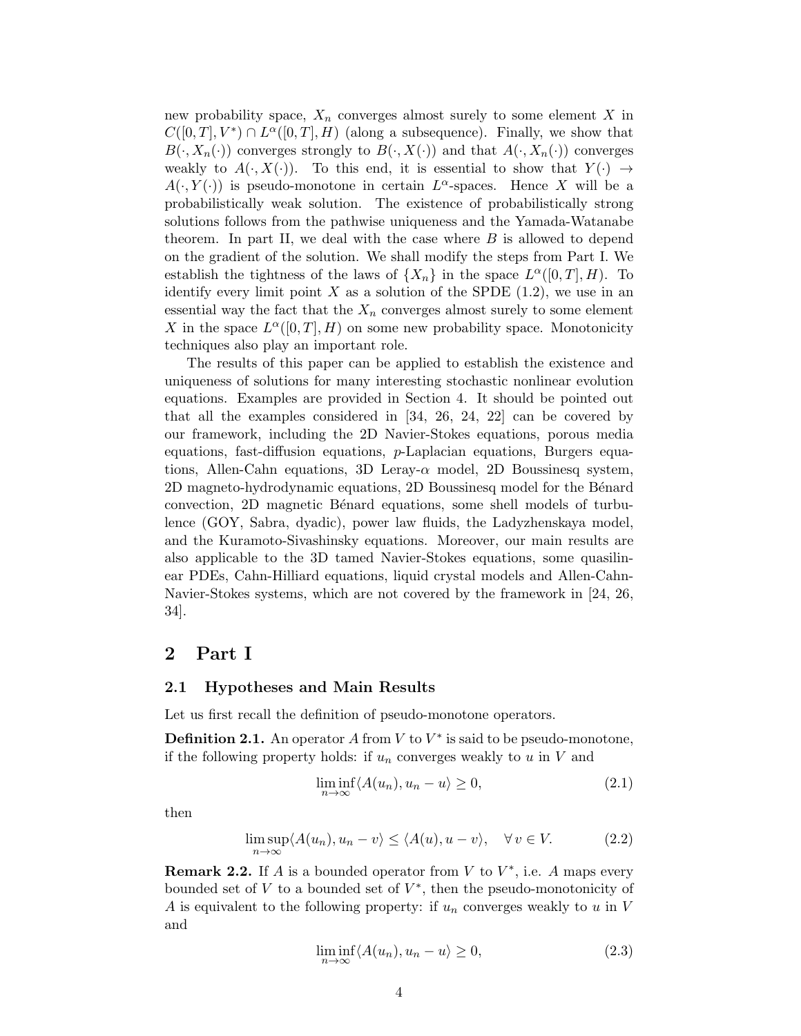new probability space, $X_n$ converges almost surely to some element $X$ in $C([0,T],V^*)\cap L^\alpha([0,T],H)$ (along a subsequence). Finally, we show that $B(\cdot,X_n(\cdot))$ converges strongly to $B(\cdot,X(\cdot))$ and that $A(\cdot,X_n(\cdot))$ converges weakly to $A(\cdot,X(\cdot))$. To this end, it is essential to show that $Y(\cdot)\to A(\cdot,Y(\cdot))$ is pseudo-monotone in certain $L^\alpha$-spaces. Hence $X$ will be a probabilistically weak solution. The existence of probabilistically strong solutions follows from the pathwise uniqueness and the Yamada-Watanabe theorem. In part II, we deal with the case where $B$ is allowed to depend on the gradient of the solution. We shall modify the steps from Part I. We establish the tightness of the laws of $\{X_n\}$ in the space $L^\alpha([0,T],H)$. To identify every limit point $X$ as a solution of the SPDE (1.2), we use in an essential way the fact that the $X_n$ converges almost surely to some element $X$ in the space $L^\alpha([0,T],H)$ on some new probability space. Monotonicity techniques also play an important role.

The results of this paper can be applied to establish the existence and uniqueness of solutions for many interesting stochastic nonlinear evolution equations. Examples are provided in Section 4. It should be pointed out that all the examples considered in [34, 26, 24, 22] can be covered by our framework, including the 2D Navier-Stokes equations, porous media equations, fast-diffusion equations, $p$-Laplacian equations, Burgers equations, Allen-Cahn equations, 3D Leray-$\alpha$ model, 2D Boussinesq system, 2D magneto-hydrodynamic equations, 2D Boussinesq model for the Bénard convection, 2D magnetic Bénard equations, some shell models of turbulence (GOY, Sabra, dyadic), power law fluids, the Ladyzhenskaya model, and the Kuramoto-Sivashinsky equations. Moreover, our main results are also applicable to the 3D tamed Navier-Stokes equations, some quasilinear PDEs, Cahn-Hilliard equations, liquid crystal models and Allen-Cahn-Navier-Stokes systems, which are not covered by the framework in [24, 26, 34].

# 2 Part I

## 2.1 Hypotheses and Main Results

Let us first recall the definition of pseudo-monotone operators.

**Definition 2.1.** An operator $A$ from $V$ to $V^*$ is said to be pseudo-monotone, if the following property holds: if $u_n$ converges weakly to $u$ in $V$ and

$$\liminf_{n\to\infty}\langle A(u_n),u_n-u\rangle\geq 0, \tag{2.1}$$

then

$$\limsup_{n\to\infty}\langle A(u_n),u_n-v\rangle\leq\langle A(u),u-v\rangle,\quad\forall\, v\in V. \tag{2.2}$$

**Remark 2.2.** If $A$ is a bounded operator from $V$ to $V^*$, i.e. $A$ maps every bounded set of $V$ to a bounded set of $V^*$, then the pseudo-monotonicity of $A$ is equivalent to the following property: if $u_n$ converges weakly to $u$ in $V$ and

$$\liminf_{n\to\infty}\langle A(u_n),u_n-u\rangle\geq 0, \tag{2.3}$$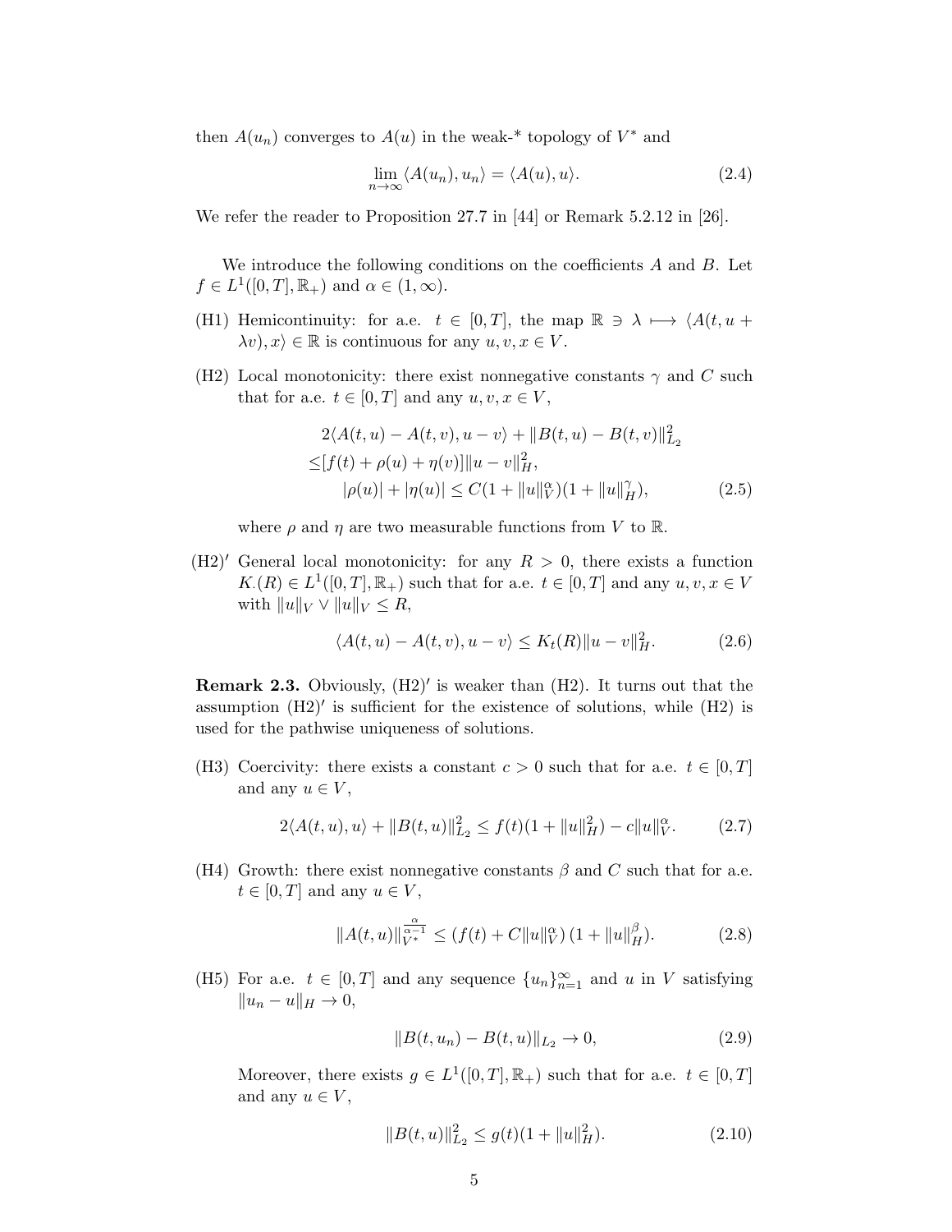then $A(u_n)$ converges to $A(u)$ in the weak-* topology of $V^*$ and

$$\lim_{n\to\infty} \langle A(u_n), u_n\rangle = \langle A(u), u\rangle. \tag{2.4}$$

We refer the reader to Proposition 27.7 in [44] or Remark 5.2.12 in [26].

We introduce the following conditions on the coefficients $A$ and $B$. Let $f \in L^1([0,T], \mathbb{R}_+)$ and $\alpha \in (1, \infty)$.

(H1) Hemicontinuity: for a.e. $t \in [0,T]$, the map $\mathbb{R} \ni \lambda \longmapsto \langle A(t, u + \lambda v), x\rangle \in \mathbb{R}$ is continuous for any $u, v, x \in V$.

(H2) Local monotonicity: there exist nonnegative constants $\gamma$ and $C$ such that for a.e. $t \in [0,T]$ and any $u, v, x \in V$,

$$\begin{aligned} &2\langle A(t,u) - A(t,v), u - v\rangle + \|B(t,u) - B(t,v)\|_{L_2}^2 \\ \leq &[f(t) + \rho(u) + \eta(v)]\|u - v\|_H^2, \\ &|\rho(u)| + |\eta(u)| \leq C(1 + \|u\|_V^\alpha)(1 + \|u\|_H^\gamma), \end{aligned} \tag{2.5}$$

where $\rho$ and $\eta$ are two measurable functions from $V$ to $\mathbb{R}$.

(H2)′ General local monotonicity: for any $R > 0$, there exists a function $K_\cdot(R) \in L^1([0,T], \mathbb{R}_+)$ such that for a.e. $t \in [0,T]$ and any $u, v, x \in V$ with $\|u\|_V \vee \|u\|_V \leq R$,

$$\langle A(t,u) - A(t,v), u - v\rangle \leq K_t(R)\|u - v\|_H^2. \tag{2.6}$$

**Remark 2.3.** Obviously, (H2)′ is weaker than (H2). It turns out that the assumption (H2)′ is sufficient for the existence of solutions, while (H2) is used for the pathwise uniqueness of solutions.

(H3) Coercivity: there exists a constant $c > 0$ such that for a.e. $t \in [0,T]$ and any $u \in V$,

$$2\langle A(t,u), u\rangle + \|B(t,u)\|_{L_2}^2 \leq f(t)(1 + \|u\|_H^2) - c\|u\|_V^\alpha. \tag{2.7}$$

(H4) Growth: there exist nonnegative constants $\beta$ and $C$ such that for a.e. $t \in [0,T]$ and any $u \in V$,

$$\|A(t,u)\|_{V^*}^{\frac{\alpha}{\alpha-1}} \leq (f(t) + C\|u\|_V^\alpha)(1 + \|u\|_H^\beta). \tag{2.8}$$

(H5) For a.e. $t \in [0,T]$ and any sequence $\{u_n\}_{n=1}^\infty$ and $u$ in $V$ satisfying $\|u_n - u\|_H \to 0$,

$$\|B(t,u_n) - B(t,u)\|_{L_2} \to 0, \tag{2.9}$$

Moreover, there exists $g \in L^1([0,T], \mathbb{R}_+)$ such that for a.e. $t \in [0,T]$ and any $u \in V$,

$$\|B(t,u)\|_{L_2}^2 \leq g(t)(1 + \|u\|_H^2). \tag{2.10}$$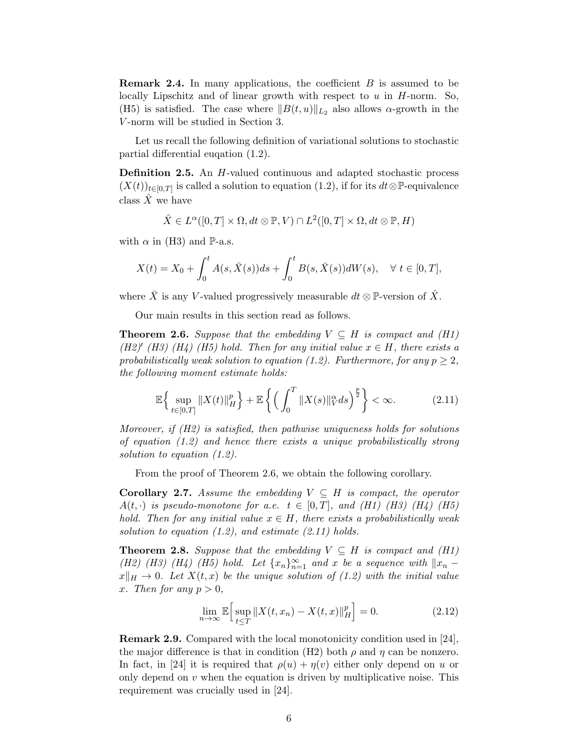**Remark 2.4.** In many applications, the coefficient $B$ is assumed to be locally Lipschitz and of linear growth with respect to $u$ in $H$-norm. So, (H5) is satisfied. The case where $\|B(t,u)\|_{L_2}$ also allows $\alpha$-growth in the $V$-norm will be studied in Section 3.

Let us recall the following definition of variational solutions to stochastic partial differential euqation (1.2).

**Definition 2.5.** An $H$-valued continuous and adapted stochastic process $(X(t))_{t\in[0,T]}$ is called a solution to equation (1.2), if for its $dt\otimes\mathbb{P}$-equivalence class $\hat{X}$ we have

$$\hat{X} \in L^\alpha([0,T]\times\Omega, dt\otimes\mathbb{P}, V)\cap L^2([0,T]\times\Omega, dt\otimes\mathbb{P}, H)$$

with $\alpha$ in (H3) and $\mathbb{P}$-a.s.

$$X(t) = X_0 + \int_0^t A(s,\bar{X}(s))ds + \int_0^t B(s,\bar{X}(s))dW(s), \quad \forall\ t\in[0,T],$$

where $\bar{X}$ is any $V$-valued progressively measurable $dt\otimes\mathbb{P}$-version of $\hat{X}$.

Our main results in this section read as follows.

**Theorem 2.6.** *Suppose that the embedding $V\subseteq H$ is compact and (H1) (H2)′ (H3) (H4) (H5) hold. Then for any initial value $x\in H$, there exists a probabilistically weak solution to equation (1.2). Furthermore, for any $p\geq 2$, the following moment estimate holds:*

$$\mathbb{E}\Big\{\sup_{t\in[0,T]}\|X(t)\|_H^p\Big\} + \mathbb{E}\left\{\Big(\int_0^T \|X(s)\|_V^\alpha ds\Big)^{\frac{p}{2}}\right\} < \infty. \tag{2.11}$$

*Moreover, if (H2) is satisfied, then pathwise uniqueness holds for solutions of equation (1.2) and hence there exists a unique probabilistically strong solution to equation (1.2).*

From the proof of Theorem 2.6, we obtain the following corollary.

**Corollary 2.7.** *Assume the embedding $V\subseteq H$ is compact, the operator $A(t,\cdot)$ is pseudo-monotone for a.e. $t\in[0,T]$, and (H1) (H3) (H4) (H5) hold. Then for any initial value $x\in H$, there exists a probabilistically weak solution to equation (1.2), and estimate (2.11) holds.*

**Theorem 2.8.** *Suppose that the embedding $V\subseteq H$ is compact and (H1) (H2) (H3) (H4) (H5) hold. Let $\{x_n\}_{n=1}^\infty$ and $x$ be a sequence with $\|x_n - x\|_H\to 0$. Let $X(t,x)$ be the unique solution of (1.2) with the initial value $x$. Then for any $p>0$,*

$$\lim_{n\to\infty}\mathbb{E}\Big[\sup_{t\leq T}\|X(t,x_n)-X(t,x)\|_H^p\Big] = 0. \tag{2.12}$$

**Remark 2.9.** Compared with the local monotonicity condition used in [24], the major difference is that in condition (H2) both $\rho$ and $\eta$ can be nonzero. In fact, in [24] it is required that $\rho(u)+\eta(v)$ either only depend on $u$ or only depend on $v$ when the equation is driven by multiplicative noise. This requirement was crucially used in [24].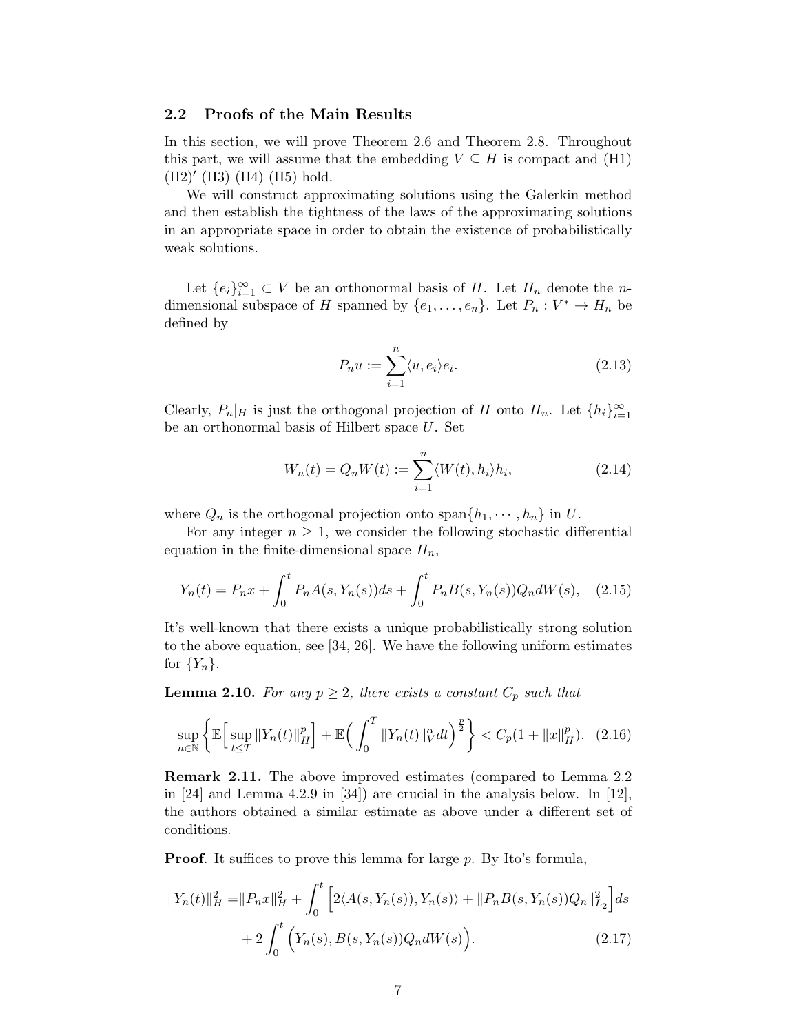## 2.2 Proofs of the Main Results

In this section, we will prove Theorem 2.6 and Theorem 2.8. Throughout this part, we will assume that the embedding $V \subseteq H$ is compact and (H1) (H2)$'$ (H3) (H4) (H5) hold.

We will construct approximating solutions using the Galerkin method and then establish the tightness of the laws of the approximating solutions in an appropriate space in order to obtain the existence of probabilistically weak solutions.

Let $\{e_i\}_{i=1}^{\infty} \subset V$ be an orthonormal basis of $H$. Let $H_n$ denote the $n$-dimensional subspace of $H$ spanned by $\{e_1, \dots, e_n\}$. Let $P_n : V^* \to H_n$ be defined by

$$P_n u := \sum_{i=1}^{n} \langle u, e_i \rangle e_i. \tag{2.13}$$

Clearly, $P_n|_H$ is just the orthogonal projection of $H$ onto $H_n$. Let $\{h_i\}_{i=1}^{\infty}$ be an orthonormal basis of Hilbert space $U$. Set

$$W_n(t) = Q_n W(t) := \sum_{i=1}^{n} \langle W(t), h_i \rangle h_i, \tag{2.14}$$

where $Q_n$ is the orthogonal projection onto $\mathrm{span}\{h_1, \cdots, h_n\}$ in $U$.

For any integer $n \geq 1$, we consider the following stochastic differential equation in the finite-dimensional space $H_n$,

$$Y_n(t) = P_n x + \int_0^t P_n A(s, Y_n(s)) ds + \int_0^t P_n B(s, Y_n(s)) Q_n dW(s), \tag{2.15}$$

It's well-known that there exists a unique probabilistically strong solution to the above equation, see [34, 26]. We have the following uniform estimates for $\{Y_n\}$.

**Lemma 2.10.** *For any $p \geq 2$, there exists a constant $C_p$ such that*

$$\sup_{n \in \mathbb{N}} \left\{ \mathbb{E}\Big[ \sup_{t \leq T} \|Y_n(t)\|_H^p \Big] + \mathbb{E}\Big( \int_0^T \|Y_n(t)\|_V^{\alpha} dt \Big)^{\frac{p}{2}} \right\} < C_p(1 + \|x\|_H^p). \tag{2.16}$$

**Remark 2.11.** The above improved estimates (compared to Lemma 2.2 in [24] and Lemma 4.2.9 in [34]) are crucial in the analysis below. In [12], the authors obtained a similar estimate as above under a different set of conditions.

**Proof**. It suffices to prove this lemma for large $p$. By Ito's formula,

$$\begin{aligned}\|Y_n(t)\|_H^2 =& \|P_n x\|_H^2 + \int_0^t \Big[ 2\langle A(s, Y_n(s)), Y_n(s) \rangle + \|P_n B(s, Y_n(s)) Q_n\|_{L_2}^2 \Big] ds \\ &+ 2\int_0^t \Big( Y_n(s), B(s, Y_n(s)) Q_n dW(s) \Big). \end{aligned} \tag{2.17}$$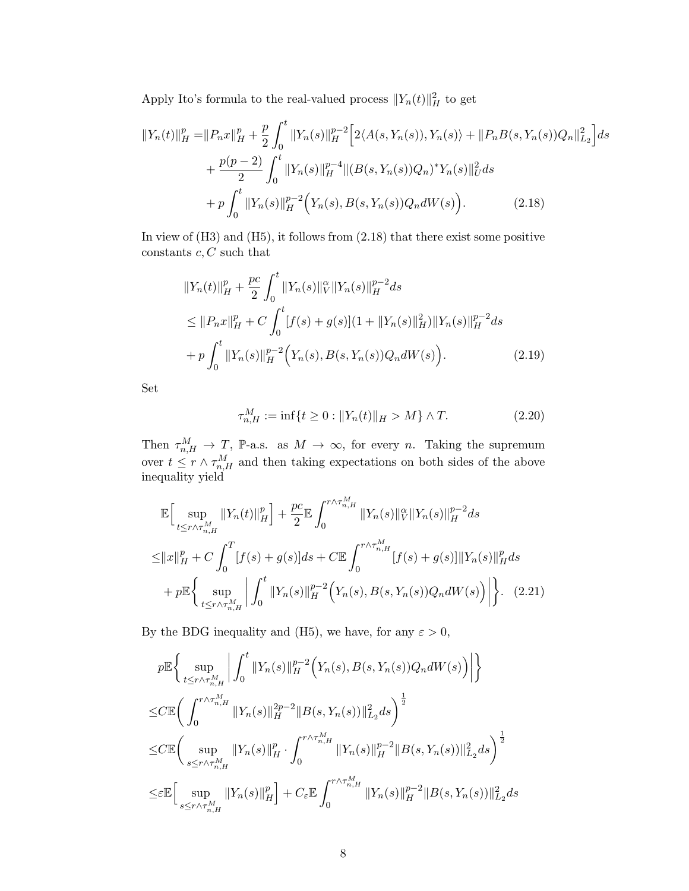Apply Ito's formula to the real-valued process $\|Y_n(t)\|_H^2$ to get

$$
\begin{aligned}
\|Y_n(t)\|_H^p =&\|P_n x\|_H^p + \frac{p}{2}\int_0^t \|Y_n(s)\|_H^{p-2}\Big[2\langle A(s,Y_n(s)),Y_n(s)\rangle + \|P_n B(s,Y_n(s))Q_n\|_{L_2}^2\Big]ds \\
&+ \frac{p(p-2)}{2}\int_0^t \|Y_n(s)\|_H^{p-4}\|(B(s,Y_n(s))Q_n)^* Y_n(s)\|_U^2 ds \\
&+ p\int_0^t \|Y_n(s)\|_H^{p-2}\Big(Y_n(s), B(s,Y_n(s))Q_n dW(s)\Big). \qquad (2.18)
\end{aligned}
$$

In view of (H3) and (H5), it follows from (2.18) that there exist some positive constants $c, C$ such that

$$
\begin{aligned}
&\|Y_n(t)\|_H^p + \frac{pc}{2}\int_0^t \|Y_n(s)\|_V^\alpha \|Y_n(s)\|_H^{p-2} ds \\
&\leq \|P_n x\|_H^p + C\int_0^t [f(s)+g(s)](1+\|Y_n(s)\|_H^2)\|Y_n(s)\|_H^{p-2} ds \\
&+ p\int_0^t \|Y_n(s)\|_H^{p-2}\Big(Y_n(s), B(s,Y_n(s))Q_n dW(s)\Big). \qquad (2.19)
\end{aligned}
$$

Set

$$
\tau_{n,H}^M := \inf\{t \geq 0 : \|Y_n(t)\|_H > M\} \wedge T. \qquad (2.20)
$$

Then $\tau_{n,H}^M \to T$, $\mathbb{P}$-a.s. as $M \to \infty$, for every $n$. Taking the supremum over $t \leq r \wedge \tau_{n,H}^M$ and then taking expectations on both sides of the above inequality yield

$$
\begin{aligned}
&\mathbb{E}\Big[\sup_{t\leq r\wedge\tau_{n,H}^M} \|Y_n(t)\|_H^p\Big] + \frac{pc}{2}\mathbb{E}\int_0^{r\wedge\tau_{n,H}^M} \|Y_n(s)\|_V^\alpha \|Y_n(s)\|_H^{p-2} ds \\
\leq& \|x\|_H^p + C\int_0^T [f(s)+g(s)]ds + C\mathbb{E}\int_0^{r\wedge\tau_{n,H}^M} [f(s)+g(s)]\|Y_n(s)\|_H^p ds \\
&+ p\mathbb{E}\Big\{\sup_{t\leq r\wedge\tau_{n,H}^M}\Big|\int_0^t \|Y_n(s)\|_H^{p-2}\Big(Y_n(s), B(s,Y_n(s))Q_n dW(s)\Big)\Big|\Big\}. \qquad (2.21)
\end{aligned}
$$

By the BDG inequality and (H5), we have, for any $\varepsilon > 0$,

$$
\begin{aligned}
&p\mathbb{E}\Big\{\sup_{t\leq r\wedge\tau_{n,H}^M}\Big|\int_0^t \|Y_n(s)\|_H^{p-2}\Big(Y_n(s), B(s,Y_n(s))Q_n dW(s)\Big)\Big|\Big\} \\
\leq& C\mathbb{E}\Big(\int_0^{r\wedge\tau_{n,H}^M} \|Y_n(s)\|_H^{2p-2}\|B(s,Y_n(s))\|_{L_2}^2 ds\Big)^{\frac{1}{2}} \\
\leq& C\mathbb{E}\Big(\sup_{s\leq r\wedge\tau_{n,H}^M} \|Y_n(s)\|_H^p \cdot \int_0^{r\wedge\tau_{n,H}^M} \|Y_n(s)\|_H^{p-2}\|B(s,Y_n(s))\|_{L_2}^2 ds\Big)^{\frac{1}{2}} \\
\leq& \varepsilon\mathbb{E}\Big[\sup_{s\leq r\wedge\tau_{n,H}^M} \|Y_n(s)\|_H^p\Big] + C_\varepsilon\mathbb{E}\int_0^{r\wedge\tau_{n,H}^M} \|Y_n(s)\|_H^{p-2}\|B(s,Y_n(s))\|_{L_2}^2 ds
\end{aligned}
$$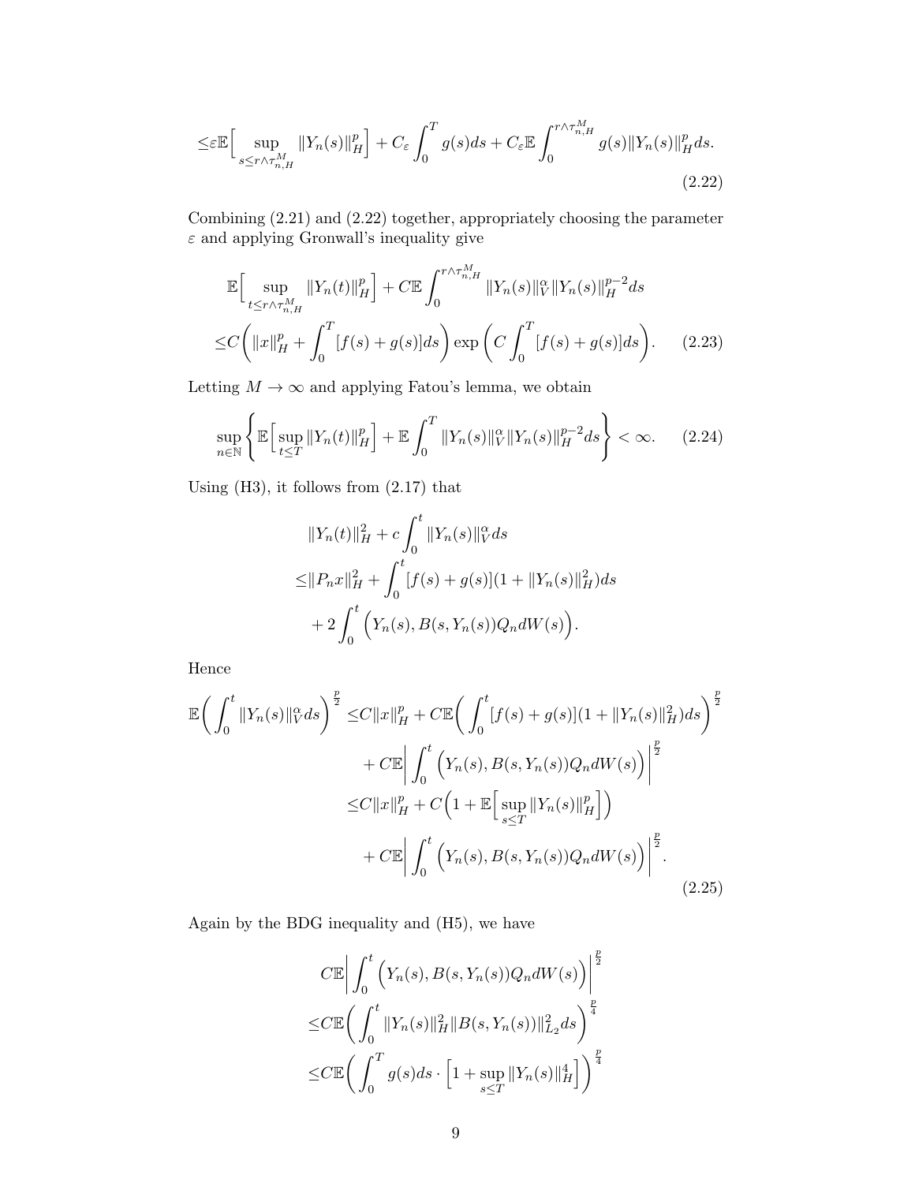$$
\leq \varepsilon \mathbb{E}\Big[ \sup_{s\leq r\wedge\tau_{n,H}^M} \|Y_n(s)\|_H^p \Big] + C_\varepsilon \int_0^T g(s)ds + C_\varepsilon \mathbb{E}\int_0^{r\wedge\tau_{n,H}^M} g(s)\|Y_n(s)\|_H^p ds. \tag{2.22}
$$

Combining (2.21) and (2.22) together, appropriately choosing the parameter $\varepsilon$ and applying Gronwall's inequality give

$$
\begin{aligned}
&\mathbb{E}\Big[ \sup_{t\leq r\wedge\tau_{n,H}^M} \|Y_n(t)\|_H^p \Big] + C\mathbb{E}\int_0^{r\wedge\tau_{n,H}^M} \|Y_n(s)\|_V^\alpha \|Y_n(s)\|_H^{p-2} ds \\
\leq & C\bigg( \|x\|_H^p + \int_0^T [f(s)+g(s)]ds \bigg) \exp\bigg( C\int_0^T [f(s)+g(s)]ds \bigg).
\end{aligned} \tag{2.23}
$$

Letting $M\to\infty$ and applying Fatou's lemma, we obtain

$$
\sup_{n\in\mathbb{N}} \bigg\{ \mathbb{E}\Big[ \sup_{t\leq T} \|Y_n(t)\|_H^p \Big] + \mathbb{E}\int_0^T \|Y_n(s)\|_V^\alpha \|Y_n(s)\|_H^{p-2} ds \bigg\} < \infty. \tag{2.24}
$$

Using (H3), it follows from (2.17) that

$$
\begin{aligned}
&\|Y_n(t)\|_H^2 + c\int_0^t \|Y_n(s)\|_V^\alpha ds \\
\leq & \|P_n x\|_H^2 + \int_0^t [f(s)+g(s)](1+\|Y_n(s)\|_H^2) ds \\
&+ 2\int_0^t \Big( Y_n(s), B(s,Y_n(s))Q_n dW(s) \Big).
\end{aligned}
$$

Hence

$$
\begin{aligned}
\mathbb{E}\bigg( \int_0^t \|Y_n(s)\|_V^\alpha ds \bigg)^{\frac{p}{2}} \leq & C\|x\|_H^p + C\mathbb{E}\bigg( \int_0^t [f(s)+g(s)](1+\|Y_n(s)\|_H^2) ds \bigg)^{\frac{p}{2}} \\
&+ C\mathbb{E}\bigg| \int_0^t \Big( Y_n(s), B(s,Y_n(s))Q_n dW(s) \Big) \bigg|^{\frac{p}{2}} \\
\leq & C\|x\|_H^p + C\Big( 1 + \mathbb{E}\Big[ \sup_{s\leq T} \|Y_n(s)\|_H^p \Big] \Big) \\
&+ C\mathbb{E}\bigg| \int_0^t \Big( Y_n(s), B(s,Y_n(s))Q_n dW(s) \Big) \bigg|^{\frac{p}{2}}.
\end{aligned} \tag{2.25}
$$

Again by the BDG inequality and (H5), we have

$$
\begin{aligned}
&C\mathbb{E}\bigg| \int_0^t \Big( Y_n(s), B(s,Y_n(s))Q_n dW(s) \Big) \bigg|^{\frac{p}{2}} \\
\leq & C\mathbb{E}\bigg( \int_0^t \|Y_n(s)\|_H^2 \|B(s,Y_n(s))\|_{L_2}^2 ds \bigg)^{\frac{p}{4}} \\
\leq & C\mathbb{E}\bigg( \int_0^T g(s)ds \cdot \Big[ 1 + \sup_{s\leq T} \|Y_n(s)\|_H^4 \Big] \bigg)^{\frac{p}{4}}
\end{aligned}
$$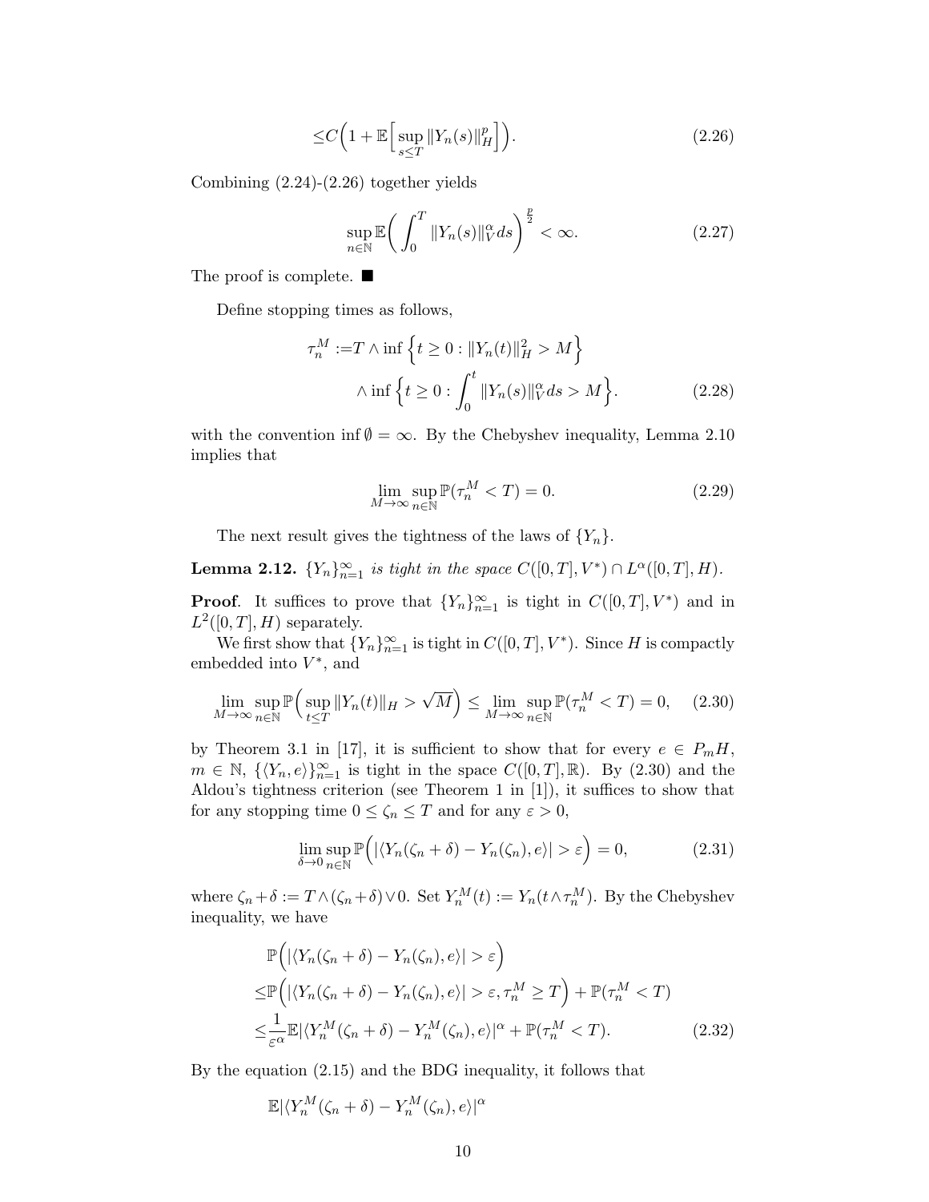$$
\leq C\Big(1+\mathbb{E}\Big[\sup_{s\leq T}\|Y_n(s)\|_H^p\Big]\Big). \tag{2.26}
$$

Combining (2.24)-(2.26) together yields

$$
\sup_{n\in\mathbb{N}}\mathbb{E}\bigg(\int_0^T\|Y_n(s)\|_V^\alpha ds\bigg)^{\frac{p}{2}}<\infty. \tag{2.27}
$$

The proof is complete. ■

Define stopping times as follows,

$$
\begin{aligned}
\tau_n^M:=&T\wedge\inf\Big\{t\geq 0:\|Y_n(t)\|_H^2>M\Big\}\\
&\wedge\inf\Big\{t\geq 0:\int_0^t\|Y_n(s)\|_V^\alpha ds>M\Big\}.
\end{aligned} \tag{2.28}
$$

with the convention $\inf\emptyset=\infty$. By the Chebyshev inequality, Lemma 2.10 implies that

$$
\lim_{M\to\infty}\sup_{n\in\mathbb{N}}\mathbb{P}(\tau_n^M<T)=0. \tag{2.29}
$$

The next result gives the tightness of the laws of $\{Y_n\}$.

**Lemma 2.12.** *$\{Y_n\}_{n=1}^\infty$ is tight in the space $C([0,T],V^*)\cap L^\alpha([0,T],H)$.*

**Proof**. It suffices to prove that $\{Y_n\}_{n=1}^\infty$ is tight in $C([0,T],V^*)$ and in $L^2([0,T],H)$ separately.

We first show that $\{Y_n\}_{n=1}^\infty$ is tight in $C([0,T],V^*)$. Since $H$ is compactly embedded into $V^*$, and

$$
\lim_{M\to\infty}\sup_{n\in\mathbb{N}}\mathbb{P}\Big(\sup_{t\leq T}\|Y_n(t)\|_H>\sqrt{M}\Big)\leq\lim_{M\to\infty}\sup_{n\in\mathbb{N}}\mathbb{P}(\tau_n^M<T)=0, \tag{2.30}
$$

by Theorem 3.1 in [17], it is sufficient to show that for every $e\in P_mH$, $m\in\mathbb{N}$, $\{\langle Y_n,e\rangle\}_{n=1}^\infty$ is tight in the space $C([0,T],\mathbb{R})$. By (2.30) and the Aldou's tightness criterion (see Theorem 1 in [1]), it suffices to show that for any stopping time $0\leq\zeta_n\leq T$ and for any $\varepsilon>0$,

$$
\lim_{\delta\to 0}\sup_{n\in\mathbb{N}}\mathbb{P}\Big(|\langle Y_n(\zeta_n+\delta)-Y_n(\zeta_n),e\rangle|>\varepsilon\Big)=0, \tag{2.31}
$$

where $\zeta_n+\delta:=T\wedge(\zeta_n+\delta)\vee 0$. Set $Y_n^M(t):=Y_n(t\wedge\tau_n^M)$. By the Chebyshev inequality, we have

$$
\begin{aligned}
&\mathbb{P}\Big(|\langle Y_n(\zeta_n+\delta)-Y_n(\zeta_n),e\rangle|>\varepsilon\Big)\\
\leq&\mathbb{P}\Big(|\langle Y_n(\zeta_n+\delta)-Y_n(\zeta_n),e\rangle|>\varepsilon,\tau_n^M\geq T\Big)+\mathbb{P}(\tau_n^M<T)\\
\leq&\frac{1}{\varepsilon^\alpha}\mathbb{E}|\langle Y_n^M(\zeta_n+\delta)-Y_n^M(\zeta_n),e\rangle|^\alpha+\mathbb{P}(\tau_n^M<T).
\end{aligned} \tag{2.32}
$$

By the equation (2.15) and the BDG inequality, it follows that

$$
\mathbb{E}|\langle Y_n^M(\zeta_n+\delta)-Y_n^M(\zeta_n),e\rangle|^\alpha
$$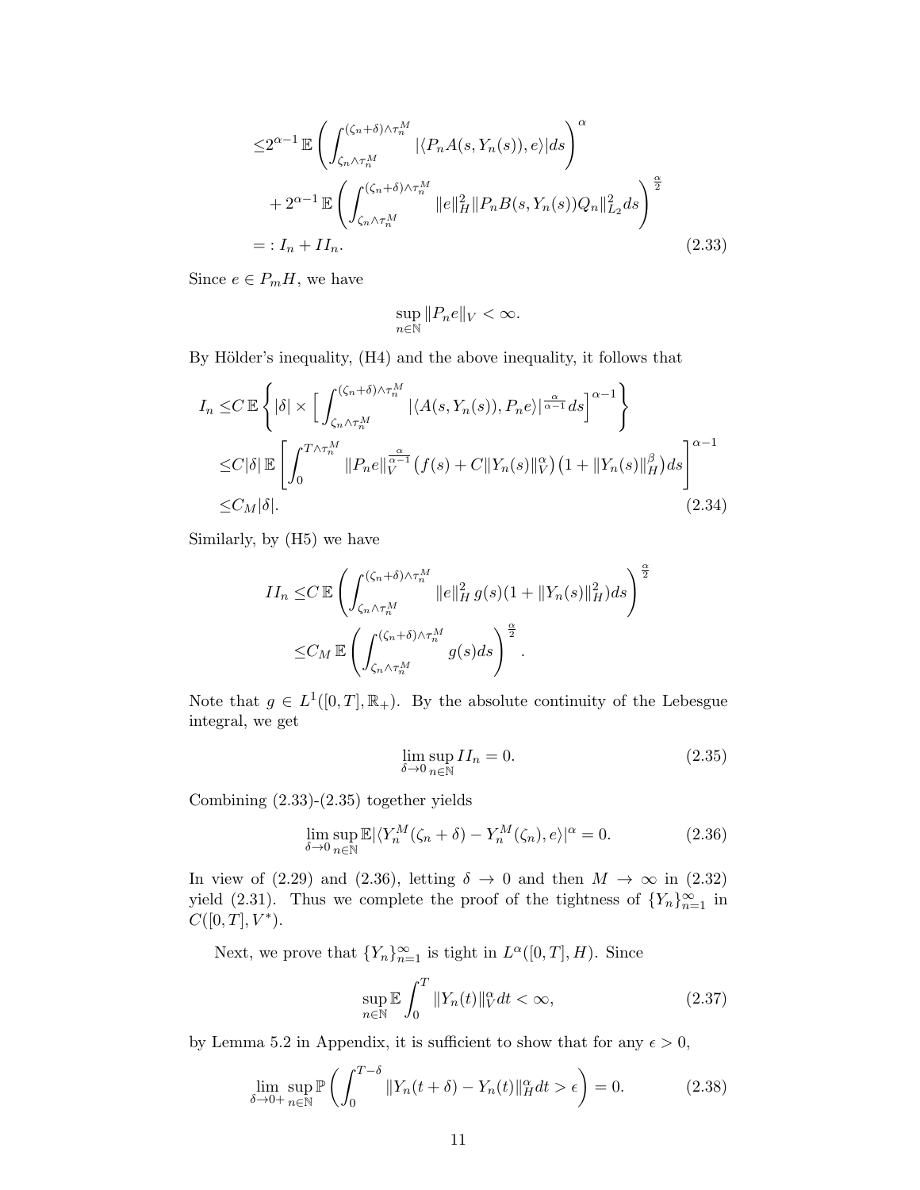$$
\begin{aligned}
&\leq 2^{\alpha-1}\,\mathbb{E}\left(\int_{\zeta_n\wedge\tau_n^M}^{(\zeta_n+\delta)\wedge\tau_n^M}|\langle P_nA(s,Y_n(s)),e\rangle|ds\right)^{\alpha}\\
&\quad+2^{\alpha-1}\,\mathbb{E}\left(\int_{\zeta_n\wedge\tau_n^M}^{(\zeta_n+\delta)\wedge\tau_n^M}\|e\|_H^2\|P_nB(s,Y_n(s))Q_n\|_{L_2}^2ds\right)^{\frac{\alpha}{2}}\\
&=:I_n+II_n. \qquad (2.33)
\end{aligned}
$$

Since $e\in P_mH$, we have

$$
\sup_{n\in\mathbb{N}}\|P_ne\|_V<\infty.
$$

By Hölder's inequality, (H4) and the above inequality, it follows that

$$
\begin{aligned}
I_n\leq& C\,\mathbb{E}\left\{|\delta|\times\Big[\int_{\zeta_n\wedge\tau_n^M}^{(\zeta_n+\delta)\wedge\tau_n^M}|\langle A(s,Y_n(s)),P_ne\rangle|^{\frac{\alpha}{\alpha-1}}ds\Big]^{\alpha-1}\right\}\\
\leq& C|\delta|\,\mathbb{E}\left[\int_0^{T\wedge\tau_n^M}\|P_ne\|_V^{\frac{\alpha}{\alpha-1}}\big(f(s)+C\|Y_n(s)\|_V^{\alpha}\big)\big(1+\|Y_n(s)\|_H^{\beta}\big)ds\right]^{\alpha-1}\\
\leq& C_M|\delta|. \qquad (2.34)
\end{aligned}
$$

Similarly, by (H5) we have

$$
\begin{aligned}
II_n\leq& C\,\mathbb{E}\left(\int_{\zeta_n\wedge\tau_n^M}^{(\zeta_n+\delta)\wedge\tau_n^M}\|e\|_H^2\,g(s)(1+\|Y_n(s)\|_H^2)ds\right)^{\frac{\alpha}{2}}\\
\leq& C_M\,\mathbb{E}\left(\int_{\zeta_n\wedge\tau_n^M}^{(\zeta_n+\delta)\wedge\tau_n^M}g(s)ds\right)^{\frac{\alpha}{2}}.
\end{aligned}
$$

Note that $g\in L^1([0,T],\mathbb{R}_+)$. By the absolute continuity of the Lebesgue integral, we get

$$
\lim_{\delta\to0}\sup_{n\in\mathbb{N}}II_n=0. \qquad (2.35)
$$

Combining (2.33)-(2.35) together yields

$$
\lim_{\delta\to0}\sup_{n\in\mathbb{N}}\mathbb{E}|\langle Y_n^M(\zeta_n+\delta)-Y_n^M(\zeta_n),e\rangle|^{\alpha}=0. \qquad (2.36)
$$

In view of (2.29) and (2.36), letting $\delta\to0$ and then $M\to\infty$ in (2.32) yield (2.31). Thus we complete the proof of the tightness of $\{Y_n\}_{n=1}^{\infty}$ in $C([0,T],V^*)$.

Next, we prove that $\{Y_n\}_{n=1}^{\infty}$ is tight in $L^{\alpha}([0,T],H)$. Since

$$
\sup_{n\in\mathbb{N}}\mathbb{E}\int_0^T\|Y_n(t)\|_V^{\alpha}dt<\infty, \qquad (2.37)
$$

by Lemma 5.2 in Appendix, it is sufficient to show that for any $\epsilon>0$,

$$
\lim_{\delta\to0+}\sup_{n\in\mathbb{N}}\mathbb{P}\left(\int_0^{T-\delta}\|Y_n(t+\delta)-Y_n(t)\|_H^{\alpha}dt>\epsilon\right)=0. \qquad (2.38)
$$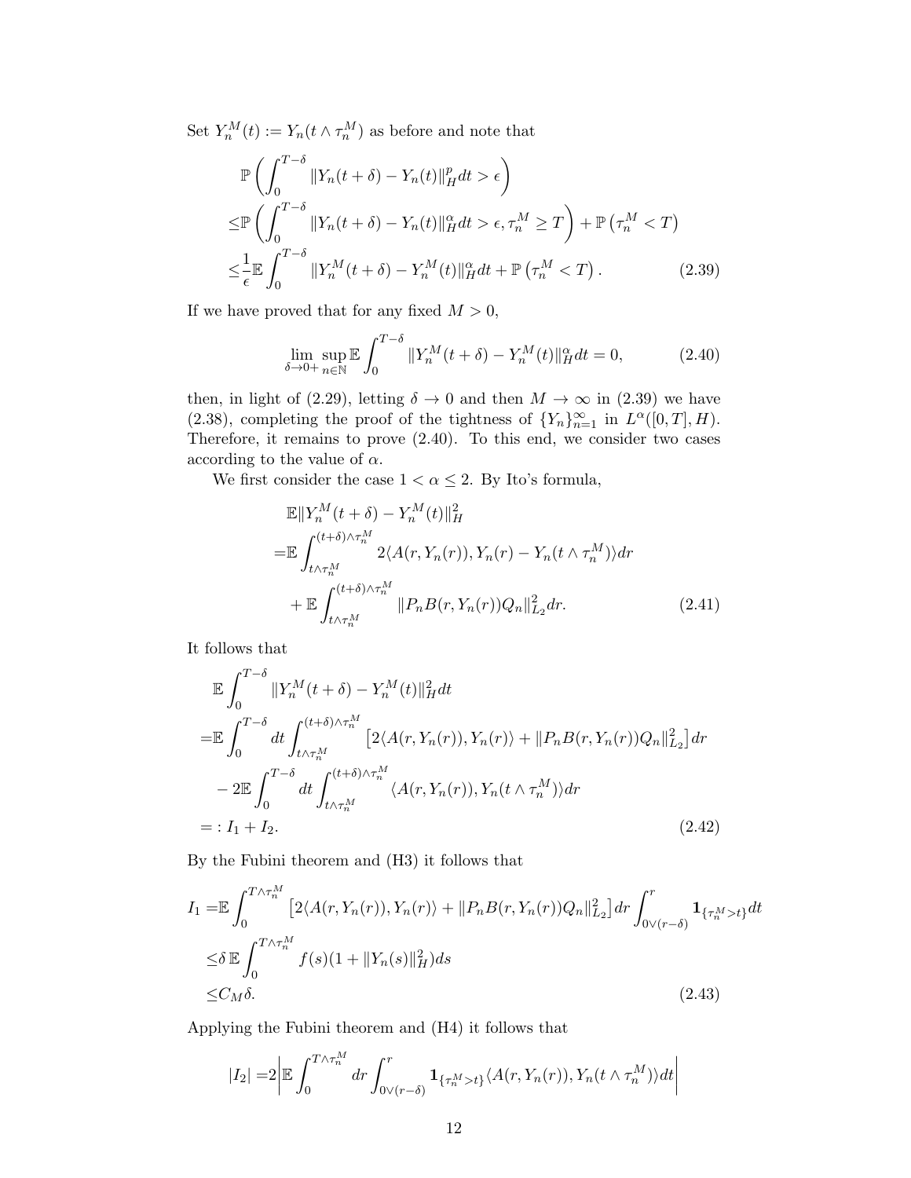Set $Y_n^M(t) := Y_n(t \wedge \tau_n^M)$ as before and note that

$$
\begin{aligned}
&\mathbb{P}\left(\int_0^{T-\delta} \|Y_n(t+\delta) - Y_n(t)\|_H^p dt > \epsilon\right) \\
\leq& \mathbb{P}\left(\int_0^{T-\delta} \|Y_n(t+\delta) - Y_n(t)\|_H^\alpha dt > \epsilon, \tau_n^M \geq T\right) + \mathbb{P}\left(\tau_n^M < T\right) \\
\leq& \frac{1}{\epsilon}\mathbb{E}\int_0^{T-\delta} \|Y_n^M(t+\delta) - Y_n^M(t)\|_H^\alpha dt + \mathbb{P}\left(\tau_n^M < T\right). \qquad (2.39)
\end{aligned}
$$

If we have proved that for any fixed $M > 0$,

$$
\lim_{\delta \to 0+} \sup_{n \in \mathbb{N}} \mathbb{E}\int_0^{T-\delta} \|Y_n^M(t+\delta) - Y_n^M(t)\|_H^\alpha dt = 0, \qquad (2.40)
$$

then, in light of (2.29), letting $\delta \to 0$ and then $M \to \infty$ in (2.39) we have (2.38), completing the proof of the tightness of $\{Y_n\}_{n=1}^\infty$ in $L^\alpha([0,T], H)$. Therefore, it remains to prove (2.40). To this end, we consider two cases according to the value of $\alpha$.

We first consider the case $1 < \alpha \leq 2$. By Ito's formula,

$$
\begin{aligned}
&\mathbb{E}\|Y_n^M(t+\delta) - Y_n^M(t)\|_H^2 \\
=& \mathbb{E}\int_{t\wedge\tau_n^M}^{(t+\delta)\wedge\tau_n^M} 2\langle A(r, Y_n(r)), Y_n(r) - Y_n(t\wedge\tau_n^M)\rangle dr \\
&+ \mathbb{E}\int_{t\wedge\tau_n^M}^{(t+\delta)\wedge\tau_n^M} \|P_n B(r, Y_n(r))Q_n\|_{L_2}^2 dr. \qquad (2.41)
\end{aligned}
$$

It follows that

$$
\begin{aligned}
&\mathbb{E}\int_0^{T-\delta} \|Y_n^M(t+\delta) - Y_n^M(t)\|_H^2 dt \\
=& \mathbb{E}\int_0^{T-\delta} dt \int_{t\wedge\tau_n^M}^{(t+\delta)\wedge\tau_n^M} \left[2\langle A(r, Y_n(r)), Y_n(r)\rangle + \|P_n B(r, Y_n(r))Q_n\|_{L_2}^2\right] dr \\
&- 2\mathbb{E}\int_0^{T-\delta} dt \int_{t\wedge\tau_n^M}^{(t+\delta)\wedge\tau_n^M} \langle A(r, Y_n(r)), Y_n(t\wedge\tau_n^M)\rangle dr \\
=:& I_1 + I_2. \qquad (2.42)
\end{aligned}
$$

By the Fubini theorem and (H3) it follows that

$$
\begin{aligned}
I_1 =& \mathbb{E}\int_0^{T\wedge\tau_n^M} \left[2\langle A(r, Y_n(r)), Y_n(r)\rangle + \|P_n B(r, Y_n(r))Q_n\|_{L_2}^2\right] dr \int_{0\vee(r-\delta)}^r \mathbf{1}_{\{\tau_n^M > t\}} dt \\
\leq& \delta\, \mathbb{E}\int_0^{T\wedge\tau_n^M} f(s)(1 + \|Y_n(s)\|_H^2) ds \\
\leq& C_M \delta. \qquad (2.43)
\end{aligned}
$$

Applying the Fubini theorem and (H4) it follows that

$$
|I_2| = 2\left|\mathbb{E}\int_0^{T\wedge\tau_n^M} dr \int_{0\vee(r-\delta)}^r \mathbf{1}_{\{\tau_n^M > t\}} \langle A(r, Y_n(r)), Y_n(t\wedge\tau_n^M)\rangle dt\right|
$$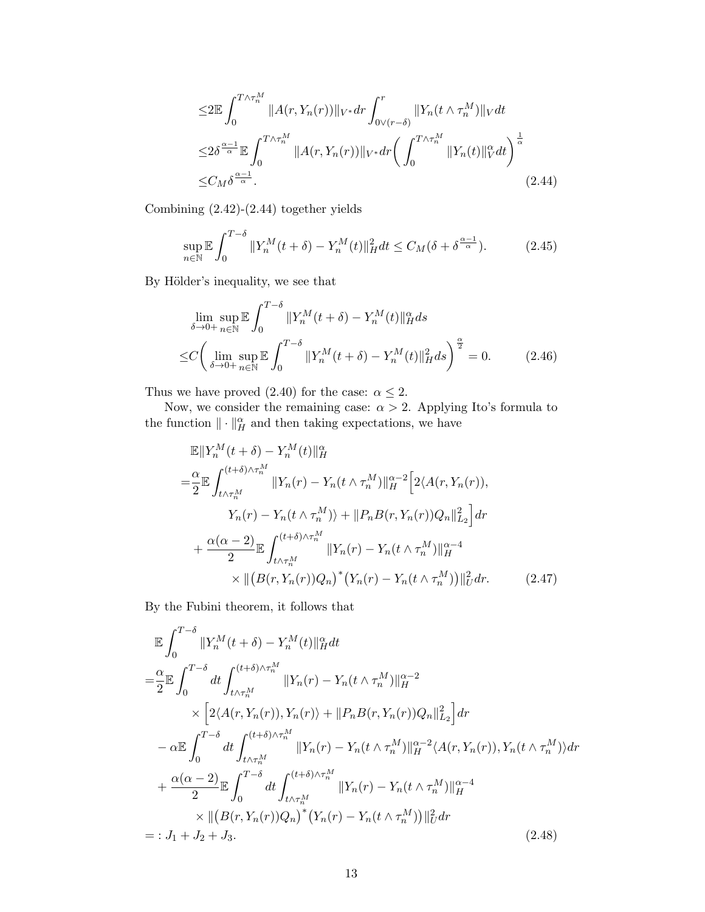$$
\begin{aligned}
&\leq 2\mathbb{E}\int_0^{T\wedge\tau_n^M}\|A(r,Y_n(r))\|_{V^*}dr\int_{0\vee(r-\delta)}^{r}\|Y_n(t\wedge\tau_n^M)\|_V dt\\
&\leq 2\delta^{\frac{\alpha-1}{\alpha}}\mathbb{E}\int_0^{T\wedge\tau_n^M}\|A(r,Y_n(r))\|_{V^*}dr\bigg(\int_0^{T\wedge\tau_n^M}\|Y_n(t)\|_V^\alpha dt\bigg)^{\frac{1}{\alpha}}\\
&\leq C_M\delta^{\frac{\alpha-1}{\alpha}}. \qquad (2.44)
\end{aligned}
$$

Combining (2.42)-(2.44) together yields

$$
\sup_{n\in\mathbb{N}}\mathbb{E}\int_0^{T-\delta}\|Y_n^M(t+\delta)-Y_n^M(t)\|_H^2dt\leq C_M(\delta+\delta^{\frac{\alpha-1}{\alpha}}). \qquad (2.45)
$$

By Hölder's inequality, we see that

$$
\begin{aligned}
&\lim_{\delta\to 0+}\sup_{n\in\mathbb{N}}\mathbb{E}\int_0^{T-\delta}\|Y_n^M(t+\delta)-Y_n^M(t)\|_H^\alpha ds\\
\leq& C\bigg(\lim_{\delta\to 0+}\sup_{n\in\mathbb{N}}\mathbb{E}\int_0^{T-\delta}\|Y_n^M(t+\delta)-Y_n^M(t)\|_H^2 ds\bigg)^{\frac{\alpha}{2}}=0. \qquad (2.46)
\end{aligned}
$$

Thus we have proved (2.40) for the case: $\alpha\leq 2$.

Now, we consider the remaining case: $\alpha>2$. Applying Ito's formula to the function $\|\cdot\|_H^\alpha$ and then taking expectations, we have

$$
\begin{aligned}
&\mathbb{E}\|Y_n^M(t+\delta)-Y_n^M(t)\|_H^\alpha\\
=&\frac{\alpha}{2}\mathbb{E}\int_{t\wedge\tau_n^M}^{(t+\delta)\wedge\tau_n^M}\|Y_n(r)-Y_n(t\wedge\tau_n^M)\|_H^{\alpha-2}\Big[2\langle A(r,Y_n(r)),\\
&\qquad Y_n(r)-Y_n(t\wedge\tau_n^M)\rangle+\|P_nB(r,Y_n(r))Q_n\|_{L_2}^2\Big]dr\\
&+\frac{\alpha(\alpha-2)}{2}\mathbb{E}\int_{t\wedge\tau_n^M}^{(t+\delta)\wedge\tau_n^M}\|Y_n(r)-Y_n(t\wedge\tau_n^M)\|_H^{\alpha-4}\\
&\qquad\times\|\big(B(r,Y_n(r))Q_n\big)^*\big(Y_n(r)-Y_n(t\wedge\tau_n^M)\big)\|_U^2dr. \qquad (2.47)
\end{aligned}
$$

By the Fubini theorem, it follows that

$$
\begin{aligned}
&\mathbb{E}\int_0^{T-\delta}\|Y_n^M(t+\delta)-Y_n^M(t)\|_H^\alpha dt\\
=&\frac{\alpha}{2}\mathbb{E}\int_0^{T-\delta}dt\int_{t\wedge\tau_n^M}^{(t+\delta)\wedge\tau_n^M}\|Y_n(r)-Y_n(t\wedge\tau_n^M)\|_H^{\alpha-2}\\
&\quad\times\Big[2\langle A(r,Y_n(r)),Y_n(r)\rangle+\|P_nB(r,Y_n(r))Q_n\|_{L_2}^2\Big]dr\\
&-\alpha\mathbb{E}\int_0^{T-\delta}dt\int_{t\wedge\tau_n^M}^{(t+\delta)\wedge\tau_n^M}\|Y_n(r)-Y_n(t\wedge\tau_n^M)\|_H^{\alpha-2}\langle A(r,Y_n(r)),Y_n(t\wedge\tau_n^M)\rangle dr\\
&+\frac{\alpha(\alpha-2)}{2}\mathbb{E}\int_0^{T-\delta}dt\int_{t\wedge\tau_n^M}^{(t+\delta)\wedge\tau_n^M}\|Y_n(r)-Y_n(t\wedge\tau_n^M)\|_H^{\alpha-4}\\
&\quad\times\|\big(B(r,Y_n(r))Q_n\big)^*\big(Y_n(r)-Y_n(t\wedge\tau_n^M)\big)\|_U^2dr\\
=:&J_1+J_2+J_3. \qquad (2.48)
\end{aligned}
$$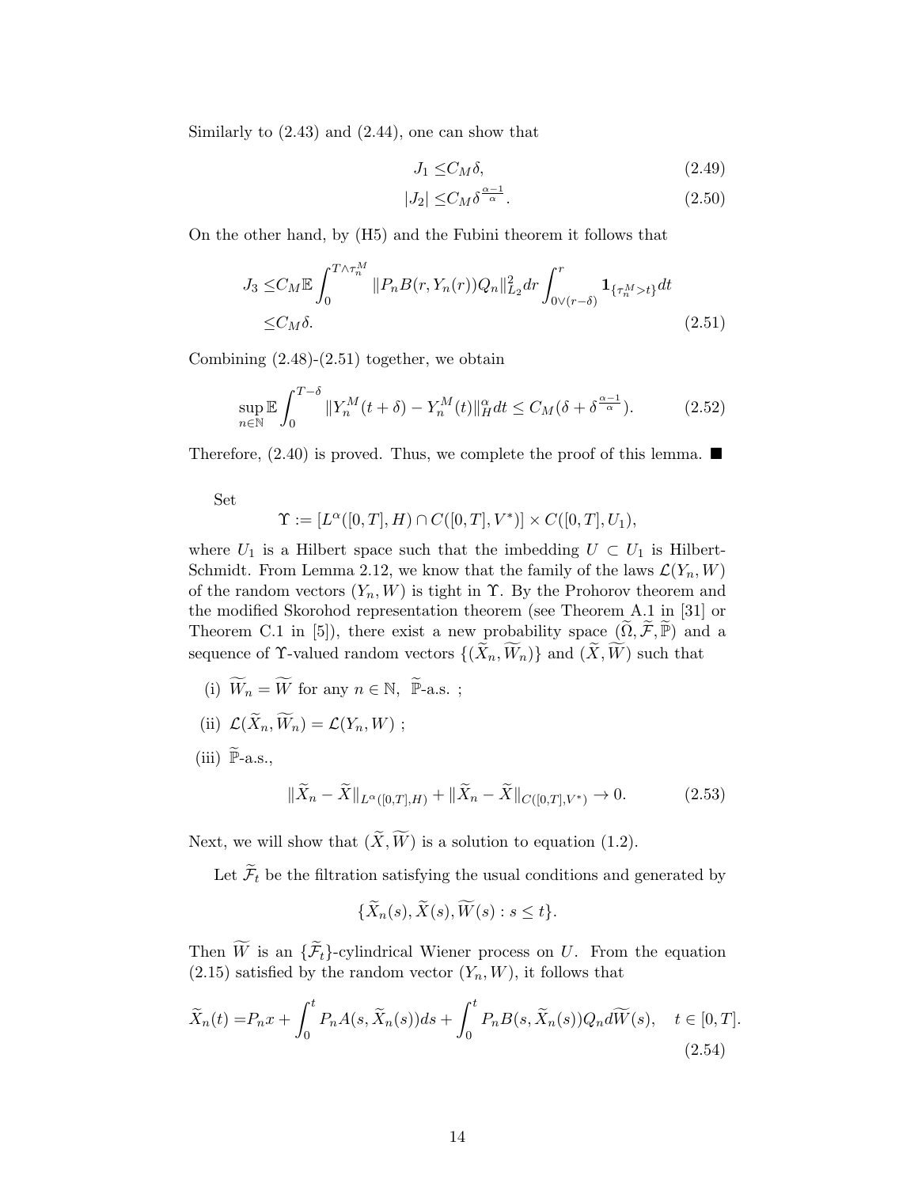Similarly to (2.43) and (2.44), one can show that

$$J_1 \le C_M \delta, \tag{2.49}$$

$$|J_2| \le C_M \delta^{\frac{\alpha-1}{\alpha}}. \tag{2.50}$$

On the other hand, by (H5) and the Fubini theorem it follows that

$$\begin{aligned} J_3 \le & C_M \mathbb{E} \int_0^{T\wedge\tau_n^M} \|P_n B(r, Y_n(r)) Q_n\|_{L_2}^2 dr \int_{0\vee(r-\delta)}^{r} \mathbf{1}_{\{\tau_n^M > t\}} dt \\ \le & C_M \delta. \end{aligned} \tag{2.51}$$

Combining (2.48)-(2.51) together, we obtain

$$\sup_{n\in\mathbb{N}} \mathbb{E} \int_0^{T-\delta} \|Y_n^M(t+\delta) - Y_n^M(t)\|_H^\alpha dt \le C_M(\delta + \delta^{\frac{\alpha-1}{\alpha}}). \tag{2.52}$$

Therefore, (2.40) is proved. Thus, we complete the proof of this lemma. ■

Set

$$\Upsilon := [L^\alpha([0,T],H) \cap C([0,T],V^*)] \times C([0,T],U_1),$$

where $U_1$ is a Hilbert space such that the imbedding $U \subset U_1$ is Hilbert-Schmidt. From Lemma 2.12, we know that the family of the laws $\mathcal{L}(Y_n, W)$ of the random vectors $(Y_n, W)$ is tight in $\Upsilon$. By the Prohorov theorem and the modified Skorohod representation theorem (see Theorem A.1 in [31] or Theorem C.1 in [5]), there exist a new probability space $(\widetilde{\Omega}, \widetilde{\mathcal{F}}, \widetilde{\mathbb{P}})$ and a sequence of $\Upsilon$-valued random vectors $\{(\widetilde{X}_n, \widetilde{W}_n)\}$ and $(\widetilde{X}, \widetilde{W})$ such that

(i) $\widetilde{W}_n = \widetilde{W}$ for any $n \in \mathbb{N}$, $\widetilde{\mathbb{P}}$-a.s. ;

(ii) $\mathcal{L}(\widetilde{X}_n, \widetilde{W}_n) = \mathcal{L}(Y_n, W)$ ;

(iii) $\widetilde{\mathbb{P}}$-a.s.,

$$\|\widetilde{X}_n - \widetilde{X}\|_{L^\alpha([0,T],H)} + \|\widetilde{X}_n - \widetilde{X}\|_{C([0,T],V^*)} \to 0. \tag{2.53}$$

Next, we will show that $(\widetilde{X}, \widetilde{W})$ is a solution to equation (1.2).

Let $\widetilde{\mathcal{F}}_t$ be the filtration satisfying the usual conditions and generated by

$$\{\widetilde{X}_n(s), \widetilde{X}(s), \widetilde{W}(s) : s \le t\}.$$

Then $\widetilde{W}$ is an $\{\widetilde{\mathcal{F}}_t\}$-cylindrical Wiener process on $U$. From the equation (2.15) satisfied by the random vector $(Y_n, W)$, it follows that

$$\widetilde{X}_n(t) = P_n x + \int_0^t P_n A(s, \widetilde{X}_n(s)) ds + \int_0^t P_n B(s, \widetilde{X}_n(s)) Q_n d\widetilde{W}(s), \quad t \in [0,T]. \tag{2.54}$$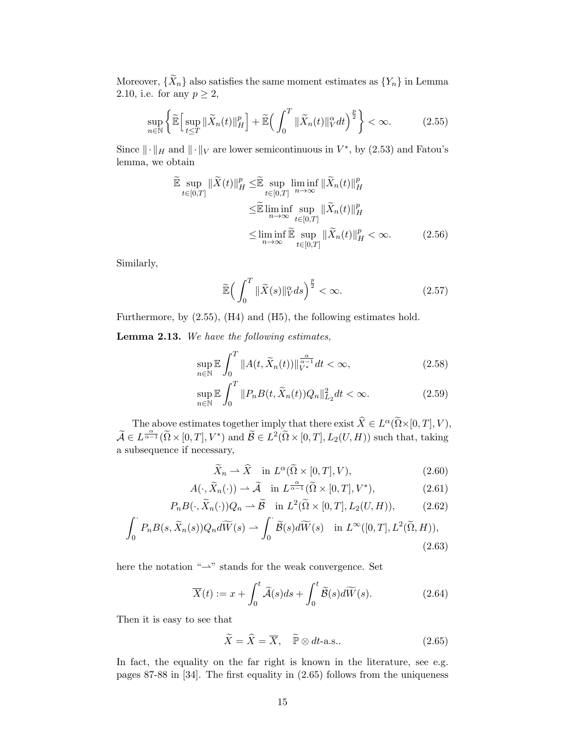Moreover, $\{\widetilde{X}_n\}$ also satisfies the same moment estimates as $\{Y_n\}$ in Lemma 2.10, i.e. for any $p \geq 2$,

$$\sup_{n\in\mathbb{N}}\bigg\{\widetilde{\mathbb{E}}\Big[\sup_{t\leq T}\|\widetilde{X}_n(t)\|_H^p\Big]+\widetilde{\mathbb{E}}\Big(\int_0^T\|\widetilde{X}_n(t)\|_V^\alpha dt\Big)^{\frac{p}{2}}\bigg\}<\infty. \tag{2.55}$$

Since $\|\cdot\|_H$ and $\|\cdot\|_V$ are lower semicontinuous in $V^*$, by (2.53) and Fatou's lemma, we obtain

$$\begin{aligned}
\widetilde{\mathbb{E}}\sup_{t\in[0,T]}\|\widetilde{X}(t)\|_H^p \leq & \widetilde{\mathbb{E}}\sup_{t\in[0,T]}\liminf_{n\to\infty}\|\widetilde{X}_n(t)\|_H^p \\
\leq & \widetilde{\mathbb{E}}\liminf_{n\to\infty}\sup_{t\in[0,T]}\|\widetilde{X}_n(t)\|_H^p \\
\leq & \liminf_{n\to\infty}\widetilde{\mathbb{E}}\sup_{t\in[0,T]}\|\widetilde{X}_n(t)\|_H^p<\infty.
\end{aligned} \tag{2.56}$$

Similarly,

$$\widetilde{\mathbb{E}}\Big(\int_0^T\|\widetilde{X}(s)\|_V^\alpha ds\Big)^{\frac{p}{2}}<\infty. \tag{2.57}$$

Furthermore, by (2.55), (H4) and (H5), the following estimates hold.

**Lemma 2.13.** *We have the following estimates,*

$$\sup_{n\in\mathbb{N}}\mathbb{E}\int_0^T\|A(t,\widetilde{X}_n(t))\|_{V^*}^{\frac{\alpha}{\alpha-1}}dt<\infty, \tag{2.58}$$

$$\sup_{n\in\mathbb{N}}\mathbb{E}\int_0^T\|P_nB(t,\widetilde{X}_n(t))Q_n\|_{L_2}^2dt<\infty. \tag{2.59}$$

The above estimates together imply that there exist $\widehat{X}\in L^\alpha(\widetilde{\Omega}\times[0,T],V)$, $\widetilde{\mathcal{A}}\in L^{\frac{\alpha}{\alpha-1}}(\widetilde{\Omega}\times[0,T],V^*)$ and $\widetilde{\mathcal{B}}\in L^2(\widetilde{\Omega}\times[0,T],L_2(U,H))$ such that, taking a subsequence if necessary,

$$\widetilde{X}_n\rightharpoonup\widehat{X}\quad\text{in } L^\alpha(\widetilde{\Omega}\times[0,T],V), \tag{2.60}$$

$$A(\cdot,\widetilde{X}_n(\cdot))\rightharpoonup\widetilde{\mathcal{A}}\quad\text{in } L^{\frac{\alpha}{\alpha-1}}(\widetilde{\Omega}\times[0,T],V^*), \tag{2.61}$$

$$P_nB(\cdot,\widetilde{X}_n(\cdot))Q_n\rightharpoonup\widetilde{\mathcal{B}}\quad\text{in } L^2(\widetilde{\Omega}\times[0,T],L_2(U,H)), \tag{2.62}$$

$$\int_0^\cdot P_nB(s,\widetilde{X}_n(s))Q_nd\widetilde{W}(s)\rightharpoonup\int_0^\cdot\widetilde{\mathcal{B}}(s)d\widetilde{W}(s)\quad\text{in } L^\infty([0,T],L^2(\widetilde{\Omega},H)), \tag{2.63}$$

here the notation "$\rightharpoonup$" stands for the weak convergence. Set

$$\overline{X}(t):=x+\int_0^t\widetilde{\mathcal{A}}(s)ds+\int_0^t\widetilde{\mathcal{B}}(s)d\widetilde{W}(s). \tag{2.64}$$

Then it is easy to see that

$$\widetilde{X}=\widehat{X}=\overline{X},\quad\widetilde{\mathbb{P}}\otimes dt\text{-a.s.}. \tag{2.65}$$

In fact, the equality on the far right is known in the literature, see e.g. pages 87-88 in [34]. The first equality in (2.65) follows from the uniqueness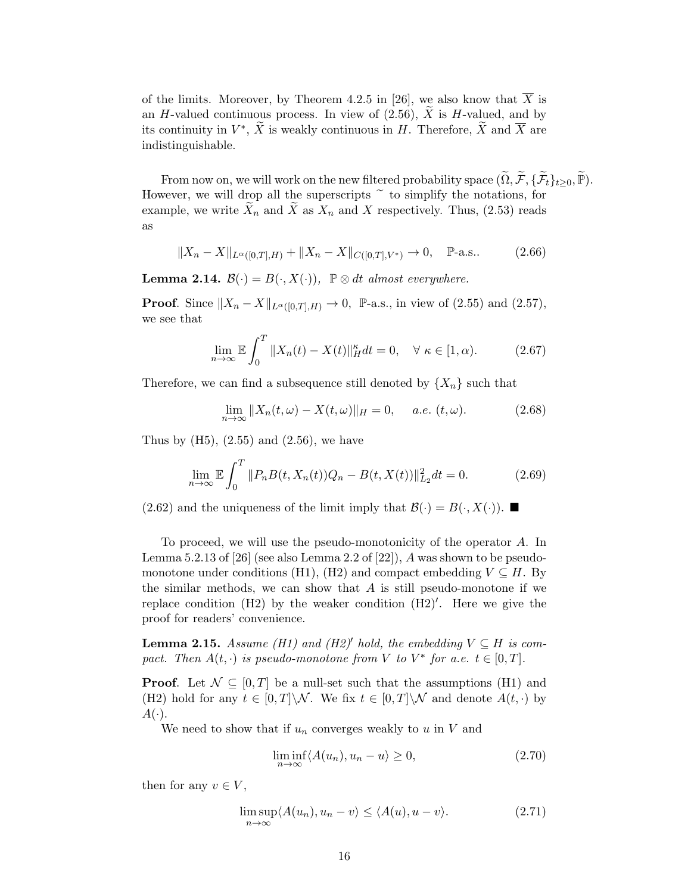of the limits. Moreover, by Theorem 4.2.5 in [26], we also know that $\overline{X}$ is an $H$-valued continuous process. In view of (2.56), $\widetilde{X}$ is $H$-valued, and by its continuity in $V^*$, $\widetilde{X}$ is weakly continuous in $H$. Therefore, $\widetilde{X}$ and $\overline{X}$ are indistinguishable.

From now on, we will work on the new filtered probability space $(\widetilde{\Omega}, \widetilde{\mathcal{F}}, \{\widetilde{\mathcal{F}}_t\}_{t\geq 0}, \widetilde{\mathbb{P}})$. However, we will drop all the superscripts $\widetilde{}$ to simplify the notations, for example, we write $\widetilde{X}_n$ and $\widetilde{X}$ as $X_n$ and $X$ respectively. Thus, (2.53) reads as

$$\|X_n - X\|_{L^\alpha([0,T],H)} + \|X_n - X\|_{C([0,T],V^*)} \to 0, \quad \mathbb{P}\text{-a.s.}. \tag{2.66}$$

**Lemma 2.14.** *$\mathcal{B}(\cdot) = B(\cdot, X(\cdot))$, $\mathbb{P}\otimes dt$ almost everywhere.*

**Proof**. Since $\|X_n - X\|_{L^\alpha([0,T],H)} \to 0$, $\mathbb{P}$-a.s., in view of (2.55) and (2.57), we see that

$$\lim_{n\to\infty} \mathbb{E}\int_0^T \|X_n(t) - X(t)\|_H^\kappa dt = 0, \quad \forall\ \kappa \in [1, \alpha). \tag{2.67}$$

Therefore, we can find a subsequence still denoted by $\{X_n\}$ such that

$$\lim_{n\to\infty} \|X_n(t,\omega) - X(t,\omega)\|_H = 0, \quad\ a.e.\ (t,\omega). \tag{2.68}$$

Thus by (H5), (2.55) and (2.56), we have

$$\lim_{n\to\infty} \mathbb{E}\int_0^T \|P_n B(t, X_n(t))Q_n - B(t, X(t))\|_{L_2}^2 dt = 0. \tag{2.69}$$

(2.62) and the uniqueness of the limit imply that $\mathcal{B}(\cdot) = B(\cdot, X(\cdot))$. ■

To proceed, we will use the pseudo-monotonicity of the operator $A$. In Lemma 5.2.13 of [26] (see also Lemma 2.2 of [22]), $A$ was shown to be pseudo-monotone under conditions (H1), (H2) and compact embedding $V \subseteq H$. By the similar methods, we can show that $A$ is still pseudo-monotone if we replace condition (H2) by the weaker condition (H2)′. Here we give the proof for readers' convenience.

**Lemma 2.15.** *Assume (H1) and (H2)′ hold, the embedding $V \subseteq H$ is compact. Then $A(t,\cdot)$ is pseudo-monotone from $V$ to $V^*$ for a.e. $t \in [0,T]$.*

**Proof**. Let $\mathcal{N} \subseteq [0,T]$ be a null-set such that the assumptions (H1) and (H2) hold for any $t \in [0,T]\backslash\mathcal{N}$. We fix $t \in [0,T]\backslash\mathcal{N}$ and denote $A(t,\cdot)$ by $A(\cdot)$.

We need to show that if $u_n$ converges weakly to $u$ in $V$ and

$$\liminf_{n\to\infty} \langle A(u_n), u_n - u\rangle \geq 0, \tag{2.70}$$

then for any $v \in V$,

$$\limsup_{n\to\infty} \langle A(u_n), u_n - v\rangle \leq \langle A(u), u - v\rangle. \tag{2.71}$$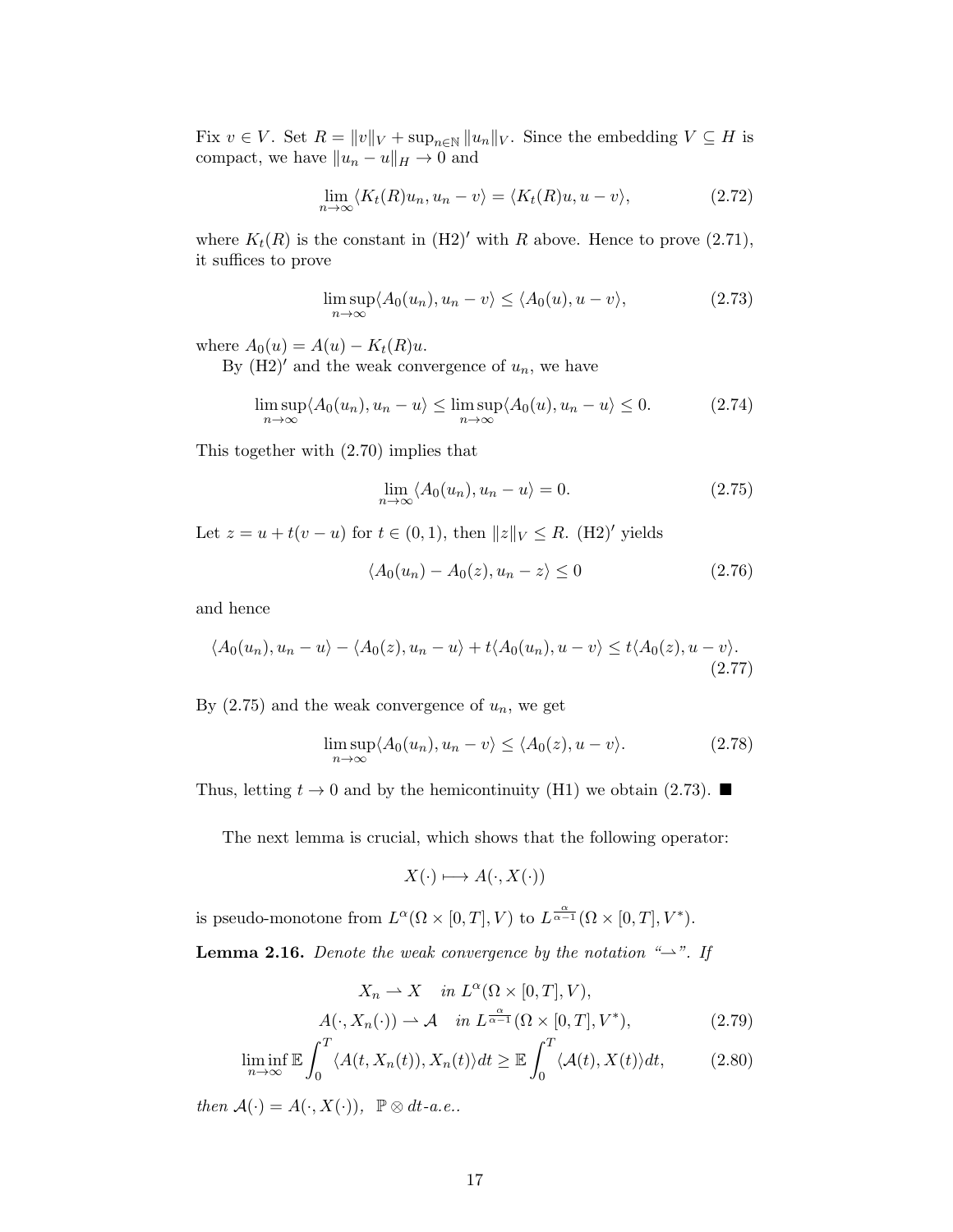Fix $v \in V$. Set $R = \|v\|_V + \sup_{n\in\mathbb{N}} \|u_n\|_V$. Since the embedding $V \subseteq H$ is compact, we have $\|u_n - u\|_H \to 0$ and

$$\lim_{n\to\infty} \langle K_t(R)u_n, u_n - v\rangle = \langle K_t(R)u, u - v\rangle, \tag{2.72}$$

where $K_t(R)$ is the constant in (H2)$'$ with $R$ above. Hence to prove (2.71), it suffices to prove

$$\limsup_{n\to\infty} \langle A_0(u_n), u_n - v\rangle \le \langle A_0(u), u - v\rangle, \tag{2.73}$$

where $A_0(u) = A(u) - K_t(R)u$.

By (H2)$'$ and the weak convergence of $u_n$, we have

$$\limsup_{n\to\infty} \langle A_0(u_n), u_n - u\rangle \le \limsup_{n\to\infty} \langle A_0(u), u_n - u\rangle \le 0. \tag{2.74}$$

This together with (2.70) implies that

$$\lim_{n\to\infty} \langle A_0(u_n), u_n - u\rangle = 0. \tag{2.75}$$

Let $z = u + t(v - u)$ for $t \in (0, 1)$, then $\|z\|_V \le R$. (H2)$'$ yields

$$\langle A_0(u_n) - A_0(z), u_n - z\rangle \le 0 \tag{2.76}$$

and hence

$$\langle A_0(u_n), u_n - u\rangle - \langle A_0(z), u_n - u\rangle + t\langle A_0(u_n), u - v\rangle \le t\langle A_0(z), u - v\rangle. \tag{2.77}$$

By (2.75) and the weak convergence of $u_n$, we get

$$\limsup_{n\to\infty} \langle A_0(u_n), u_n - v\rangle \le \langle A_0(z), u - v\rangle. \tag{2.78}$$

Thus, letting $t \to 0$ and by the hemicontinuity (H1) we obtain (2.73). ■

The next lemma is crucial, which shows that the following operator:

$$X(\cdot) \longmapsto A(\cdot, X(\cdot))$$

is pseudo-monotone from $L^\alpha(\Omega \times [0, T], V)$ to $L^{\frac{\alpha}{\alpha-1}}(\Omega \times [0, T], V^*)$.

**Lemma 2.16.** *Denote the weak convergence by the notation "$\rightharpoonup$". If*

$$X_n \rightharpoonup X \quad in\ L^\alpha(\Omega \times [0, T], V),$$

$$A(\cdot, X_n(\cdot)) \rightharpoonup \mathcal{A} \quad in\ L^{\frac{\alpha}{\alpha-1}}(\Omega \times [0, T], V^*), \tag{2.79}$$

$$\liminf_{n\to\infty} \mathbb{E}\int_0^T \langle A(t, X_n(t)), X_n(t)\rangle dt \ge \mathbb{E}\int_0^T \langle \mathcal{A}(t), X(t)\rangle dt, \tag{2.80}$$

*then* $\mathcal{A}(\cdot) = A(\cdot, X(\cdot))$, $\mathbb{P} \otimes dt$*-a.e..*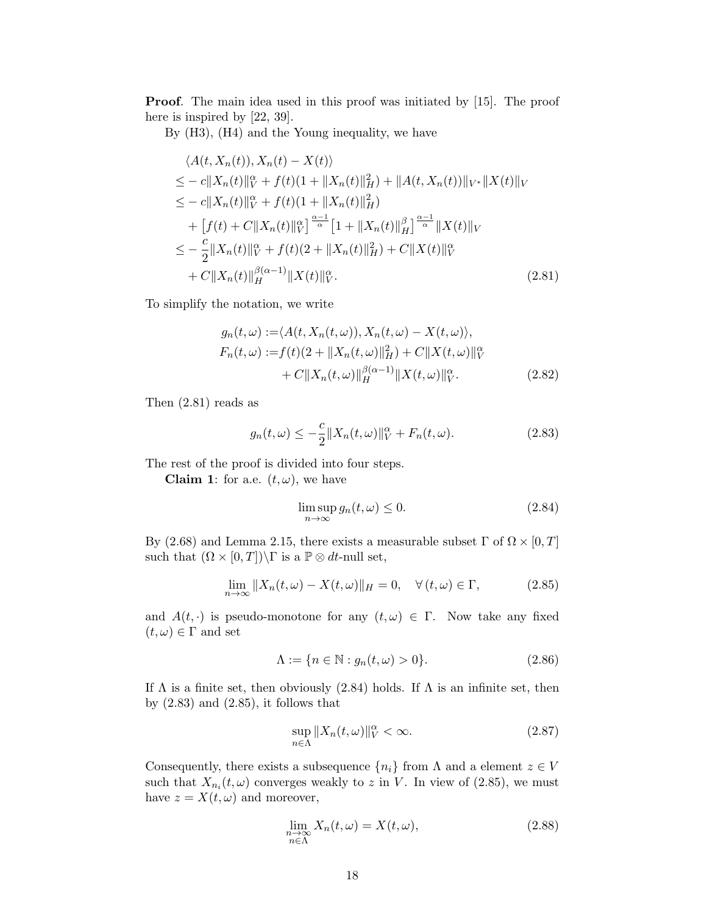**Proof**. The main idea used in this proof was initiated by [15]. The proof here is inspired by [22, 39].

By (H3), (H4) and the Young inequality, we have

$$
\begin{aligned}
&\langle A(t, X_n(t)), X_n(t) - X(t)\rangle \\
\le& -c\|X_n(t)\|_V^\alpha + f(t)(1 + \|X_n(t)\|_H^2) + \|A(t, X_n(t))\|_{V^*}\|X(t)\|_V \\
\le& -c\|X_n(t)\|_V^\alpha + f(t)(1 + \|X_n(t)\|_H^2) \\
&+ \left[f(t) + C\|X_n(t)\|_V^\alpha\right]^{\frac{\alpha-1}{\alpha}}\left[1 + \|X_n(t)\|_H^\beta\right]^{\frac{\alpha-1}{\alpha}}\|X(t)\|_V \\
\le& -\frac{c}{2}\|X_n(t)\|_V^\alpha + f(t)(2 + \|X_n(t)\|_H^2) + C\|X(t)\|_V^\alpha \\
&+ C\|X_n(t)\|_H^{\beta(\alpha-1)}\|X(t)\|_V^\alpha.
\end{aligned}
\tag{2.81}
$$

To simplify the notation, we write

$$
\begin{aligned}
g_n(t,\omega) :=& \langle A(t, X_n(t,\omega)), X_n(t,\omega) - X(t,\omega)\rangle, \\
F_n(t,\omega) :=& f(t)(2 + \|X_n(t,\omega)\|_H^2) + C\|X(t,\omega)\|_V^\alpha \\
&+ C\|X_n(t,\omega)\|_H^{\beta(\alpha-1)}\|X(t,\omega)\|_V^\alpha.
\end{aligned}
\tag{2.82}
$$

Then (2.81) reads as

$$
g_n(t,\omega) \le -\frac{c}{2}\|X_n(t,\omega)\|_V^\alpha + F_n(t,\omega). \tag{2.83}
$$

The rest of the proof is divided into four steps.

**Claim 1**: for a.e. $(t,\omega)$, we have

$$
\limsup_{n\to\infty} g_n(t,\omega) \le 0. \tag{2.84}
$$

By (2.68) and Lemma 2.15, there exists a measurable subset $\Gamma$ of $\Omega \times [0,T]$ such that $(\Omega \times [0,T])\backslash\Gamma$ is a $\mathbb{P}\otimes dt$-null set,

$$
\lim_{n\to\infty} \|X_n(t,\omega) - X(t,\omega)\|_H = 0, \quad \forall\,(t,\omega) \in \Gamma, \tag{2.85}
$$

and $A(t,\cdot)$ is pseudo-monotone for any $(t,\omega) \in \Gamma$. Now take any fixed $(t,\omega) \in \Gamma$ and set

$$
\Lambda := \{n \in \mathbb{N} : g_n(t,\omega) > 0\}. \tag{2.86}
$$

If $\Lambda$ is a finite set, then obviously (2.84) holds. If $\Lambda$ is an infinite set, then by (2.83) and (2.85), it follows that

$$
\sup_{n\in\Lambda} \|X_n(t,\omega)\|_V^\alpha < \infty. \tag{2.87}
$$

Consequently, there exists a subsequence $\{n_i\}$ from $\Lambda$ and a element $z \in V$ such that $X_{n_i}(t,\omega)$ converges weakly to $z$ in $V$. In view of (2.85), we must have $z = X(t,\omega)$ and moreover,

$$
\lim_{\substack{n\to\infty \\ n\in\Lambda}} X_n(t,\omega) = X(t,\omega), \tag{2.88}
$$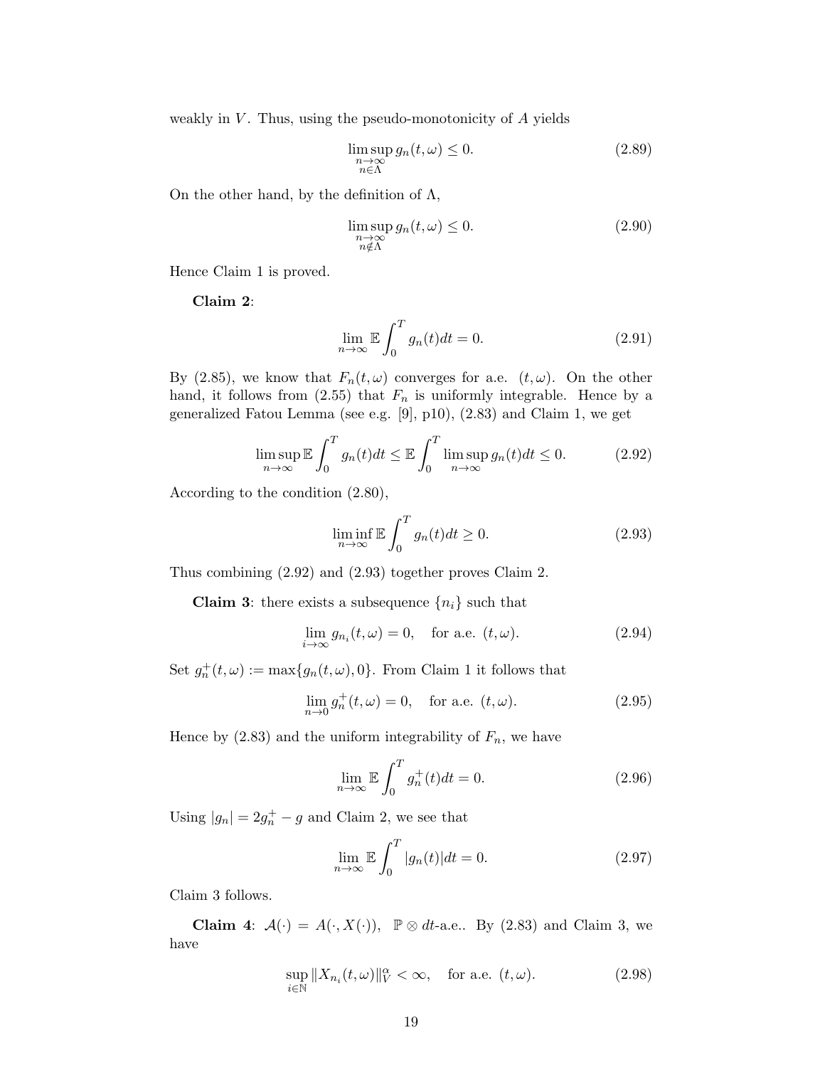weakly in $V$. Thus, using the pseudo-monotonicity of $A$ yields

$$\limsup_{\substack{n\to\infty \\ n\in\Lambda}} g_n(t,\omega) \le 0. \tag{2.89}$$

On the other hand, by the definition of $\Lambda$,

$$\limsup_{\substack{n\to\infty \\ n\notin\Lambda}} g_n(t,\omega) \le 0. \tag{2.90}$$

Hence Claim 1 is proved.

**Claim 2**:

$$\lim_{n\to\infty} \mathbb{E}\int_0^T g_n(t)dt = 0. \tag{2.91}$$

By (2.85), we know that $F_n(t,\omega)$ converges for a.e. $(t,\omega)$. On the other hand, it follows from (2.55) that $F_n$ is uniformly integrable. Hence by a generalized Fatou Lemma (see e.g. [9], p10), (2.83) and Claim 1, we get

$$\limsup_{n\to\infty} \mathbb{E}\int_0^T g_n(t)dt \le \mathbb{E}\int_0^T \limsup_{n\to\infty} g_n(t)dt \le 0. \tag{2.92}$$

According to the condition (2.80),

$$\liminf_{n\to\infty} \mathbb{E}\int_0^T g_n(t)dt \ge 0. \tag{2.93}$$

Thus combining (2.92) and (2.93) together proves Claim 2.

**Claim 3**: there exists a subsequence $\{n_i\}$ such that

$$\lim_{i\to\infty} g_{n_i}(t,\omega) = 0, \quad \text{for a.e. } (t,\omega). \tag{2.94}$$

Set $g_n^+(t,\omega) := \max\{g_n(t,\omega), 0\}$. From Claim 1 it follows that

$$\lim_{n\to 0} g_n^+(t,\omega) = 0, \quad \text{for a.e. } (t,\omega). \tag{2.95}$$

Hence by (2.83) and the uniform integrability of $F_n$, we have

$$\lim_{n\to\infty} \mathbb{E}\int_0^T g_n^+(t)dt = 0. \tag{2.96}$$

Using $|g_n| = 2g_n^+ - g$ and Claim 2, we see that

$$\lim_{n\to\infty} \mathbb{E}\int_0^T |g_n(t)|dt = 0. \tag{2.97}$$

Claim 3 follows.

**Claim 4**: $\mathcal{A}(\cdot) = A(\cdot, X(\cdot))$, $\mathbb{P}\otimes dt$-a.e.. By (2.83) and Claim 3, we have

$$\sup_{i\in\mathbb{N}} \|X_{n_i}(t,\omega)\|_V^\alpha < \infty, \quad \text{for a.e. } (t,\omega). \tag{2.98}$$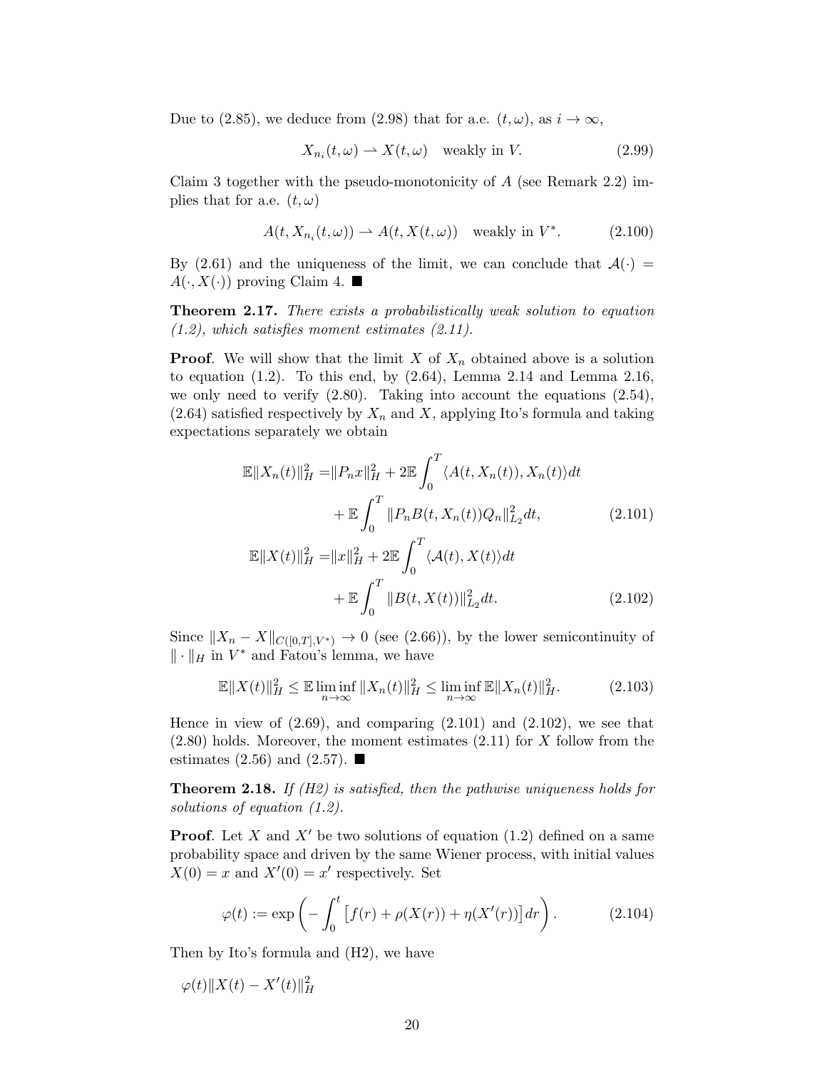Due to (2.85), we deduce from (2.98) that for a.e. $(t, \omega)$, as $i \to \infty$,

$$X_{n_i}(t, \omega) \rightharpoonup X(t, \omega) \quad \text{weakly in } V. \tag{2.99}$$

Claim 3 together with the pseudo-monotonicity of $A$ (see Remark 2.2) implies that for a.e. $(t, \omega)$

$$A(t, X_{n_i}(t, \omega)) \rightharpoonup A(t, X(t, \omega)) \quad \text{weakly in } V^*. \tag{2.100}$$

By (2.61) and the uniqueness of the limit, we can conclude that $\mathcal{A}(\cdot) = A(\cdot, X(\cdot))$ proving Claim 4. ■

**Theorem 2.17.** *There exists a probabilistically weak solution to equation (1.2), which satisfies moment estimates (2.11).*

**Proof**. We will show that the limit $X$ of $X_n$ obtained above is a solution to equation (1.2). To this end, by (2.64), Lemma 2.14 and Lemma 2.16, we only need to verify (2.80). Taking into account the equations (2.54), (2.64) satisfied respectively by $X_n$ and $X$, applying Ito's formula and taking expectations separately we obtain

$$\begin{aligned} \mathbb{E}\|X_n(t)\|_H^2 =& \|P_n x\|_H^2 + 2\mathbb{E}\int_0^T \langle A(t, X_n(t)), X_n(t)\rangle dt \\ &+ \mathbb{E}\int_0^T \|P_n B(t, X_n(t))Q_n\|_{L_2}^2 dt, \end{aligned} \tag{2.101}$$

$$\begin{aligned} \mathbb{E}\|X(t)\|_H^2 =& \|x\|_H^2 + 2\mathbb{E}\int_0^T \langle \mathcal{A}(t), X(t)\rangle dt \\ &+ \mathbb{E}\int_0^T \|B(t, X(t))\|_{L_2}^2 dt. \end{aligned} \tag{2.102}$$

Since $\|X_n - X\|_{C([0,T],V^*)} \to 0$ (see (2.66)), by the lower semicontinuity of $\|\cdot\|_H$ in $V^*$ and Fatou's lemma, we have

$$\mathbb{E}\|X(t)\|_H^2 \leq \mathbb{E}\liminf_{n\to\infty} \|X_n(t)\|_H^2 \leq \liminf_{n\to\infty} \mathbb{E}\|X_n(t)\|_H^2. \tag{2.103}$$

Hence in view of (2.69), and comparing (2.101) and (2.102), we see that (2.80) holds. Moreover, the moment estimates (2.11) for $X$ follow from the estimates (2.56) and (2.57). ■

**Theorem 2.18.** *If (H2) is satisfied, then the pathwise uniqueness holds for solutions of equation (1.2).*

**Proof**. Let $X$ and $X'$ be two solutions of equation (1.2) defined on a same probability space and driven by the same Wiener process, with initial values $X(0) = x$ and $X'(0) = x'$ respectively. Set

$$\varphi(t) := \exp\left(-\int_0^t \left[f(r) + \rho(X(r)) + \eta(X'(r))\right] dr\right). \tag{2.104}$$

Then by Ito's formula and (H2), we have

$\varphi(t)\|X(t) - X'(t)\|_H^2$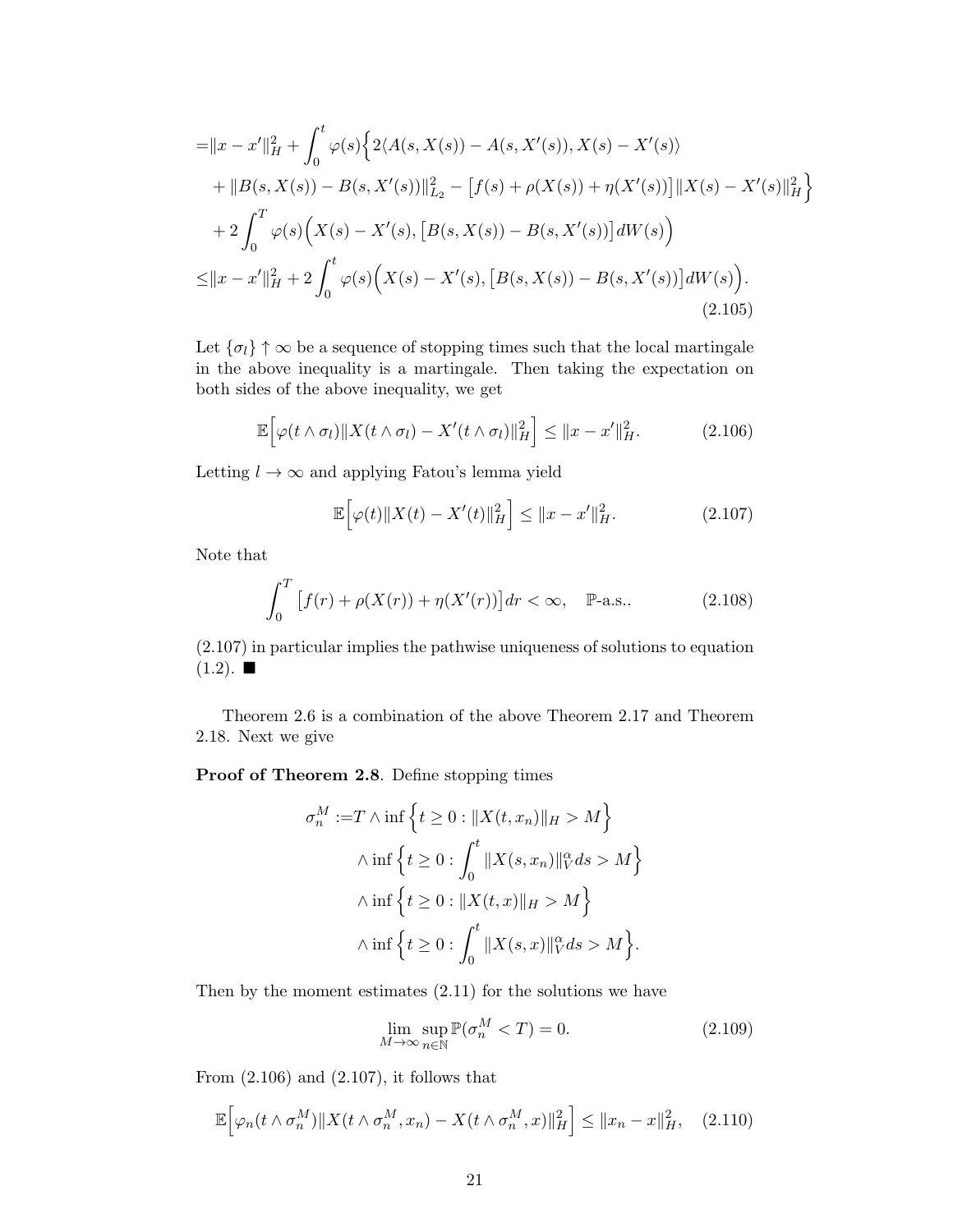$$
\begin{aligned}
=&\|x-x'\|_H^2+\int_0^t \varphi(s)\Big\{2\langle A(s,X(s))-A(s,X'(s)),X(s)-X'(s)\rangle \\
&+\|B(s,X(s))-B(s,X'(s))\|_{L_2}^2-\big[f(s)+\rho(X(s))+\eta(X'(s))\big]\|X(s)-X'(s)\|_H^2\Big\} \\
&+2\int_0^T \varphi(s)\Big(X(s)-X'(s),\big[B(s,X(s))-B(s,X'(s))\big]dW(s)\Big) \\
\le&\|x-x'\|_H^2+2\int_0^t \varphi(s)\Big(X(s)-X'(s),\big[B(s,X(s))-B(s,X'(s))\big]dW(s)\Big).
\end{aligned}
\tag{2.105}
$$

Let $\{\sigma_l\}\uparrow\infty$ be a sequence of stopping times such that the local martingale in the above inequality is a martingale. Then taking the expectation on both sides of the above inequality, we get

$$
\mathbb{E}\Big[\varphi(t\wedge\sigma_l)\|X(t\wedge\sigma_l)-X'(t\wedge\sigma_l)\|_H^2\Big]\le\|x-x'\|_H^2. \tag{2.106}
$$

Letting $l\to\infty$ and applying Fatou's lemma yield

$$
\mathbb{E}\Big[\varphi(t)\|X(t)-X'(t)\|_H^2\Big]\le\|x-x'\|_H^2. \tag{2.107}
$$

Note that

$$
\int_0^T \big[f(r)+\rho(X(r))+\eta(X'(r))\big]dr<\infty,\quad \mathbb{P}\text{-a.s.}. \tag{2.108}
$$

(2.107) in particular implies the pathwise uniqueness of solutions to equation (1.2). ■

Theorem 2.6 is a combination of the above Theorem 2.17 and Theorem 2.18. Next we give

**Proof of Theorem 2.8**. Define stopping times

$$
\begin{aligned}
\sigma_n^M:=&T\wedge\inf\Big\{t\ge0:\|X(t,x_n)\|_H>M\Big\} \\
&\wedge\inf\Big\{t\ge0:\int_0^t\|X(s,x_n)\|_V^\alpha ds>M\Big\} \\
&\wedge\inf\Big\{t\ge0:\|X(t,x)\|_H>M\Big\} \\
&\wedge\inf\Big\{t\ge0:\int_0^t\|X(s,x)\|_V^\alpha ds>M\Big\}.
\end{aligned}
$$

Then by the moment estimates (2.11) for the solutions we have

$$
\lim_{M\to\infty}\sup_{n\in\mathbb{N}}\mathbb{P}(\sigma_n^M<T)=0. \tag{2.109}
$$

From (2.106) and (2.107), it follows that

$$
\mathbb{E}\Big[\varphi_n(t\wedge\sigma_n^M)\|X(t\wedge\sigma_n^M,x_n)-X(t\wedge\sigma_n^M,x)\|_H^2\Big]\le\|x_n-x\|_H^2, \tag{2.110}
$$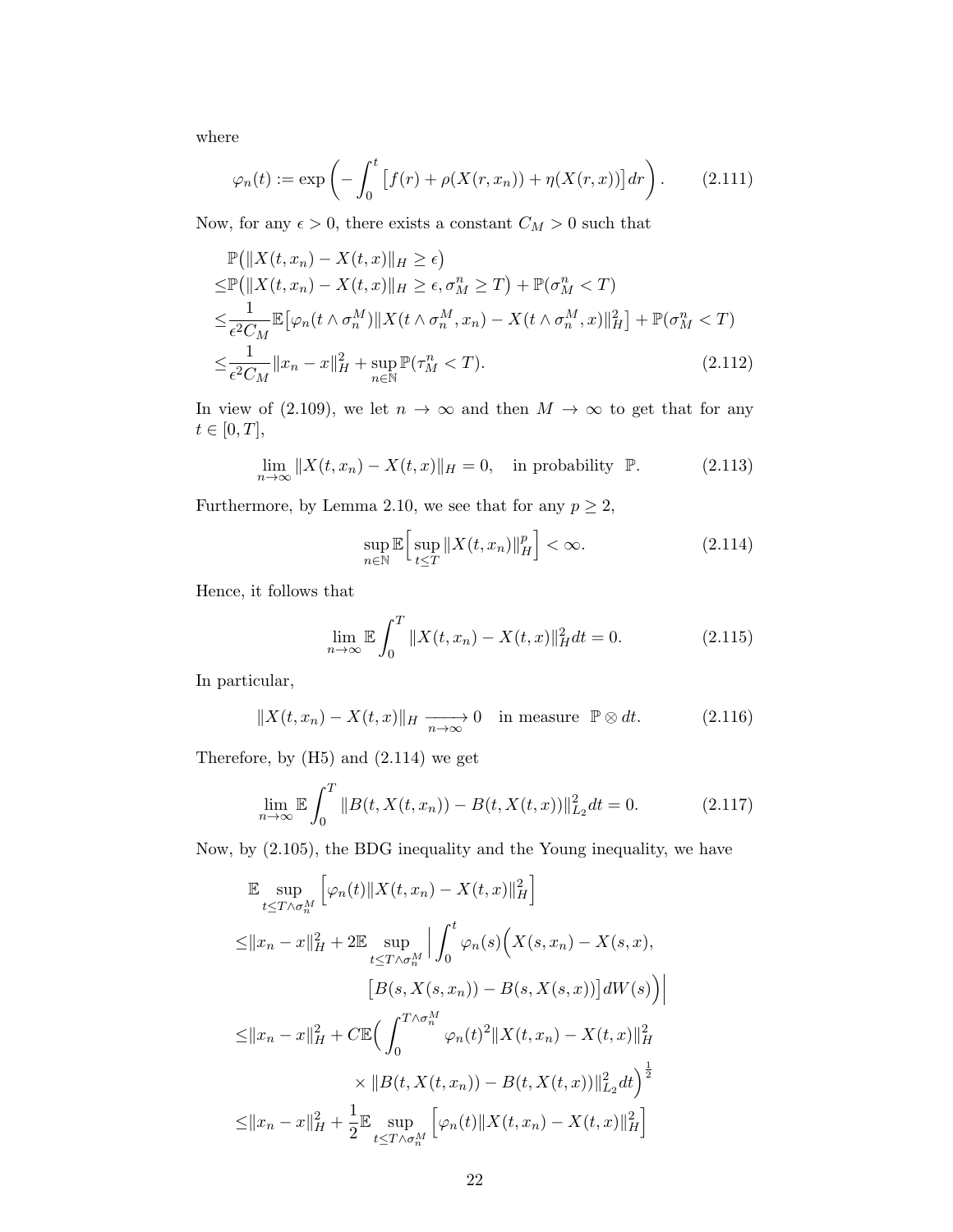where

$$\varphi_n(t) := \exp\left( -\int_0^t \left[ f(r) + \rho(X(r,x_n)) + \eta(X(r,x)) \right] dr \right). \tag{2.111}$$

Now, for any $\epsilon > 0$, there exists a constant $C_M > 0$ such that

$$\begin{aligned}
&\mathbb{P}\big(\|X(t,x_n) - X(t,x)\|_H \geq \epsilon\big) \\
\leq &\mathbb{P}\big(\|X(t,x_n) - X(t,x)\|_H \geq \epsilon, \sigma_M^n \geq T\big) + \mathbb{P}(\sigma_M^n < T) \\
\leq &\frac{1}{\epsilon^2 C_M} \mathbb{E}\big[\varphi_n(t \wedge \sigma_n^M) \|X(t \wedge \sigma_n^M, x_n) - X(t \wedge \sigma_n^M, x)\|_H^2\big] + \mathbb{P}(\sigma_M^n < T) \\
\leq &\frac{1}{\epsilon^2 C_M} \|x_n - x\|_H^2 + \sup_{n \in \mathbb{N}} \mathbb{P}(\tau_M^n < T).
\end{aligned} \tag{2.112}$$

In view of (2.109), we let $n \to \infty$ and then $M \to \infty$ to get that for any $t \in [0,T]$,

$$\lim_{n\to\infty} \|X(t,x_n) - X(t,x)\|_H = 0, \quad \text{in probability } \ \mathbb{P}. \tag{2.113}$$

Furthermore, by Lemma 2.10, we see that for any $p \geq 2$,

$$\sup_{n \in \mathbb{N}} \mathbb{E}\Big[\sup_{t \leq T} \|X(t,x_n)\|_H^p\Big] < \infty. \tag{2.114}$$

Hence, it follows that

$$\lim_{n\to\infty} \mathbb{E}\int_0^T \|X(t,x_n) - X(t,x)\|_H^2 dt = 0. \tag{2.115}$$

In particular,

$$\|X(t,x_n) - X(t,x)\|_H \xrightarrow[n\to\infty]{} 0 \quad \text{in measure } \ \mathbb{P} \otimes dt. \tag{2.116}$$

Therefore, by (H5) and (2.114) we get

$$\lim_{n\to\infty} \mathbb{E}\int_0^T \|B(t,X(t,x_n)) - B(t,X(t,x))\|_{L_2}^2 dt = 0. \tag{2.117}$$

Now, by (2.105), the BDG inequality and the Young inequality, we have

$$\begin{aligned}
&\mathbb{E}\sup_{t \leq T\wedge\sigma_n^M} \Big[\varphi_n(t)\|X(t,x_n) - X(t,x)\|_H^2\Big] \\
\leq &\|x_n - x\|_H^2 + 2\mathbb{E}\sup_{t \leq T\wedge\sigma_n^M} \Big| \int_0^t \varphi_n(s)\Big(X(s,x_n) - X(s,x), \\
&\qquad\qquad \big[B(s,X(s,x_n)) - B(s,X(s,x))\big] dW(s)\Big)\Big| \\
\leq &\|x_n - x\|_H^2 + C\mathbb{E}\Big(\int_0^{T\wedge\sigma_n^M} \varphi_n(t)^2 \|X(t,x_n) - X(t,x)\|_H^2 \\
&\qquad\qquad \times \|B(t,X(t,x_n)) - B(t,X(t,x))\|_{L_2}^2 dt\Big)^{\frac{1}{2}} \\
\leq &\|x_n - x\|_H^2 + \frac{1}{2}\mathbb{E}\sup_{t \leq T\wedge\sigma_n^M} \Big[\varphi_n(t)\|X(t,x_n) - X(t,x)\|_H^2\Big]
\end{aligned}$$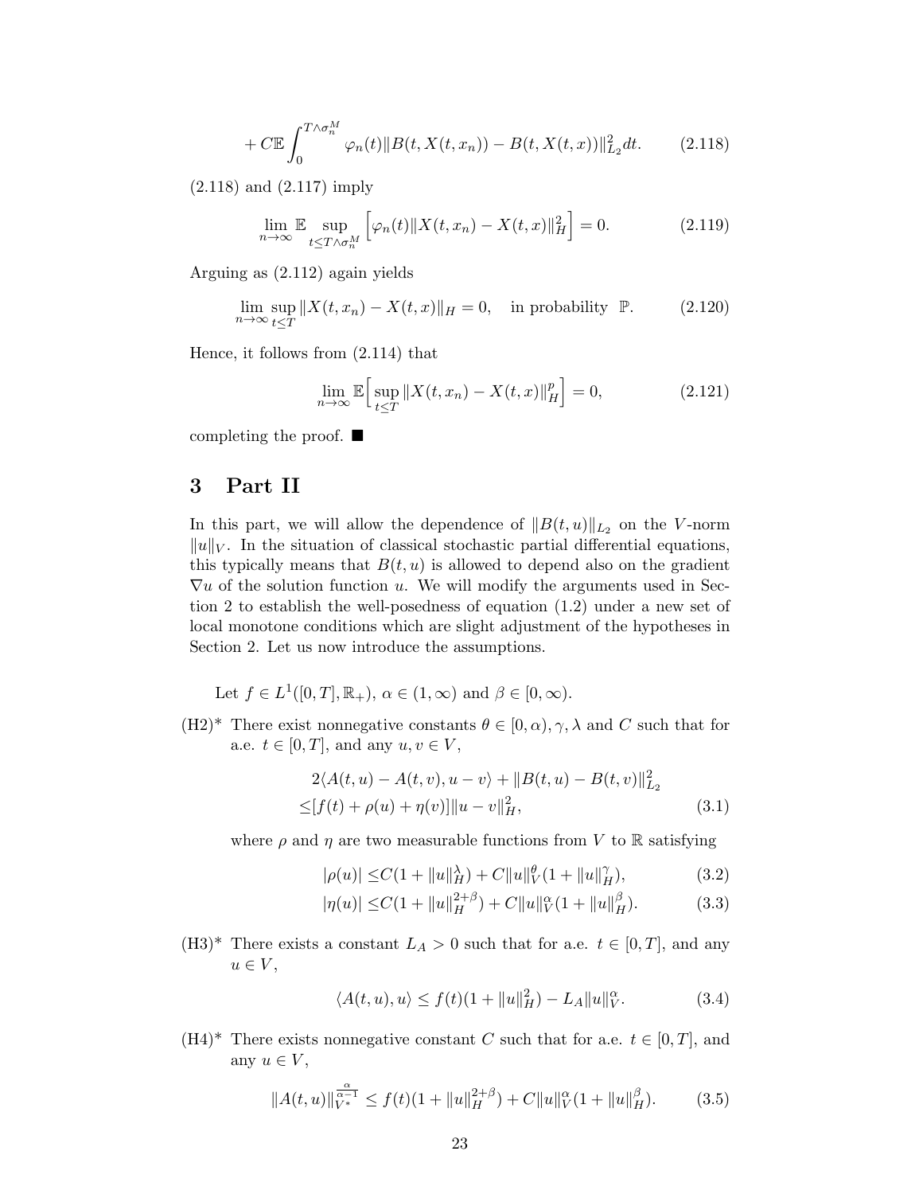$$
+ C\mathbb{E}\int_0^{T\wedge\sigma_n^M} \varphi_n(t)\|B(t,X(t,x_n)) - B(t,X(t,x))\|_{L_2}^2 dt. \tag{2.118}
$$

(2.118) and (2.117) imply

$$
\lim_{n\to\infty} \mathbb{E} \sup_{t\le T\wedge\sigma_n^M} \Big[\varphi_n(t)\|X(t,x_n) - X(t,x)\|_H^2\Big] = 0. \tag{2.119}
$$

Arguing as (2.112) again yields

$$
\lim_{n\to\infty} \sup_{t\le T} \|X(t,x_n) - X(t,x)\|_H = 0, \quad \text{in probability } \mathbb{P}. \tag{2.120}
$$

Hence, it follows from (2.114) that

$$
\lim_{n\to\infty} \mathbb{E}\Big[\sup_{t\le T} \|X(t,x_n) - X(t,x)\|_H^p\Big] = 0, \tag{2.121}
$$

completing the proof. ■

## 3 Part II

In this part, we will allow the dependence of $\|B(t,u)\|_{L_2}$ on the $V$-norm $\|u\|_V$. In the situation of classical stochastic partial differential equations, this typically means that $B(t,u)$ is allowed to depend also on the gradient $\nabla u$ of the solution function $u$. We will modify the arguments used in Section 2 to establish the well-posedness of equation (1.2) under a new set of local monotone conditions which are slight adjustment of the hypotheses in Section 2. Let us now introduce the assumptions.

Let $f \in L^1([0,T],\mathbb{R}_+)$, $\alpha \in (1,\infty)$ and $\beta \in [0,\infty)$.

(H2)* There exist nonnegative constants $\theta \in [0,\alpha)$, $\gamma$, $\lambda$ and $C$ such that for a.e. $t \in [0,T]$, and any $u, v \in V$,

$$
\begin{aligned}
&2\langle A(t,u) - A(t,v), u - v\rangle + \|B(t,u) - B(t,v)\|_{L_2}^2 \\
\le&[f(t) + \rho(u) + \eta(v)]\|u - v\|_H^2,
\end{aligned} \tag{3.1}
$$

where $\rho$ and $\eta$ are two measurable functions from $V$ to $\mathbb{R}$ satisfying

$$
|\rho(u)| \le C(1 + \|u\|_H^\lambda) + C\|u\|_V^\theta(1 + \|u\|_H^\gamma), \tag{3.2}
$$

$$
|\eta(u)| \le C(1 + \|u\|_H^{2+\beta}) + C\|u\|_V^\alpha(1 + \|u\|_H^\beta). \tag{3.3}
$$

(H3)* There exists a constant $L_A > 0$ such that for a.e. $t \in [0,T]$, and any $u \in V$,

$$
\langle A(t,u), u\rangle \le f(t)(1 + \|u\|_H^2) - L_A\|u\|_V^\alpha. \tag{3.4}
$$

(H4)* There exists nonnegative constant $C$ such that for a.e. $t \in [0,T]$, and any $u \in V$,

$$
\|A(t,u)\|_{V^*}^{\frac{\alpha}{\alpha-1}} \le f(t)(1 + \|u\|_H^{2+\beta}) + C\|u\|_V^\alpha(1 + \|u\|_H^\beta). \tag{3.5}
$$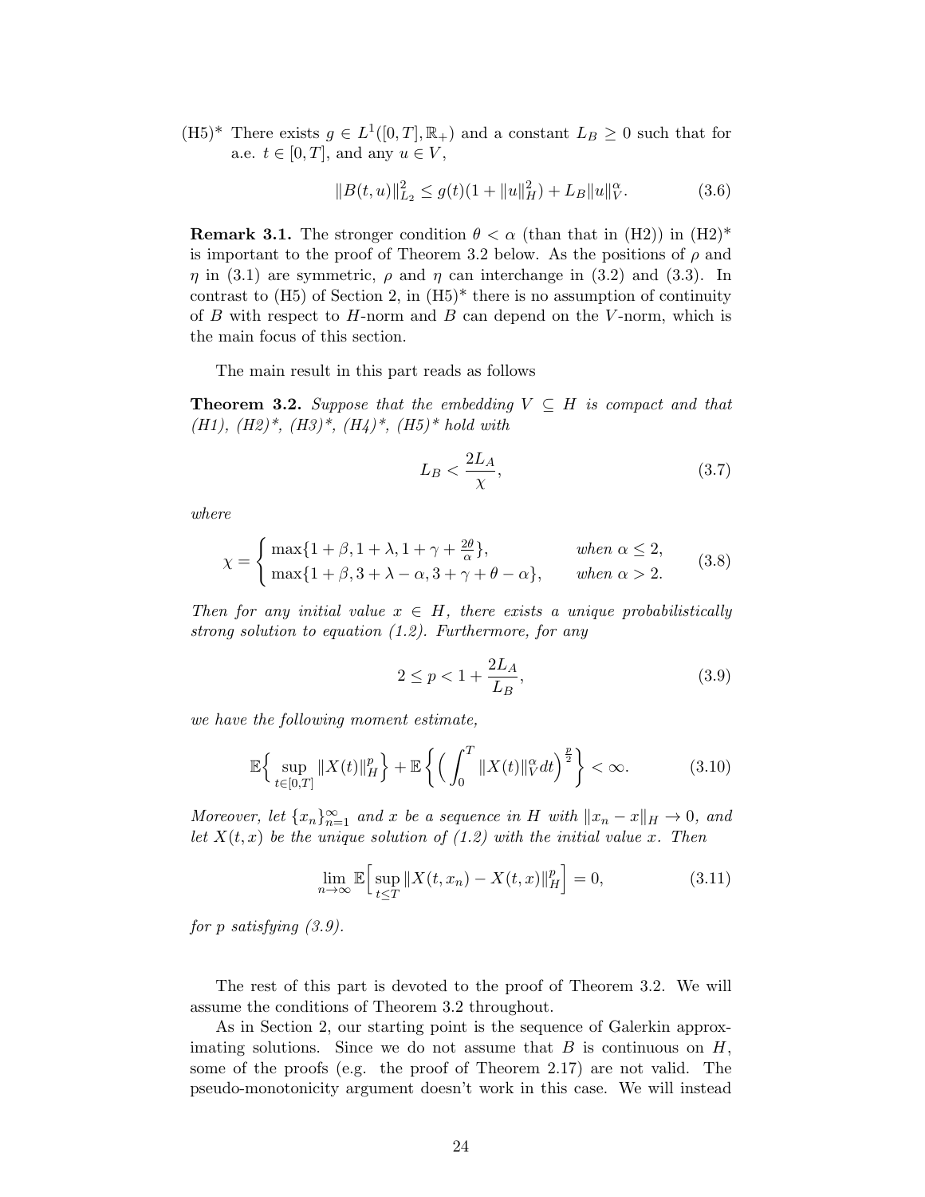(H5)* There exists $g \in L^1([0,T],\mathbb{R}_+)$ and a constant $L_B \geq 0$ such that for a.e. $t \in [0,T]$, and any $u \in V$,

$$\|B(t,u)\|_{L_2}^2 \leq g(t)(1+\|u\|_H^2) + L_B\|u\|_V^\alpha. \tag{3.6}$$

**Remark 3.1.** The stronger condition $\theta < \alpha$ (than that in (H2)) in (H2)* is important to the proof of Theorem 3.2 below. As the positions of $\rho$ and $\eta$ in (3.1) are symmetric, $\rho$ and $\eta$ can interchange in (3.2) and (3.3). In contrast to (H5) of Section 2, in (H5)* there is no assumption of continuity of $B$ with respect to $H$-norm and $B$ can depend on the $V$-norm, which is the main focus of this section.

The main result in this part reads as follows

**Theorem 3.2.** *Suppose that the embedding $V \subseteq H$ is compact and that (H1), (H2)\*, (H3)\*, (H4)\*, (H5)\* hold with*

$$L_B < \frac{2L_A}{\chi}, \tag{3.7}$$

*where*

$$\chi = \begin{cases} \max\{1+\beta, 1+\lambda, 1+\gamma+\frac{2\theta}{\alpha}\}, & \text{when } \alpha \leq 2, \\ \max\{1+\beta, 3+\lambda-\alpha, 3+\gamma+\theta-\alpha\}, & \text{when } \alpha > 2. \end{cases} \tag{3.8}$$

*Then for any initial value $x \in H$, there exists a unique probabilistically strong solution to equation (1.2). Furthermore, for any*

$$2 \leq p < 1 + \frac{2L_A}{L_B}, \tag{3.9}$$

*we have the following moment estimate,*

$$\mathbb{E}\Big\{\sup_{t\in[0,T]}\|X(t)\|_H^p\Big\} + \mathbb{E}\Big\{\Big(\int_0^T \|X(t)\|_V^\alpha dt\Big)^{\frac{p}{2}}\Big\} < \infty. \tag{3.10}$$

*Moreover, let $\{x_n\}_{n=1}^\infty$ and $x$ be a sequence in $H$ with $\|x_n - x\|_H \to 0$, and let $X(t,x)$ be the unique solution of (1.2) with the initial value $x$. Then*

$$\lim_{n\to\infty}\mathbb{E}\Big[\sup_{t\leq T}\|X(t,x_n) - X(t,x)\|_H^p\Big] = 0, \tag{3.11}$$

*for $p$ satisfying (3.9).*

The rest of this part is devoted to the proof of Theorem 3.2. We will assume the conditions of Theorem 3.2 throughout.

As in Section 2, our starting point is the sequence of Galerkin approximating solutions. Since we do not assume that $B$ is continuous on $H$, some of the proofs (e.g. the proof of Theorem 2.17) are not valid. The pseudo-monotonicity argument doesn't work in this case. We will instead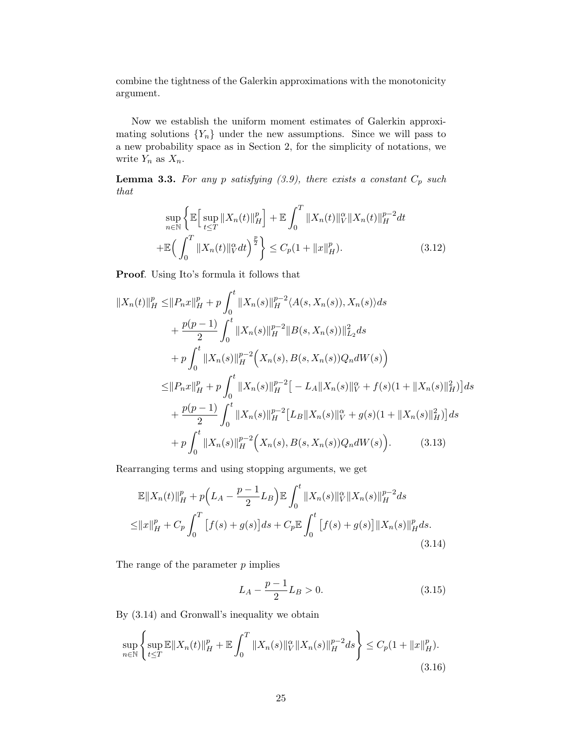combine the tightness of the Galerkin approximations with the monotonicity argument.

Now we establish the uniform moment estimates of Galerkin approximating solutions $\{Y_n\}$ under the new assumptions. Since we will pass to a new probability space as in Section 2, for the simplicity of notations, we write $Y_n$ as $X_n$.

**Lemma 3.3.** *For any $p$ satisfying (3.9), there exists a constant $C_p$ such that*

$$
\begin{aligned}
&\sup_{n\in\mathbb{N}}\bigg\{\mathbb{E}\Big[\sup_{t\leq T}\|X_n(t)\|_H^p\Big]+\mathbb{E}\int_0^T\|X_n(t)\|_V^\alpha\|X_n(t)\|_H^{p-2}dt\\
&+\mathbb{E}\Big(\int_0^T\|X_n(t)\|_V^\alpha dt\Big)^{\frac{p}{2}}\bigg\}\leq C_p(1+\|x\|_H^p). \qquad (3.12)
\end{aligned}
$$

**Proof**. Using Ito's formula it follows that

$$
\begin{aligned}
\|X_n(t)\|_H^p\leq&\|P_nx\|_H^p+p\int_0^t\|X_n(s)\|_H^{p-2}\langle A(s,X_n(s)),X_n(s)\rangle ds\\
&+\frac{p(p-1)}{2}\int_0^t\|X_n(s)\|_H^{p-2}\|B(s,X_n(s))\|_{L_2}^2ds\\
&+p\int_0^t\|X_n(s)\|_H^{p-2}\Big(X_n(s),B(s,X_n(s))Q_ndW(s)\Big)\\
\leq&\|P_nx\|_H^p+p\int_0^t\|X_n(s)\|_H^{p-2}\big[-L_A\|X_n(s)\|_V^\alpha+f(s)(1+\|X_n(s)\|_H^2)\big]ds\\
&+\frac{p(p-1)}{2}\int_0^t\|X_n(s)\|_H^{p-2}\big[L_B\|X_n(s)\|_V^\alpha+g(s)(1+\|X_n(s)\|_H^2)\big]ds\\
&+p\int_0^t\|X_n(s)\|_H^{p-2}\Big(X_n(s),B(s,X_n(s))Q_ndW(s)\Big). \qquad (3.13)
\end{aligned}
$$

Rearranging terms and using stopping arguments, we get

$$
\begin{aligned}
&\mathbb{E}\|X_n(t)\|_H^p+p\Big(L_A-\frac{p-1}{2}L_B\Big)\mathbb{E}\int_0^t\|X_n(s)\|_V^\alpha\|X_n(s)\|_H^{p-2}ds\\
\leq&\|x\|_H^p+C_p\int_0^T\big[f(s)+g(s)\big]ds+C_p\mathbb{E}\int_0^t\big[f(s)+g(s)\big]\|X_n(s)\|_H^pds. \qquad (3.14)
\end{aligned}
$$

The range of the parameter $p$ implies

$$
L_A-\frac{p-1}{2}L_B>0. \qquad (3.15)
$$

By (3.14) and Gronwall's inequality we obtain

$$
\sup_{n\in\mathbb{N}}\bigg\{\sup_{t\leq T}\mathbb{E}\|X_n(t)\|_H^p+\mathbb{E}\int_0^T\|X_n(s)\|_V^\alpha\|X_n(s)\|_H^{p-2}ds\bigg\}\leq C_p(1+\|x\|_H^p). \qquad (3.16)
$$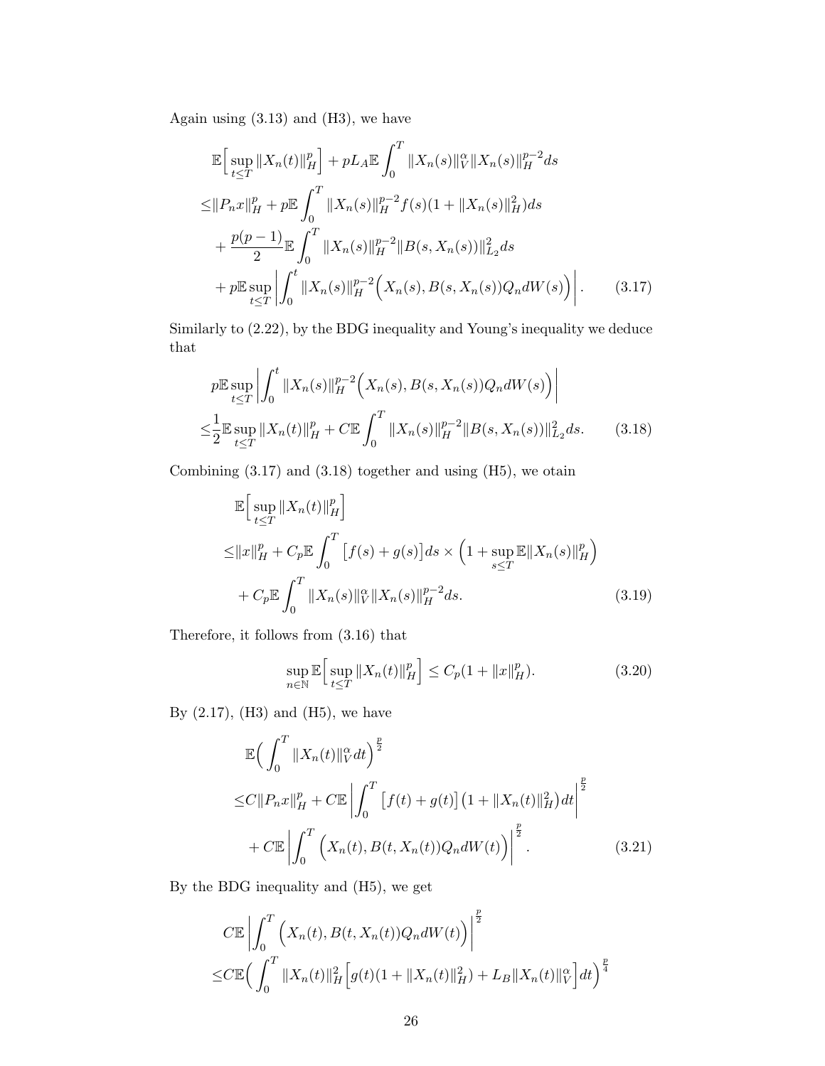Again using (3.13) and (H3), we have

$$
\begin{aligned}
&\mathbb{E}\Big[\sup_{t\le T}\|X_n(t)\|_H^p\Big] + pL_A\mathbb{E}\int_0^T \|X_n(s)\|_V^\alpha \|X_n(s)\|_H^{p-2}ds \\
\le&\|P_n x\|_H^p + p\mathbb{E}\int_0^T \|X_n(s)\|_H^{p-2} f(s)(1+\|X_n(s)\|_H^2)ds \\
&+\frac{p(p-1)}{2}\mathbb{E}\int_0^T \|X_n(s)\|_H^{p-2}\|B(s,X_n(s))\|_{L_2}^2 ds \\
&+p\mathbb{E}\sup_{t\le T}\left|\int_0^t \|X_n(s)\|_H^{p-2}\Big(X_n(s), B(s,X_n(s))Q_n dW(s)\Big)\right|. \qquad (3.17)
\end{aligned}
$$

Similarly to (2.22), by the BDG inequality and Young's inequality we deduce that

$$
\begin{aligned}
&p\mathbb{E}\sup_{t\le T}\left|\int_0^t \|X_n(s)\|_H^{p-2}\Big(X_n(s), B(s,X_n(s))Q_n dW(s)\Big)\right| \\
\le&\frac{1}{2}\mathbb{E}\sup_{t\le T}\|X_n(t)\|_H^p + C\mathbb{E}\int_0^T \|X_n(s)\|_H^{p-2}\|B(s,X_n(s))\|_{L_2}^2 ds. \qquad (3.18)
\end{aligned}
$$

Combining (3.17) and (3.18) together and using (H5), we otain

$$
\begin{aligned}
&\mathbb{E}\Big[\sup_{t\le T}\|X_n(t)\|_H^p\Big] \\
\le&\|x\|_H^p + C_p\mathbb{E}\int_0^T \big[f(s)+g(s)\big]ds \times \Big(1+\sup_{s\le T}\mathbb{E}\|X_n(s)\|_H^p\Big) \\
&+C_p\mathbb{E}\int_0^T \|X_n(s)\|_V^\alpha\|X_n(s)\|_H^{p-2}ds. \qquad (3.19)
\end{aligned}
$$

Therefore, it follows from (3.16) that

$$
\sup_{n\in\mathbb{N}}\mathbb{E}\Big[\sup_{t\le T}\|X_n(t)\|_H^p\Big] \le C_p(1+\|x\|_H^p). \qquad (3.20)
$$

By (2.17), (H3) and (H5), we have

$$
\begin{aligned}
&\mathbb{E}\Big(\int_0^T \|X_n(t)\|_V^\alpha dt\Big)^{\frac{p}{2}} \\
\le&C\|P_n x\|_H^p + C\mathbb{E}\left|\int_0^T \big[f(t)+g(t)\big]\big(1+\|X_n(t)\|_H^2\big)dt\right|^{\frac{p}{2}} \\
&+C\mathbb{E}\left|\int_0^T \Big(X_n(t), B(t,X_n(t))Q_n dW(t)\Big)\right|^{\frac{p}{2}}. \qquad (3.21)
\end{aligned}
$$

By the BDG inequality and (H5), we get

$$
\begin{aligned}
&C\mathbb{E}\left|\int_0^T \Big(X_n(t), B(t,X_n(t))Q_n dW(t)\Big)\right|^{\frac{p}{2}} \\
\le&C\mathbb{E}\Big(\int_0^T \|X_n(t)\|_H^2\Big[g(t)(1+\|X_n(t)\|_H^2)+L_B\|X_n(t)\|_V^\alpha\Big]dt\Big)^{\frac{p}{4}}
\end{aligned}
$$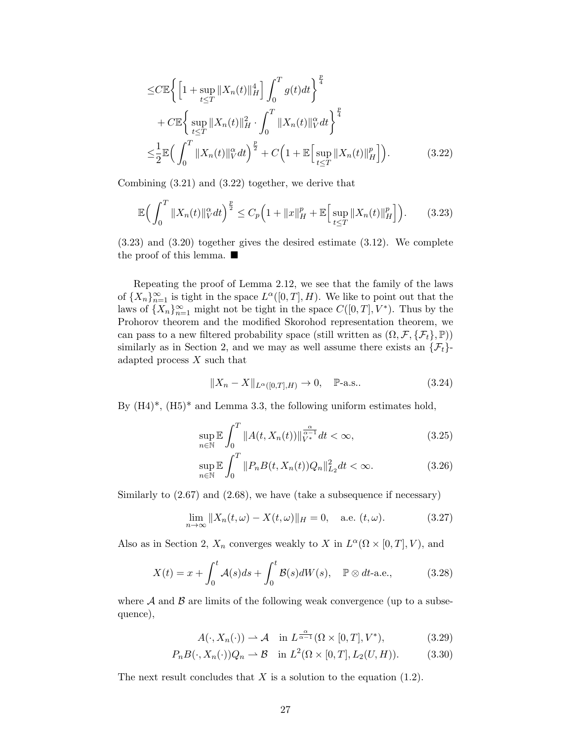$$
\begin{aligned}
&\leq C\mathbb{E}\bigg\{\Big[1+\sup_{t\leq T}\|X_n(t)\|_H^4\Big]\int_0^T g(t)dt\bigg\}^{\frac{p}{4}} \\
&\quad + C\mathbb{E}\bigg\{\sup_{t\leq T}\|X_n(t)\|_H^2\cdot\int_0^T\|X_n(t)\|_V^\alpha dt\bigg\}^{\frac{p}{4}} \\
&\leq \frac{1}{2}\mathbb{E}\Big(\int_0^T\|X_n(t)\|_V^\alpha dt\Big)^{\frac{p}{2}} + C\Big(1+\mathbb{E}\Big[\sup_{t\leq T}\|X_n(t)\|_H^p\Big]\Big). \qquad (3.22)
\end{aligned}
$$

Combining (3.21) and (3.22) together, we derive that

$$
\mathbb{E}\Big(\int_0^T\|X_n(t)\|_V^\alpha dt\Big)^{\frac{p}{2}} \leq C_p\Big(1+\|x\|_H^p+\mathbb{E}\Big[\sup_{t\leq T}\|X_n(t)\|_H^p\Big]\Big). \qquad (3.23)
$$

(3.23) and (3.20) together gives the desired estimate (3.12). We complete the proof of this lemma. ■

Repeating the proof of Lemma 2.12, we see that the family of the laws of $\{X_n\}_{n=1}^\infty$ is tight in the space $L^\alpha([0,T],H)$. We like to point out that the laws of $\{X_n\}_{n=1}^\infty$ might not be tight in the space $C([0,T],V^*)$. Thus by the Prohorov theorem and the modified Skorohod representation theorem, we can pass to a new filtered probability space (still written as $(\Omega,\mathcal{F},\{\mathcal{F}_t\},\mathbb{P})$) similarly as in Section 2, and we may as well assume there exists an $\{\mathcal{F}_t\}$-adapted process $X$ such that

$$
\|X_n - X\|_{L^\alpha([0,T],H)} \to 0, \quad \mathbb{P}\text{-a.s.}. \qquad (3.24)
$$

By (H4)*, (H5)* and Lemma 3.3, the following uniform estimates hold,

$$
\sup_{n\in\mathbb{N}}\mathbb{E}\int_0^T\|A(t,X_n(t))\|_{V^*}^{\frac{\alpha}{\alpha-1}}dt < \infty, \qquad (3.25)
$$

$$
\sup_{n\in\mathbb{N}}\mathbb{E}\int_0^T\|P_nB(t,X_n(t))Q_n\|_{L_2}^2dt < \infty. \qquad (3.26)
$$

Similarly to (2.67) and (2.68), we have (take a subsequence if necessary)

$$
\lim_{n\to\infty}\|X_n(t,\omega)-X(t,\omega)\|_H = 0, \quad \text{a.e. } (t,\omega). \qquad (3.27)
$$

Also as in Section 2, $X_n$ converges weakly to $X$ in $L^\alpha(\Omega\times[0,T],V)$, and

$$
X(t) = x + \int_0^t\mathcal{A}(s)ds + \int_0^t\mathcal{B}(s)dW(s), \quad \mathbb{P}\otimes dt\text{-a.e.}, \qquad (3.28)
$$

where $\mathcal{A}$ and $\mathcal{B}$ are limits of the following weak convergence (up to a subsequence),

$$
A(\cdot,X_n(\cdot)) \rightharpoonup \mathcal{A} \quad \text{in } L^{\frac{\alpha}{\alpha-1}}(\Omega\times[0,T],V^*), \qquad (3.29)
$$

$$
P_nB(\cdot,X_n(\cdot))Q_n \rightharpoonup \mathcal{B} \quad \text{in } L^2(\Omega\times[0,T],L_2(U,H)). \qquad (3.30)
$$

The next result concludes that $X$ is a solution to the equation (1.2).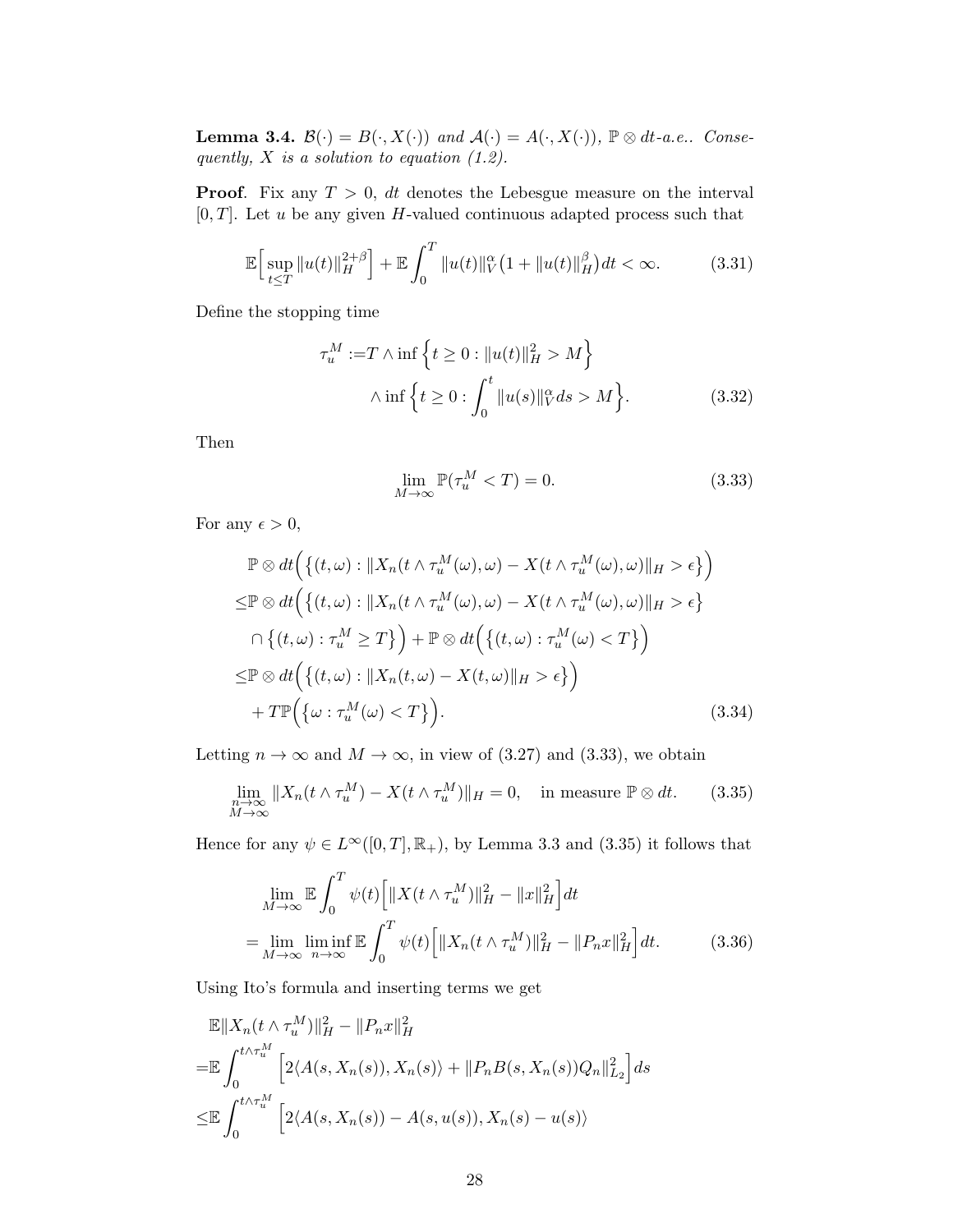**Lemma 3.4.** *$\mathcal{B}(\cdot) = B(\cdot, X(\cdot))$ and $\mathcal{A}(\cdot) = A(\cdot, X(\cdot))$, $\mathbb{P} \otimes dt$-a.e.. Consequently, $X$ is a solution to equation (1.2).*

**Proof**. Fix any $T > 0$, $dt$ denotes the Lebesgue measure on the interval $[0, T]$. Let $u$ be any given $H$-valued continuous adapted process such that

$$\mathbb{E}\Big[\sup_{t\leq T} \|u(t)\|_H^{2+\beta}\Big] + \mathbb{E}\int_0^T \|u(t)\|_V^{\alpha}\big(1 + \|u(t)\|_H^{\beta}\big)dt < \infty. \tag{3.31}$$

Define the stopping time

$$\begin{aligned}\tau_u^M :=& T \wedge \inf\Big\{t \geq 0 : \|u(t)\|_H^2 > M\Big\}\\ &\wedge \inf\Big\{t \geq 0 : \int_0^t \|u(s)\|_V^{\alpha} ds > M\Big\}.\end{aligned} \tag{3.32}$$

Then

$$\lim_{M\to\infty} \mathbb{P}(\tau_u^M < T) = 0. \tag{3.33}$$

For any $\epsilon > 0$,

$$\begin{aligned}&\mathbb{P} \otimes dt\Big(\big\{(t,\omega) : \|X_n(t \wedge \tau_u^M(\omega), \omega) - X(t \wedge \tau_u^M(\omega), \omega)\|_H > \epsilon\big\}\Big)\\ \leq& \mathbb{P} \otimes dt\Big(\big\{(t,\omega) : \|X_n(t \wedge \tau_u^M(\omega), \omega) - X(t \wedge \tau_u^M(\omega), \omega)\|_H > \epsilon\big\}\\ &\cap \big\{(t,\omega) : \tau_u^M \geq T\big\}\Big) + \mathbb{P} \otimes dt\Big(\big\{(t,\omega) : \tau_u^M(\omega) < T\big\}\Big)\\ \leq& \mathbb{P} \otimes dt\Big(\big\{(t,\omega) : \|X_n(t,\omega) - X(t,\omega)\|_H > \epsilon\big\}\Big)\\ &+ T\mathbb{P}\Big(\big\{\omega : \tau_u^M(\omega) < T\big\}\Big).\end{aligned} \tag{3.34}$$

Letting $n \to \infty$ and $M \to \infty$, in view of (3.27) and (3.33), we obtain

$$\lim_{\substack{n\to\infty\\ M\to\infty}} \|X_n(t \wedge \tau_u^M) - X(t \wedge \tau_u^M)\|_H = 0, \quad \text{in measure } \mathbb{P} \otimes dt. \tag{3.35}$$

Hence for any $\psi \in L^{\infty}([0, T], \mathbb{R}_+)$, by Lemma 3.3 and (3.35) it follows that

$$\begin{aligned}&\lim_{M\to\infty} \mathbb{E}\int_0^T \psi(t)\Big[\|X(t \wedge \tau_u^M)\|_H^2 - \|x\|_H^2\Big]dt\\ =& \lim_{M\to\infty} \liminf_{n\to\infty} \mathbb{E}\int_0^T \psi(t)\Big[\|X_n(t \wedge \tau_u^M)\|_H^2 - \|P_n x\|_H^2\Big]dt.\end{aligned} \tag{3.36}$$

Using Ito's formula and inserting terms we get

$$\begin{aligned}&\mathbb{E}\|X_n(t \wedge \tau_u^M)\|_H^2 - \|P_n x\|_H^2\\ =& \mathbb{E}\int_0^{t\wedge\tau_u^M} \Big[2\langle A(s, X_n(s)), X_n(s)\rangle + \|P_n B(s, X_n(s))Q_n\|_{L_2}^2\Big]ds\\ \leq& \mathbb{E}\int_0^{t\wedge\tau_u^M} \Big[2\langle A(s, X_n(s)) - A(s, u(s)), X_n(s) - u(s)\rangle\end{aligned}$$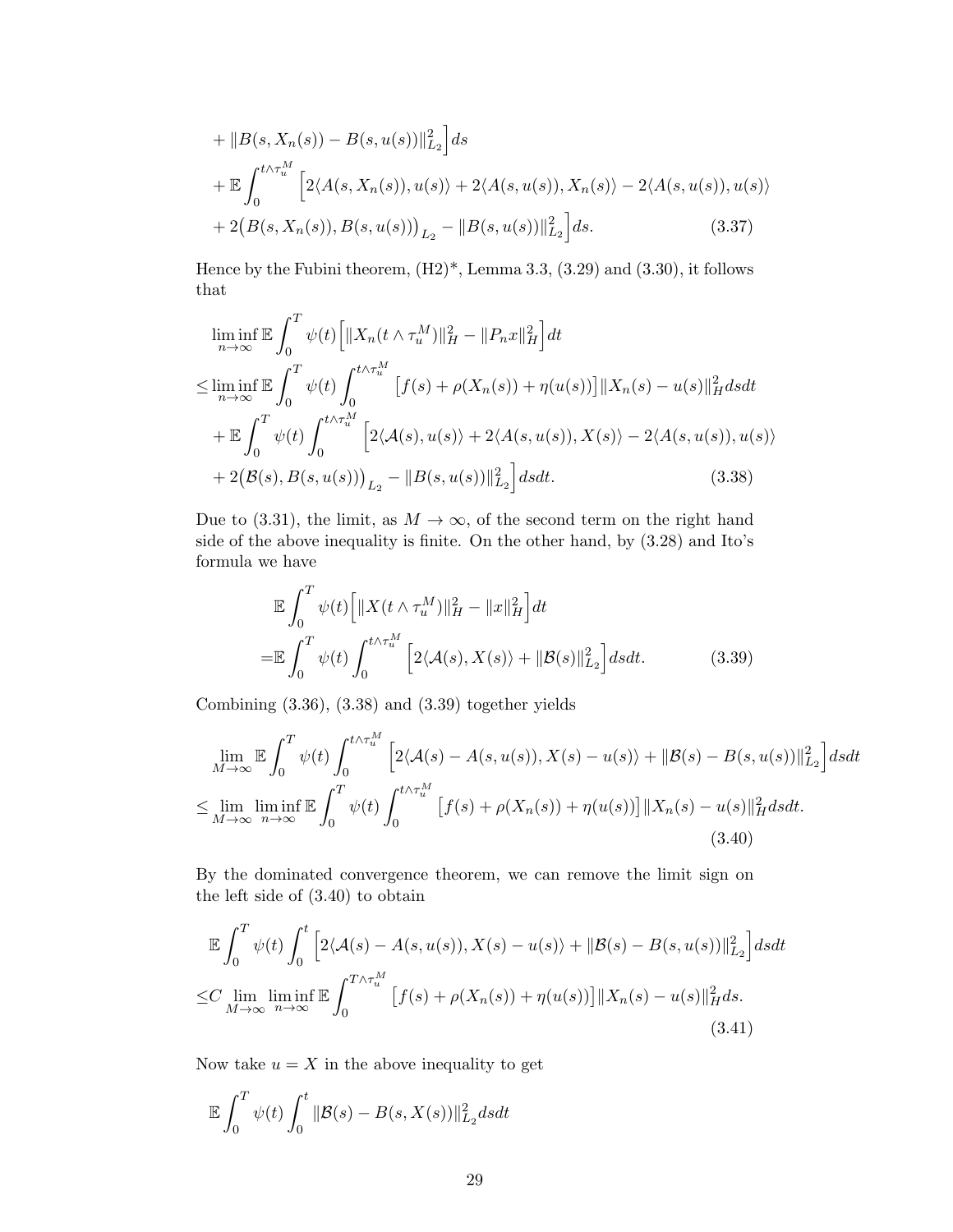$$
\begin{aligned}
&+ \|B(s, X_n(s)) - B(s, u(s))\|_{L_2}^2 \Big] ds \\
&+ \mathbb{E}\int_0^{t\wedge\tau_u^M} \Big[ 2\langle A(s, X_n(s)), u(s)\rangle + 2\langle A(s, u(s)), X_n(s)\rangle - 2\langle A(s, u(s)), u(s)\rangle \\
&+ 2\big(B(s, X_n(s)), B(s, u(s))\big)_{L_2} - \|B(s, u(s))\|_{L_2}^2 \Big] ds. \qquad (3.37)
\end{aligned}
$$

Hence by the Fubini theorem, (H2)*, Lemma 3.3, (3.29) and (3.30), it follows that

$$
\begin{aligned}
&\liminf_{n\to\infty} \mathbb{E}\int_0^T \psi(t)\Big[\|X_n(t\wedge\tau_u^M)\|_H^2 - \|P_n x\|_H^2\Big] dt \\
\leq &\liminf_{n\to\infty} \mathbb{E}\int_0^T \psi(t)\int_0^{t\wedge\tau_u^M} \big[f(s) + \rho(X_n(s)) + \eta(u(s))\big]\|X_n(s) - u(s)\|_H^2 ds dt \\
&+ \mathbb{E}\int_0^T \psi(t)\int_0^{t\wedge\tau_u^M} \Big[2\langle \mathcal{A}(s), u(s)\rangle + 2\langle A(s, u(s)), X(s)\rangle - 2\langle A(s, u(s)), u(s)\rangle \\
&+ 2\big(\mathcal{B}(s), B(s, u(s))\big)_{L_2} - \|B(s, u(s))\|_{L_2}^2\Big] ds dt. \qquad (3.38)
\end{aligned}
$$

Due to (3.31), the limit, as $M \to \infty$, of the second term on the right hand side of the above inequality is finite. On the other hand, by (3.28) and Ito's formula we have

$$
\begin{aligned}
&\mathbb{E}\int_0^T \psi(t)\Big[\|X(t\wedge\tau_u^M)\|_H^2 - \|x\|_H^2\Big] dt \\
=&\mathbb{E}\int_0^T \psi(t)\int_0^{t\wedge\tau_u^M} \Big[2\langle \mathcal{A}(s), X(s)\rangle + \|\mathcal{B}(s)\|_{L_2}^2\Big] ds dt. \qquad (3.39)
\end{aligned}
$$

Combining (3.36), (3.38) and (3.39) together yields

$$
\begin{aligned}
&\lim_{M\to\infty} \mathbb{E}\int_0^T \psi(t)\int_0^{t\wedge\tau_u^M} \Big[2\langle \mathcal{A}(s) - A(s, u(s)), X(s) - u(s)\rangle + \|\mathcal{B}(s) - B(s, u(s))\|_{L_2}^2\Big] ds dt \\
\leq &\lim_{M\to\infty} \liminf_{n\to\infty} \mathbb{E}\int_0^T \psi(t)\int_0^{t\wedge\tau_u^M} \big[f(s) + \rho(X_n(s)) + \eta(u(s))\big]\|X_n(s) - u(s)\|_H^2 ds dt. \qquad (3.40)
\end{aligned}
$$

By the dominated convergence theorem, we can remove the limit sign on the left side of (3.40) to obtain

$$
\begin{aligned}
&\mathbb{E}\int_0^T \psi(t)\int_0^t \Big[2\langle \mathcal{A}(s) - A(s, u(s)), X(s) - u(s)\rangle + \|\mathcal{B}(s) - B(s, u(s))\|_{L_2}^2\Big] ds dt \\
\leq &C \lim_{M\to\infty} \liminf_{n\to\infty} \mathbb{E}\int_0^{T\wedge\tau_u^M} \big[f(s) + \rho(X_n(s)) + \eta(u(s))\big]\|X_n(s) - u(s)\|_H^2 ds. \qquad (3.41)
\end{aligned}
$$

Now take $u = X$ in the above inequality to get

$$
\mathbb{E}\int_0^T \psi(t)\int_0^t \|\mathcal{B}(s) - B(s, X(s))\|_{L_2}^2 ds dt
$$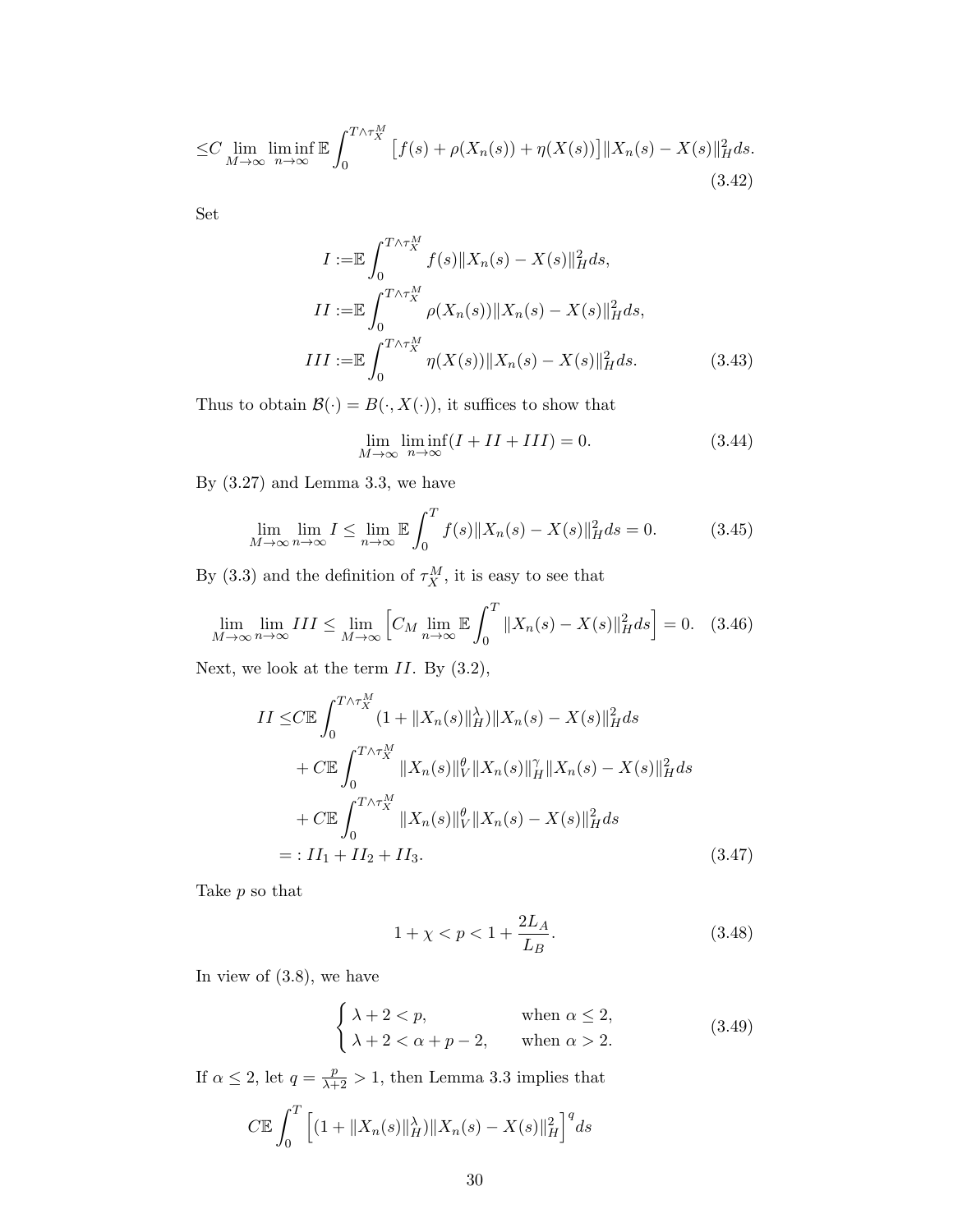$$\leq C \lim_{M\to\infty} \liminf_{n\to\infty} \mathbb{E}\int_0^{T\wedge\tau_X^M} \big[f(s)+\rho(X_n(s))+\eta(X(s))\big]\|X_n(s)-X(s)\|_H^2 ds. \tag{3.42}$$

Set

$$\begin{aligned}
I :=& \mathbb{E}\int_0^{T\wedge\tau_X^M} f(s)\|X_n(s)-X(s)\|_H^2 ds,\\
II :=& \mathbb{E}\int_0^{T\wedge\tau_X^M} \rho(X_n(s))\|X_n(s)-X(s)\|_H^2 ds,\\
III :=& \mathbb{E}\int_0^{T\wedge\tau_X^M} \eta(X(s))\|X_n(s)-X(s)\|_H^2 ds.
\end{aligned} \tag{3.43}$$

Thus to obtain $\mathcal{B}(\cdot)=B(\cdot,X(\cdot))$, it suffices to show that

$$\lim_{M\to\infty}\liminf_{n\to\infty}(I+II+III)=0. \tag{3.44}$$

By (3.27) and Lemma 3.3, we have

$$\lim_{M\to\infty}\lim_{n\to\infty} I \leq \lim_{n\to\infty}\mathbb{E}\int_0^T f(s)\|X_n(s)-X(s)\|_H^2 ds = 0. \tag{3.45}$$

By (3.3) and the definition of $\tau_X^M$, it is easy to see that

$$\lim_{M\to\infty}\lim_{n\to\infty} III \leq \lim_{M\to\infty}\Big[C_M \lim_{n\to\infty}\mathbb{E}\int_0^T \|X_n(s)-X(s)\|_H^2 ds\Big]=0. \tag{3.46}$$

Next, we look at the term $II$. By (3.2),

$$\begin{aligned}
II \leq & C\mathbb{E}\int_0^{T\wedge\tau_X^M} (1+\|X_n(s)\|_H^\lambda)\|X_n(s)-X(s)\|_H^2 ds\\
&+ C\mathbb{E}\int_0^{T\wedge\tau_X^M} \|X_n(s)\|_V^\theta \|X_n(s)\|_H^\gamma \|X_n(s)-X(s)\|_H^2 ds\\
&+ C\mathbb{E}\int_0^{T\wedge\tau_X^M} \|X_n(s)\|_V^\theta \|X_n(s)-X(s)\|_H^2 ds\\
=:& II_1+II_2+II_3.
\end{aligned} \tag{3.47}$$

Take $p$ so that

$$1+\chi < p < 1+\frac{2L_A}{L_B}. \tag{3.48}$$

In view of (3.8), we have

$$\begin{cases} \lambda+2<p, & \text{when } \alpha\leq 2,\\ \lambda+2<\alpha+p-2, & \text{when } \alpha>2. \end{cases} \tag{3.49}$$

If $\alpha\leq 2$, let $q=\frac{p}{\lambda+2}>1$, then Lemma 3.3 implies that

$$C\mathbb{E}\int_0^T \Big[(1+\|X_n(s)\|_H^\lambda)\|X_n(s)-X(s)\|_H^2\Big]^q ds$$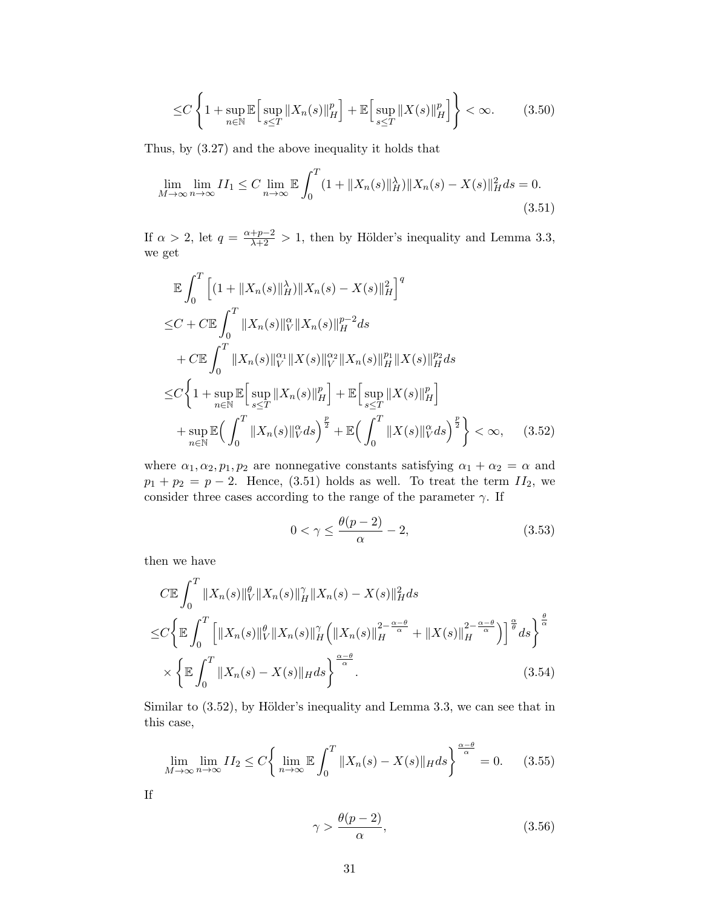$$
\leq C\left\{1+\sup_{n\in\mathbb{N}}\mathbb{E}\Big[\sup_{s\leq T}\|X_n(s)\|_H^p\Big]+\mathbb{E}\Big[\sup_{s\leq T}\|X(s)\|_H^p\Big]\right\}<\infty. \tag{3.50}
$$

Thus, by (3.27) and the above inequality it holds that

$$
\lim_{M\to\infty}\lim_{n\to\infty} II_1 \leq C\lim_{n\to\infty}\mathbb{E}\int_0^T (1+\|X_n(s)\|_H^\lambda)\|X_n(s)-X(s)\|_H^2 ds=0. \tag{3.51}
$$

If $\alpha>2$, let $q=\frac{\alpha+p-2}{\lambda+2}>1$, then by Hölder's inequality and Lemma 3.3, we get

$$
\begin{aligned}
&\mathbb{E}\int_0^T \Big[(1+\|X_n(s)\|_H^\lambda)\|X_n(s)-X(s)\|_H^2\Big]^q\\
\leq& C+C\mathbb{E}\int_0^T \|X_n(s)\|_V^\alpha\|X_n(s)\|_H^{p-2}ds\\
&+C\mathbb{E}\int_0^T \|X_n(s)\|_V^{\alpha_1}\|X(s)\|_V^{\alpha_2}\|X_n(s)\|_H^{p_1}\|X(s)\|_H^{p_2}ds\\
\leq& C\bigg\{1+\sup_{n\in\mathbb{N}}\mathbb{E}\Big[\sup_{s\leq T}\|X_n(s)\|_H^p\Big]+\mathbb{E}\Big[\sup_{s\leq T}\|X(s)\|_H^p\Big]\\
&+\sup_{n\in\mathbb{N}}\mathbb{E}\Big(\int_0^T\|X_n(s)\|_V^\alpha ds\Big)^{\frac{p}{2}}+\mathbb{E}\Big(\int_0^T\|X(s)\|_V^\alpha ds\Big)^{\frac{p}{2}}\bigg\}<\infty,
\end{aligned} \tag{3.52}
$$

where $\alpha_1,\alpha_2,p_1,p_2$ are nonnegative constants satisfying $\alpha_1+\alpha_2=\alpha$ and $p_1+p_2=p-2$. Hence, (3.51) holds as well. To treat the term $II_2$, we consider three cases according to the range of the parameter $\gamma$. If

$$
0<\gamma\leq\frac{\theta(p-2)}{\alpha}-2, \tag{3.53}
$$

then we have

$$
\begin{aligned}
&C\mathbb{E}\int_0^T\|X_n(s)\|_V^\theta\|X_n(s)\|_H^\gamma\|X_n(s)-X(s)\|_H^2ds\\
\leq& C\bigg\{\mathbb{E}\int_0^T\Big[\|X_n(s)\|_V^\theta\|X_n(s)\|_H^\gamma\Big(\|X_n(s)\|_H^{2-\frac{\alpha-\theta}{\alpha}}+\|X(s)\|_H^{2-\frac{\alpha-\theta}{\alpha}}\Big)\Big]^{\frac{\alpha}{\theta}}ds\bigg\}^{\frac{\theta}{\alpha}}\\
&\times\bigg\{\mathbb{E}\int_0^T\|X_n(s)-X(s)\|_Hds\bigg\}^{\frac{\alpha-\theta}{\alpha}}.
\end{aligned} \tag{3.54}
$$

Similar to (3.52), by Hölder's inequality and Lemma 3.3, we can see that in this case,

$$
\lim_{M\to\infty}\lim_{n\to\infty} II_2\leq C\bigg\{\lim_{n\to\infty}\mathbb{E}\int_0^T\|X_n(s)-X(s)\|_Hds\bigg\}^{\frac{\alpha-\theta}{\alpha}}=0. \tag{3.55}
$$

If

$$
\gamma>\frac{\theta(p-2)}{\alpha}, \tag{3.56}
$$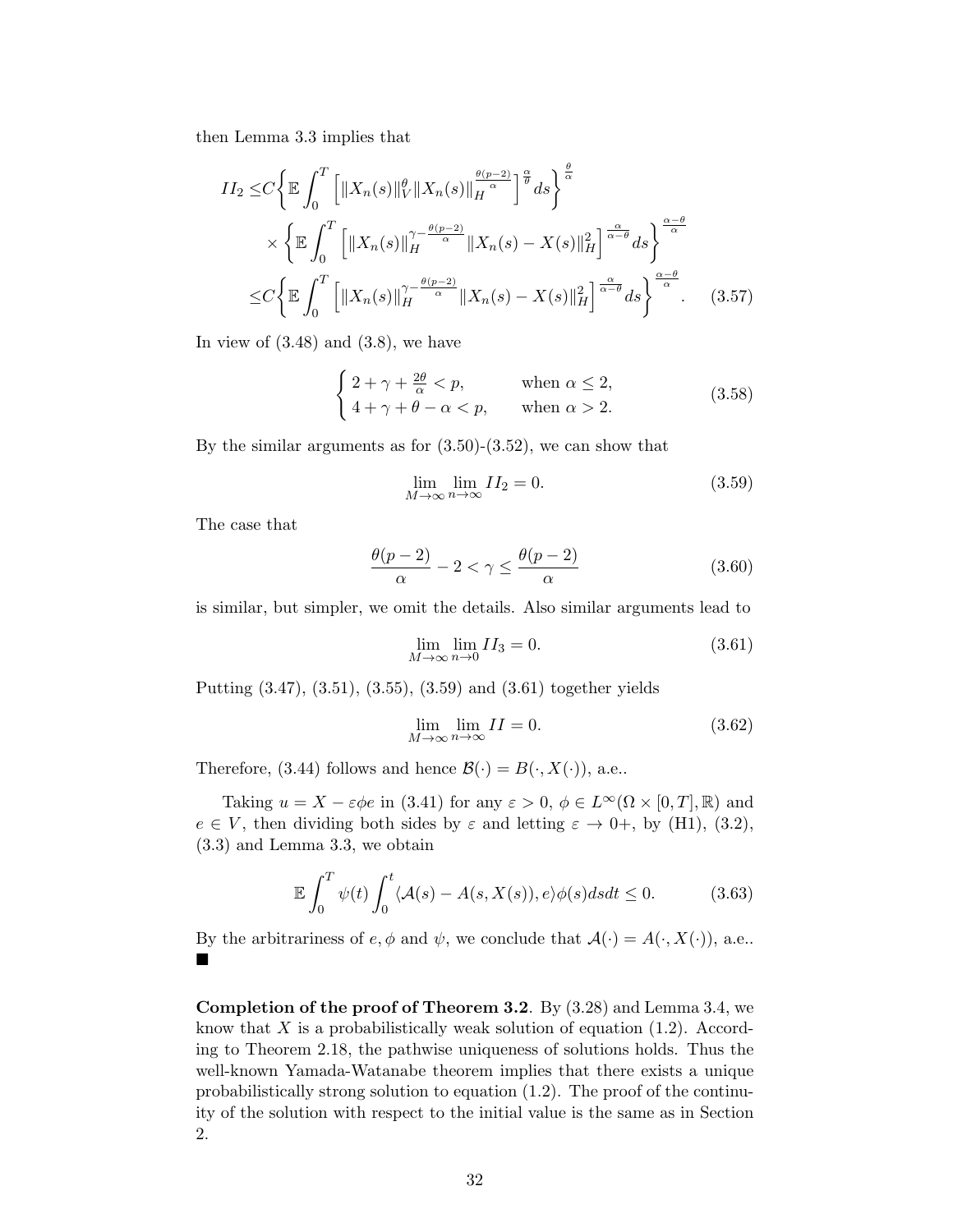then Lemma 3.3 implies that

$$
\begin{aligned}
II_2 \leq & C\bigg\{\mathbb{E}\int_0^T \Big[\|X_n(s)\|_V^\theta \|X_n(s)\|_H^{\frac{\theta(p-2)}{\alpha}}\Big]^{\frac{\alpha}{\theta}} ds\bigg\}^{\frac{\theta}{\alpha}} \\
& \times \bigg\{\mathbb{E}\int_0^T \Big[\|X_n(s)\|_H^{\gamma-\frac{\theta(p-2)}{\alpha}} \|X_n(s)-X(s)\|_H^2\Big]^{\frac{\alpha}{\alpha-\theta}} ds\bigg\}^{\frac{\alpha-\theta}{\alpha}} \\
\leq & C\bigg\{\mathbb{E}\int_0^T \Big[\|X_n(s)\|_H^{\gamma-\frac{\theta(p-2)}{\alpha}} \|X_n(s)-X(s)\|_H^2\Big]^{\frac{\alpha}{\alpha-\theta}} ds\bigg\}^{\frac{\alpha-\theta}{\alpha}}. \qquad (3.57)
\end{aligned}
$$

In view of (3.48) and (3.8), we have

$$
\begin{cases} 2+\gamma+\frac{2\theta}{\alpha} < p, & \text{when } \alpha \leq 2, \\ 4+\gamma+\theta-\alpha < p, & \text{when } \alpha > 2. \end{cases} \qquad (3.58)
$$

By the similar arguments as for (3.50)-(3.52), we can show that

$$
\lim_{M\to\infty}\lim_{n\to\infty} II_2 = 0. \qquad (3.59)
$$

The case that

$$
\frac{\theta(p-2)}{\alpha} - 2 < \gamma \leq \frac{\theta(p-2)}{\alpha} \qquad (3.60)
$$

is similar, but simpler, we omit the details. Also similar arguments lead to

$$
\lim_{M\to\infty}\lim_{n\to 0} II_3 = 0. \qquad (3.61)
$$

Putting (3.47), (3.51), (3.55), (3.59) and (3.61) together yields

$$
\lim_{M\to\infty}\lim_{n\to\infty} II = 0. \qquad (3.62)
$$

Therefore, (3.44) follows and hence $\mathcal{B}(\cdot) = B(\cdot, X(\cdot))$, a.e..

Taking $u = X - \varepsilon\phi e$ in (3.41) for any $\varepsilon > 0$, $\phi \in L^\infty(\Omega\times[0,T],\mathbb{R})$ and $e \in V$, then dividing both sides by $\varepsilon$ and letting $\varepsilon \to 0+$, by (H1), (3.2), (3.3) and Lemma 3.3, we obtain

$$
\mathbb{E}\int_0^T \psi(t)\int_0^t \langle \mathcal{A}(s) - A(s, X(s)), e\rangle \phi(s) ds dt \leq 0. \qquad (3.63)
$$

By the arbitrariness of $e, \phi$ and $\psi$, we conclude that $\mathcal{A}(\cdot) = A(\cdot, X(\cdot))$, a.e.. ■

**Completion of the proof of Theorem 3.2**. By (3.28) and Lemma 3.4, we know that $X$ is a probabilistically weak solution of equation (1.2). According to Theorem 2.18, the pathwise uniqueness of solutions holds. Thus the well-known Yamada-Watanabe theorem implies that there exists a unique probabilistically strong solution to equation (1.2). The proof of the continuity of the solution with respect to the initial value is the same as in Section 2.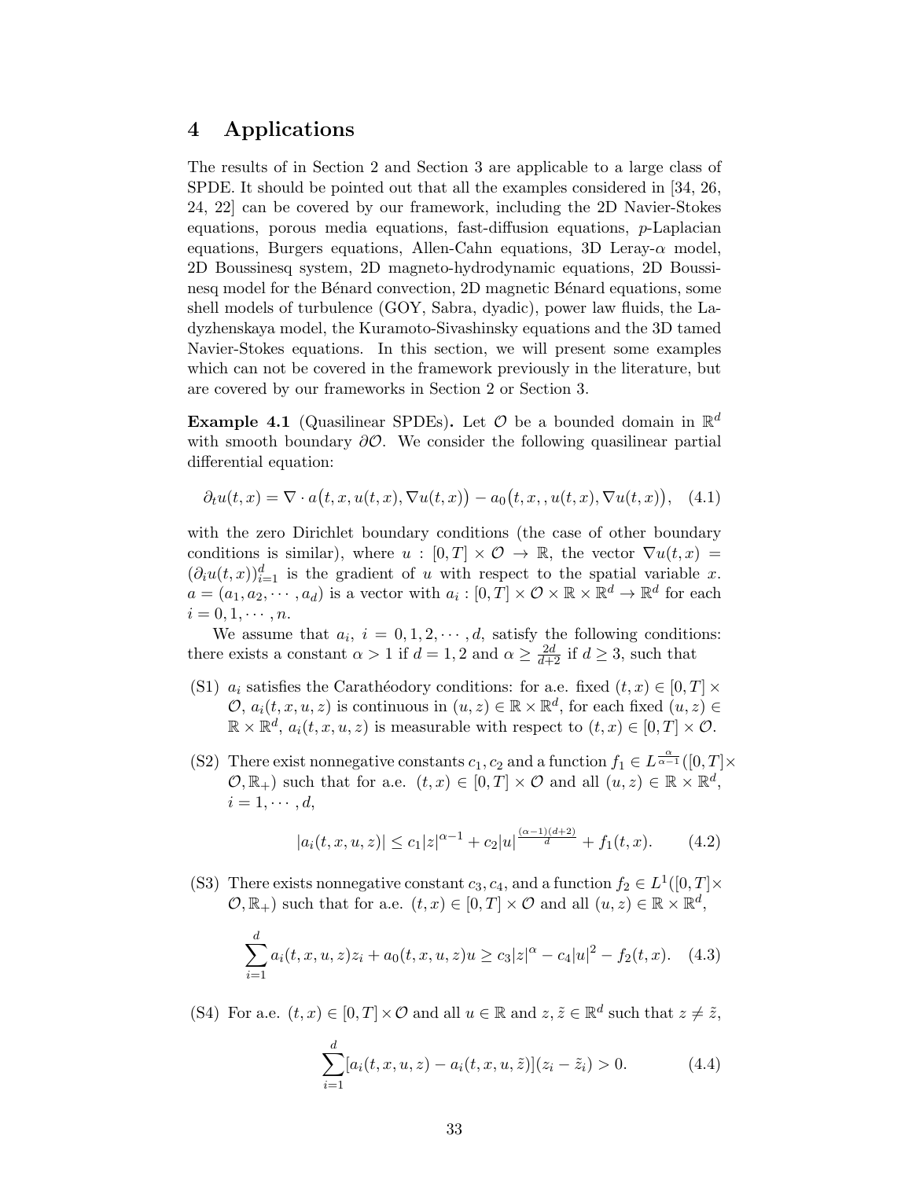## 4 Applications

The results of in Section 2 and Section 3 are applicable to a large class of SPDE. It should be pointed out that all the examples considered in [34, 26, 24, 22] can be covered by our framework, including the 2D Navier-Stokes equations, porous media equations, fast-diffusion equations, $p$-Laplacian equations, Burgers equations, Allen-Cahn equations, 3D Leray-$\alpha$ model, 2D Boussinesq system, 2D magneto-hydrodynamic equations, 2D Boussinesq model for the Bénard convection, 2D magnetic Bénard equations, some shell models of turbulence (GOY, Sabra, dyadic), power law fluids, the Ladyzhenskaya model, the Kuramoto-Sivashinsky equations and the 3D tamed Navier-Stokes equations. In this section, we will present some examples which can not be covered in the framework previously in the literature, but are covered by our frameworks in Section 2 or Section 3.

**Example 4.1** (Quasilinear SPDEs)**.** Let $\mathcal{O}$ be a bounded domain in $\mathbb{R}^d$ with smooth boundary $\partial\mathcal{O}$. We consider the following quasilinear partial differential equation:

$$\partial_t u(t,x) = \nabla \cdot a\big(t,x,u(t,x),\nabla u(t,x)\big) - a_0\big(t,x,,u(t,x),\nabla u(t,x)\big), \quad (4.1)$$

with the zero Dirichlet boundary conditions (the case of other boundary conditions is similar), where $u : [0,T] \times \mathcal{O} \to \mathbb{R}$, the vector $\nabla u(t,x) = (\partial_i u(t,x))_{i=1}^d$ is the gradient of $u$ with respect to the spatial variable $x$. $a = (a_1, a_2, \cdots, a_d)$ is a vector with $a_i : [0,T] \times \mathcal{O} \times \mathbb{R} \times \mathbb{R}^d \to \mathbb{R}^d$ for each $i = 0, 1, \cdots, n$.

We assume that $a_i$, $i = 0, 1, 2, \cdots, d$, satisfy the following conditions: there exists a constant $\alpha > 1$ if $d = 1, 2$ and $\alpha \geq \frac{2d}{d+2}$ if $d \geq 3$, such that

(S1) $a_i$ satisfies the Carathéodory conditions: for a.e. fixed $(t,x) \in [0,T] \times \mathcal{O}$, $a_i(t,x,u,z)$ is continuous in $(u,z) \in \mathbb{R} \times \mathbb{R}^d$, for each fixed $(u,z) \in \mathbb{R} \times \mathbb{R}^d$, $a_i(t,x,u,z)$ is measurable with respect to $(t,x) \in [0,T] \times \mathcal{O}$.

(S2) There exist nonnegative constants $c_1, c_2$ and a function $f_1 \in L^{\frac{\alpha}{\alpha-1}}([0,T] \times \mathcal{O}, \mathbb{R}_+)$ such that for a.e. $(t,x) \in [0,T] \times \mathcal{O}$ and all $(u,z) \in \mathbb{R} \times \mathbb{R}^d$, $i = 1, \cdots, d$,

$$|a_i(t,x,u,z)| \leq c_1 |z|^{\alpha-1} + c_2 |u|^{\frac{(\alpha-1)(d+2)}{d}} + f_1(t,x). \quad (4.2)$$

(S3) There exists nonnegative constant $c_3, c_4$, and a function $f_2 \in L^1([0,T] \times \mathcal{O}, \mathbb{R}_+)$ such that for a.e. $(t,x) \in [0,T] \times \mathcal{O}$ and all $(u,z) \in \mathbb{R} \times \mathbb{R}^d$,

$$\sum_{i=1}^{d} a_i(t,x,u,z) z_i + a_0(t,x,u,z) u \geq c_3 |z|^\alpha - c_4 |u|^2 - f_2(t,x). \quad (4.3)$$

(S4) For a.e. $(t,x) \in [0,T] \times \mathcal{O}$ and all $u \in \mathbb{R}$ and $z, \tilde{z} \in \mathbb{R}^d$ such that $z \neq \tilde{z}$,

$$\sum_{i=1}^{d} [a_i(t,x,u,z) - a_i(t,x,u,\tilde{z})](z_i - \tilde{z}_i) > 0. \quad (4.4)$$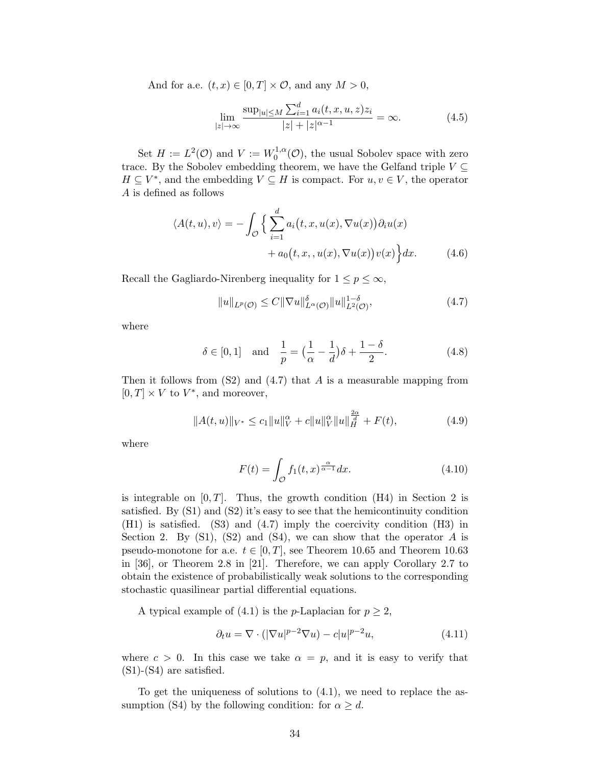And for a.e. $(t,x) \in [0,T] \times \mathcal{O}$, and any $M > 0$,

$$\lim_{|z|\to\infty} \frac{\sup_{|u|\le M} \sum_{i=1}^d a_i(t,x,u,z) z_i}{|z| + |z|^{\alpha-1}} = \infty. \tag{4.5}$$

Set $H := L^2(\mathcal{O})$ and $V := W_0^{1,\alpha}(\mathcal{O})$, the usual Sobolev space with zero trace. By the Sobolev embedding theorem, we have the Gelfand triple $V \subseteq H \subseteq V^*$, and the embedding $V \subseteq H$ is compact. For $u, v \in V$, the operator $A$ is defined as follows

$$\begin{aligned} \langle A(t,u), v\rangle = -\int_{\mathcal{O}} \Big\{ \sum_{i=1}^d a_i\big(t,x,u(x),\nabla u(x)\big)\partial_i u(x) \\ + a_0\big(t,x,,u(x),\nabla u(x)\big) v(x)\Big\} dx. \end{aligned} \tag{4.6}$$

Recall the Gagliardo-Nirenberg inequality for $1 \le p \le \infty$,

$$\|u\|_{L^p(\mathcal{O})} \le C \|\nabla u\|^{\delta}_{L^\alpha(\mathcal{O})} \|u\|^{1-\delta}_{L^2(\mathcal{O})}, \tag{4.7}$$

where

$$\delta \in [0,1] \quad \text{and} \quad \frac{1}{p} = \big(\frac{1}{\alpha} - \frac{1}{d}\big)\delta + \frac{1-\delta}{2}. \tag{4.8}$$

Then it follows from (S2) and (4.7) that $A$ is a measurable mapping from $[0,T] \times V$ to $V^*$, and moreover,

$$\|A(t,u)\|_{V^*} \le c_1 \|u\|_V^\alpha + c\|u\|_V^\alpha \|u\|_H^{\frac{2\alpha}{d}} + F(t), \tag{4.9}$$

where

$$F(t) = \int_{\mathcal{O}} f_1(t,x)^{\frac{\alpha}{\alpha-1}} dx. \tag{4.10}$$

is integrable on $[0,T]$. Thus, the growth condition (H4) in Section 2 is satisfied. By (S1) and (S2) it's easy to see that the hemicontinuity condition (H1) is satisfied. (S3) and (4.7) imply the coercivity condition (H3) in Section 2. By (S1), (S2) and (S4), we can show that the operator $A$ is pseudo-monotone for a.e. $t \in [0,T]$, see Theorem 10.65 and Theorem 10.63 in [36], or Theorem 2.8 in [21]. Therefore, we can apply Corollary 2.7 to obtain the existence of probabilistically weak solutions to the corresponding stochastic quasilinear partial differential equations.

A typical example of (4.1) is the $p$-Laplacian for $p \ge 2$,

$$\partial_t u = \nabla \cdot (|\nabla u|^{p-2} \nabla u) - c|u|^{p-2} u, \tag{4.11}$$

where $c > 0$. In this case we take $\alpha = p$, and it is easy to verify that (S1)-(S4) are satisfied.

To get the uniqueness of solutions to (4.1), we need to replace the assumption (S4) by the following condition: for $\alpha \ge d$.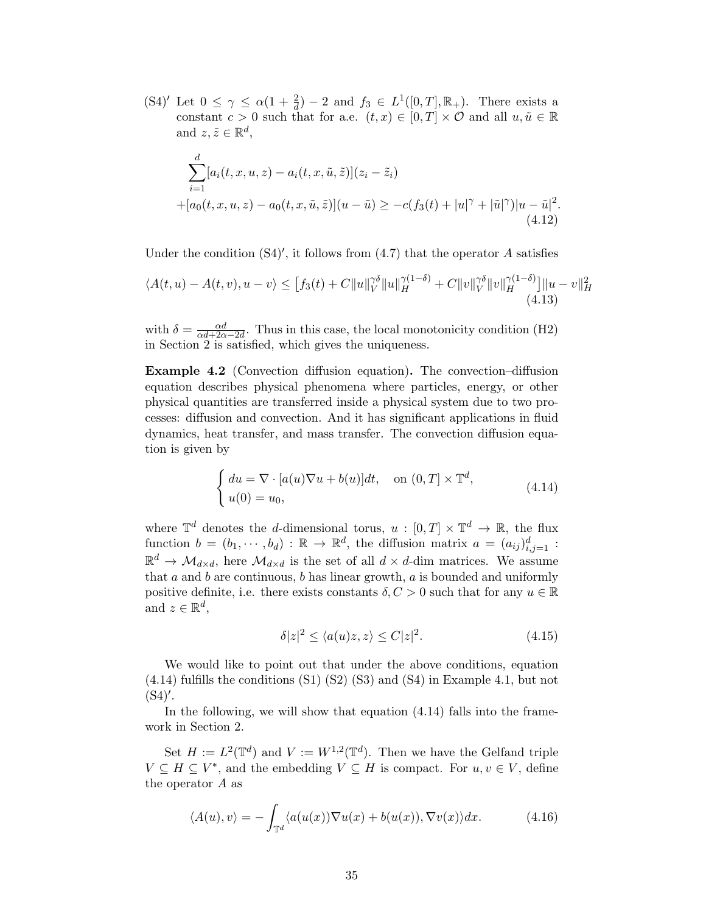(S4)$'$ Let $0 \leq \gamma \leq \alpha(1+\frac{2}{d})-2$ and $f_3 \in L^1([0,T],\mathbb{R}_+)$. There exists a constant $c>0$ such that for a.e. $(t,x) \in [0,T]\times\mathcal{O}$ and all $u,\tilde{u} \in \mathbb{R}$ and $z,\tilde{z} \in \mathbb{R}^d$,

$$
\begin{aligned}
&\sum_{i=1}^d [a_i(t,x,u,z)-a_i(t,x,\tilde{u},\tilde{z})](z_i-\tilde{z}_i) \\
&+[a_0(t,x,u,z)-a_0(t,x,\tilde{u},\tilde{z})](u-\tilde{u}) \geq -c(f_3(t)+|u|^\gamma+|\tilde{u}|^\gamma)|u-\tilde{u}|^2.
\end{aligned} \tag{4.12}
$$

Under the condition (S4)$'$, it follows from (4.7) that the operator $A$ satisfies

$$
\langle A(t,u)-A(t,v),u-v\rangle \leq \left[f_3(t)+C\|u\|_V^{\gamma\delta}\|u\|_H^{\gamma(1-\delta)}+C\|v\|_V^{\gamma\delta}\|v\|_H^{\gamma(1-\delta)}\right]\|u-v\|_H^2 \tag{4.13}
$$

with $\delta=\frac{\alpha d}{\alpha d+2\alpha-2d}$. Thus in this case, the local monotonicity condition (H2) in Section 2 is satisfied, which gives the uniqueness.

**Example 4.2** (Convection diffusion equation)**.** The convection–diffusion equation describes physical phenomena where particles, energy, or other physical quantities are transferred inside a physical system due to two processes: diffusion and convection. And it has significant applications in fluid dynamics, heat transfer, and mass transfer. The convection diffusion equation is given by

$$
\begin{cases}
du=\nabla\cdot[a(u)\nabla u+b(u)]dt, \quad \text{on } (0,T]\times\mathbb{T}^d,\\
u(0)=u_0,
\end{cases} \tag{4.14}
$$

where $\mathbb{T}^d$ denotes the $d$-dimensional torus, $u:[0,T]\times\mathbb{T}^d\to\mathbb{R}$, the flux function $b=(b_1,\cdots,b_d):\mathbb{R}\to\mathbb{R}^d$, the diffusion matrix $a=(a_{ij})_{i,j=1}^d:\mathbb{R}^d\to\mathcal{M}_{d\times d}$, here $\mathcal{M}_{d\times d}$ is the set of all $d\times d$-dim matrices. We assume that $a$ and $b$ are continuous, $b$ has linear growth, $a$ is bounded and uniformly positive definite, i.e. there exists constants $\delta, C>0$ such that for any $u\in\mathbb{R}$ and $z\in\mathbb{R}^d$,

$$
\delta|z|^2 \leq \langle a(u)z,z\rangle \leq C|z|^2. \tag{4.15}
$$

We would like to point out that under the above conditions, equation (4.14) fulfills the conditions (S1) (S2) (S3) and (S4) in Example 4.1, but not (S4)$'$.

In the following, we will show that equation (4.14) falls into the framework in Section 2.

Set $H:=L^2(\mathbb{T}^d)$ and $V:=W^{1,2}(\mathbb{T}^d)$. Then we have the Gelfand triple $V\subseteq H\subseteq V^*$, and the embedding $V\subseteq H$ is compact. For $u,v\in V$, define the operator $A$ as

$$
\langle A(u),v\rangle=-\int_{\mathbb{T}^d}\langle a(u(x))\nabla u(x)+b(u(x)),\nabla v(x)\rangle dx. \tag{4.16}
$$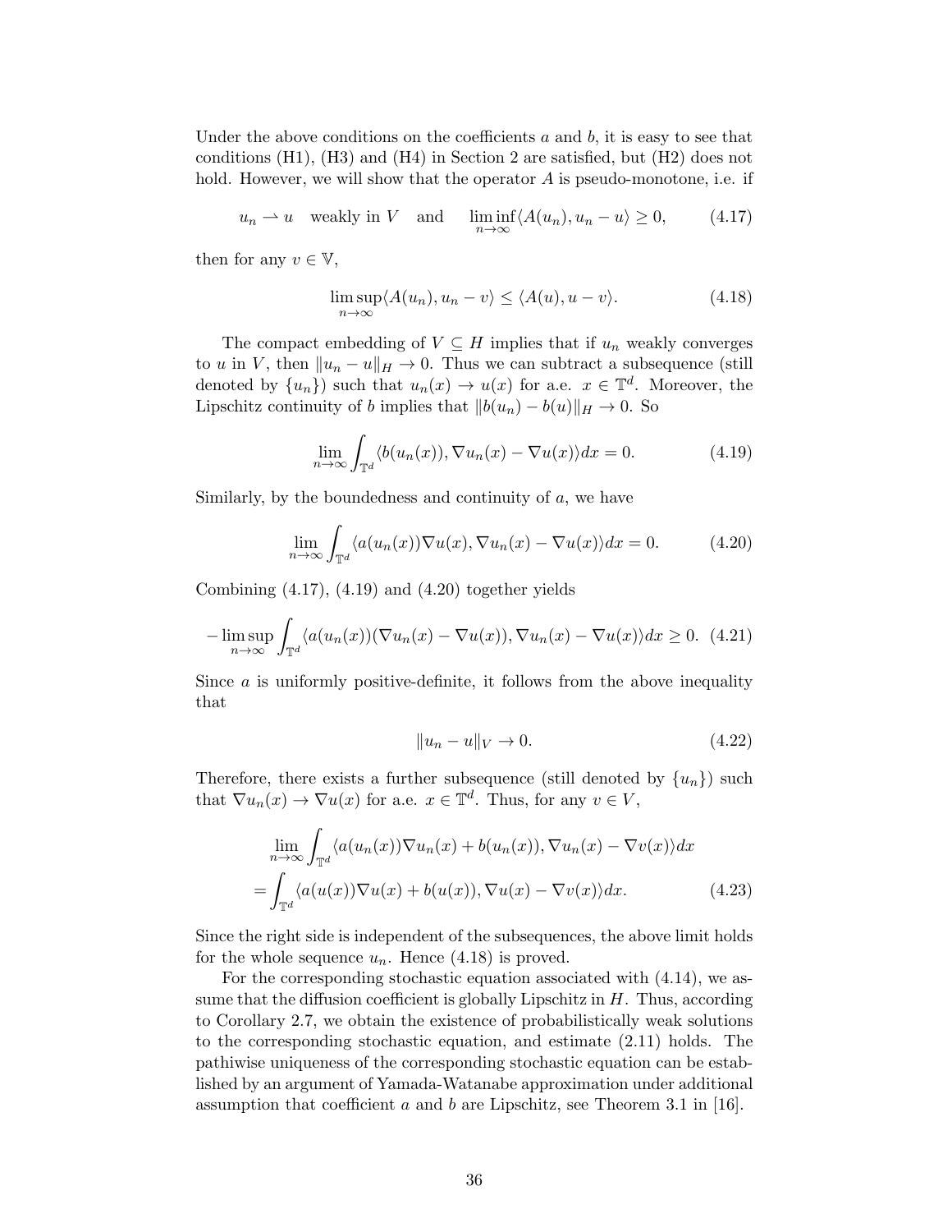Under the above conditions on the coefficients $a$ and $b$, it is easy to see that conditions (H1), (H3) and (H4) in Section 2 are satisfied, but (H2) does not hold. However, we will show that the operator $A$ is pseudo-monotone, i.e. if

$$u_n \rightharpoonup u \quad \text{weakly in } V \quad \text{and} \quad \liminf_{n\to\infty} \langle A(u_n), u_n - u\rangle \geq 0, \tag{4.17}$$

then for any $v \in \mathbb{V}$,

$$\limsup_{n\to\infty} \langle A(u_n), u_n - v\rangle \leq \langle A(u), u - v\rangle. \tag{4.18}$$

The compact embedding of $V \subseteq H$ implies that if $u_n$ weakly converges to $u$ in $V$, then $\|u_n - u\|_H \to 0$. Thus we can subtract a subsequence (still denoted by $\{u_n\}$) such that $u_n(x) \to u(x)$ for a.e. $x \in \mathbb{T}^d$. Moreover, the Lipschitz continuity of $b$ implies that $\|b(u_n) - b(u)\|_H \to 0$. So

$$\lim_{n\to\infty} \int_{\mathbb{T}^d} \langle b(u_n(x)), \nabla u_n(x) - \nabla u(x)\rangle dx = 0. \tag{4.19}$$

Similarly, by the boundedness and continuity of $a$, we have

$$\lim_{n\to\infty} \int_{\mathbb{T}^d} \langle a(u_n(x))\nabla u(x), \nabla u_n(x) - \nabla u(x)\rangle dx = 0. \tag{4.20}$$

Combining (4.17), (4.19) and (4.20) together yields

$$-\limsup_{n\to\infty} \int_{\mathbb{T}^d} \langle a(u_n(x))(\nabla u_n(x) - \nabla u(x)), \nabla u_n(x) - \nabla u(x)\rangle dx \geq 0. \tag{4.21}$$

Since $a$ is uniformly positive-definite, it follows from the above inequality that

$$\|u_n - u\|_V \to 0. \tag{4.22}$$

Therefore, there exists a further subsequence (still denoted by $\{u_n\}$) such that $\nabla u_n(x) \to \nabla u(x)$ for a.e. $x \in \mathbb{T}^d$. Thus, for any $v \in V$,

$$\begin{aligned}
&\lim_{n\to\infty} \int_{\mathbb{T}^d} \langle a(u_n(x))\nabla u_n(x) + b(u_n(x)), \nabla u_n(x) - \nabla v(x)\rangle dx \\
=& \int_{\mathbb{T}^d} \langle a(u(x))\nabla u(x) + b(u(x)), \nabla u(x) - \nabla v(x)\rangle dx.
\end{aligned} \tag{4.23}$$

Since the right side is independent of the subsequences, the above limit holds for the whole sequence $u_n$. Hence (4.18) is proved.

For the corresponding stochastic equation associated with (4.14), we assume that the diffusion coefficient is globally Lipschitz in $H$. Thus, according to Corollary 2.7, we obtain the existence of probabilistically weak solutions to the corresponding stochastic equation, and estimate (2.11) holds. The pathiwise uniqueness of the corresponding stochastic equation can be established by an argument of Yamada-Watanabe approximation under additional assumption that coefficient $a$ and $b$ are Lipschitz, see Theorem 3.1 in [16].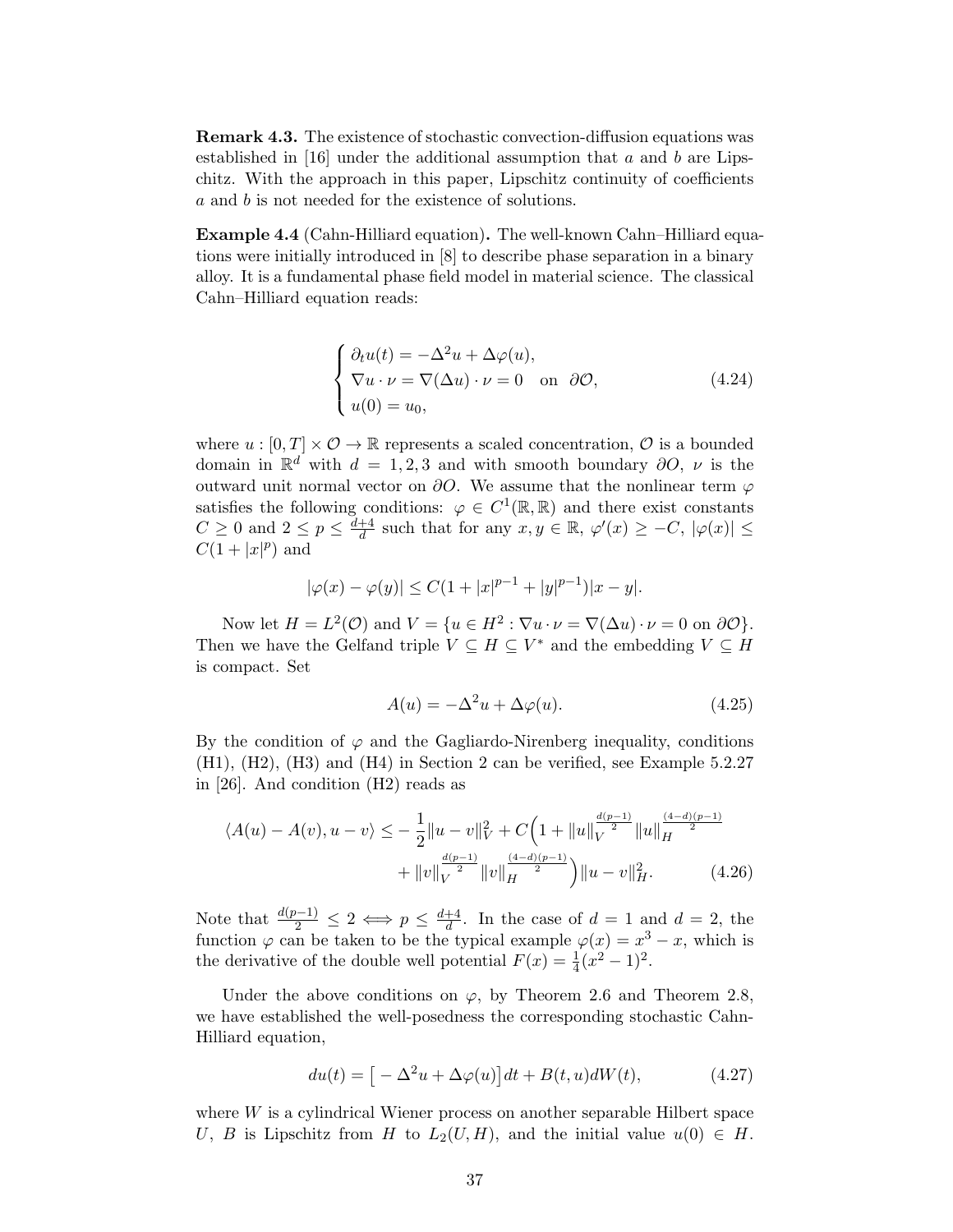**Remark 4.3.** The existence of stochastic convection-diffusion equations was established in [16] under the additional assumption that $a$ and $b$ are Lipschitz. With the approach in this paper, Lipschitz continuity of coefficients $a$ and $b$ is not needed for the existence of solutions.

**Example 4.4** (Cahn-Hilliard equation)**.** The well-known Cahn–Hilliard equations were initially introduced in [8] to describe phase separation in a binary alloy. It is a fundamental phase field model in material science. The classical Cahn–Hilliard equation reads:

$$
\begin{cases}
\partial_t u(t) = -\Delta^2 u + \Delta\varphi(u), \\
\nabla u \cdot \nu = \nabla(\Delta u)\cdot \nu = 0 \quad \text{on} \ \ \partial\mathcal{O}, \\
u(0) = u_0,
\end{cases}
\tag{4.24}
$$

where $u : [0,T]\times\mathcal{O} \to \mathbb{R}$ represents a scaled concentration, $\mathcal{O}$ is a bounded domain in $\mathbb{R}^d$ with $d = 1,2,3$ and with smooth boundary $\partial O$, $\nu$ is the outward unit normal vector on $\partial O$. We assume that the nonlinear term $\varphi$ satisfies the following conditions: $\varphi \in C^1(\mathbb{R},\mathbb{R})$ and there exist constants $C \geq 0$ and $2 \leq p \leq \frac{d+4}{d}$ such that for any $x, y \in \mathbb{R}$, $\varphi'(x) \geq -C$, $|\varphi(x)| \leq C(1 + |x|^p)$ and

$$
|\varphi(x) - \varphi(y)| \leq C(1 + |x|^{p-1} + |y|^{p-1})|x - y|.
$$

Now let $H = L^2(\mathcal{O})$ and $V = \{u \in H^2 : \nabla u \cdot \nu = \nabla(\Delta u)\cdot\nu = 0 \text{ on } \partial\mathcal{O}\}$. Then we have the Gelfand triple $V \subseteq H \subseteq V^*$ and the embedding $V \subseteq H$ is compact. Set

$$
A(u) = -\Delta^2 u + \Delta\varphi(u). \tag{4.25}
$$

By the condition of $\varphi$ and the Gagliardo-Nirenberg inequality, conditions (H1), (H2), (H3) and (H4) in Section 2 can be verified, see Example 5.2.27 in [26]. And condition (H2) reads as

$$
\begin{aligned}
\langle A(u) - A(v), u - v\rangle \leq & -\frac{1}{2}\|u - v\|_V^2 + C\Big(1 + \|u\|_V^{\frac{d(p-1)}{2}}\|u\|_H^{\frac{(4-d)(p-1)}{2}} \\
& + \|v\|_V^{\frac{d(p-1)}{2}}\|v\|_H^{\frac{(4-d)(p-1)}{2}}\Big)\|u - v\|_H^2.
\end{aligned}
\tag{4.26}
$$

Note that $\frac{d(p-1)}{2} \leq 2 \iff p \leq \frac{d+4}{d}$. In the case of $d = 1$ and $d = 2$, the function $\varphi$ can be taken to be the typical example $\varphi(x) = x^3 - x$, which is the derivative of the double well potential $F(x) = \frac{1}{4}(x^2 - 1)^2$.

Under the above conditions on $\varphi$, by Theorem 2.6 and Theorem 2.8, we have established the well-posedness the corresponding stochastic Cahn-Hilliard equation,

$$
du(t) = \big[-\Delta^2 u + \Delta\varphi(u)\big]dt + B(t,u)dW(t), \tag{4.27}
$$

where $W$ is a cylindrical Wiener process on another separable Hilbert space $U$, $B$ is Lipschitz from $H$ to $L_2(U,H)$, and the initial value $u(0) \in H$.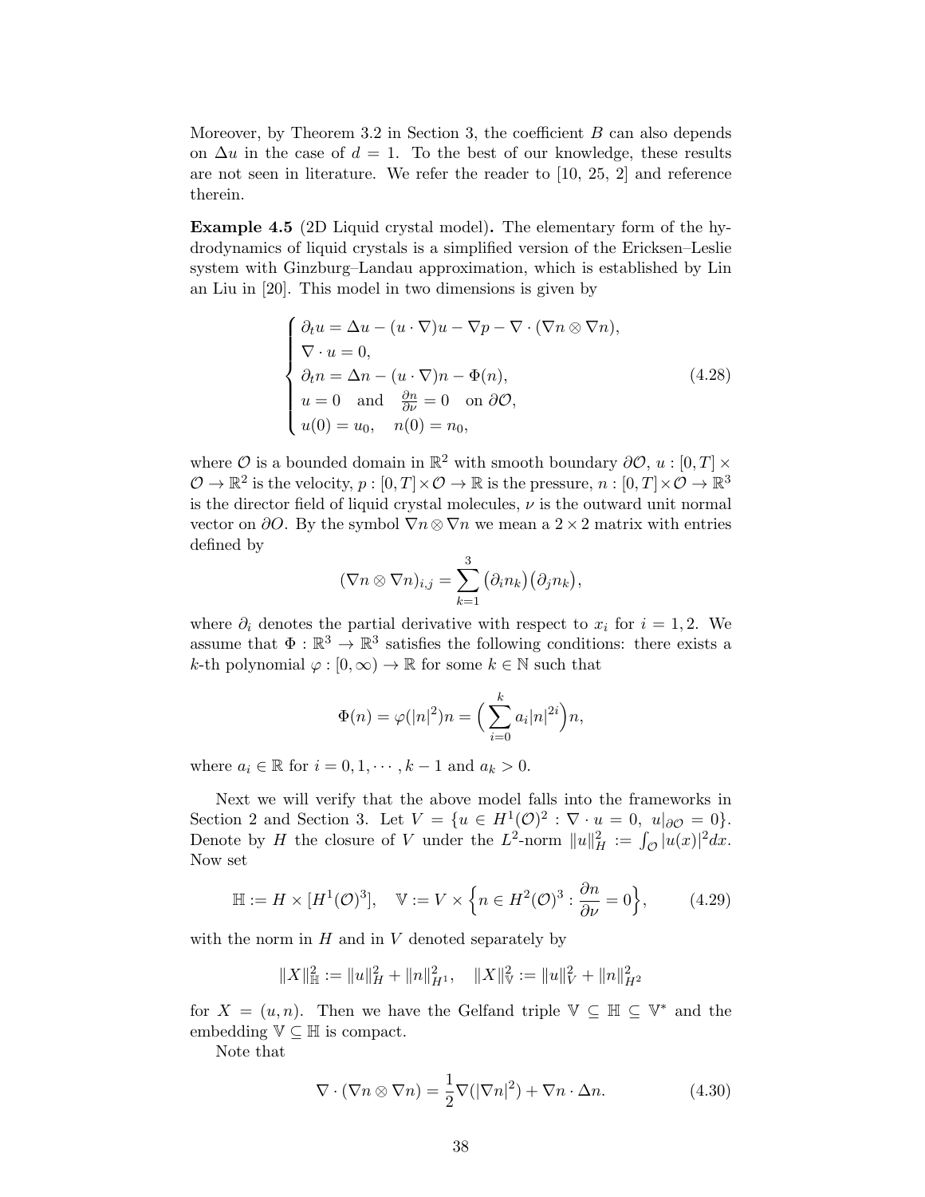Moreover, by Theorem 3.2 in Section 3, the coefficient $B$ can also depends on $\Delta u$ in the case of $d = 1$. To the best of our knowledge, these results are not seen in literature. We refer the reader to [10, 25, 2] and reference therein.

**Example 4.5** (2D Liquid crystal model)**.** The elementary form of the hydrodynamics of liquid crystals is a simplified version of the Ericksen–Leslie system with Ginzburg–Landau approximation, which is established by Lin an Liu in [20]. This model in two dimensions is given by

$$
\begin{cases}
\partial_t u = \Delta u - (u \cdot \nabla) u - \nabla p - \nabla \cdot (\nabla n \otimes \nabla n), \\
\nabla \cdot u = 0, \\
\partial_t n = \Delta n - (u \cdot \nabla) n - \Phi(n), \\
u = 0 \quad \text{and} \quad \frac{\partial n}{\partial \nu} = 0 \quad \text{on } \partial \mathcal{O}, \\
u(0) = u_0, \quad n(0) = n_0,
\end{cases}
\tag{4.28}
$$

where $\mathcal{O}$ is a bounded domain in $\mathbb{R}^2$ with smooth boundary $\partial \mathcal{O}$, $u : [0,T] \times \mathcal{O} \to \mathbb{R}^2$ is the velocity, $p : [0,T] \times \mathcal{O} \to \mathbb{R}$ is the pressure, $n : [0,T] \times \mathcal{O} \to \mathbb{R}^3$ is the director field of liquid crystal molecules, $\nu$ is the outward unit normal vector on $\partial O$. By the symbol $\nabla n \otimes \nabla n$ we mean a $2 \times 2$ matrix with entries defined by

$$
(\nabla n \otimes \nabla n)_{i,j} = \sum_{k=1}^{3} \big(\partial_i n_k\big)\big(\partial_j n_k\big),
$$

where $\partial_i$ denotes the partial derivative with respect to $x_i$ for $i = 1, 2$. We assume that $\Phi : \mathbb{R}^3 \to \mathbb{R}^3$ satisfies the following conditions: there exists a $k$-th polynomial $\varphi : [0, \infty) \to \mathbb{R}$ for some $k \in \mathbb{N}$ such that

$$
\Phi(n) = \varphi(|n|^2) n = \Big( \sum_{i=0}^{k} a_i |n|^{2i} \Big) n,
$$

where $a_i \in \mathbb{R}$ for $i = 0, 1, \cdots, k-1$ and $a_k > 0$.

Next we will verify that the above model falls into the frameworks in Section 2 and Section 3. Let $V = \{u \in H^1(\mathcal{O})^2 : \nabla \cdot u = 0, \ u|_{\partial \mathcal{O}} = 0\}$. Denote by $H$ the closure of $V$ under the $L^2$-norm $\|u\|_H^2 := \int_{\mathcal{O}} |u(x)|^2 dx$. Now set

$$
\mathbb{H} := H \times [H^1(\mathcal{O})^3], \quad \mathbb{V} := V \times \Big\{ n \in H^2(\mathcal{O})^3 : \frac{\partial n}{\partial \nu} = 0 \Big\},
\tag{4.29}
$$

with the norm in $H$ and in $V$ denoted separately by

$$
\|X\|_{\mathbb{H}}^2 := \|u\|_H^2 + \|n\|_{H^1}^2, \quad \|X\|_{\mathbb{V}}^2 := \|u\|_V^2 + \|n\|_{H^2}^2
$$

for $X = (u, n)$. Then we have the Gelfand triple $\mathbb{V} \subseteq \mathbb{H} \subseteq \mathbb{V}^*$ and the embedding $\mathbb{V} \subseteq \mathbb{H}$ is compact.

Note that

$$
\nabla \cdot (\nabla n \otimes \nabla n) = \frac{1}{2} \nabla (|\nabla n|^2) + \nabla n \cdot \Delta n.
\tag{4.30}
$$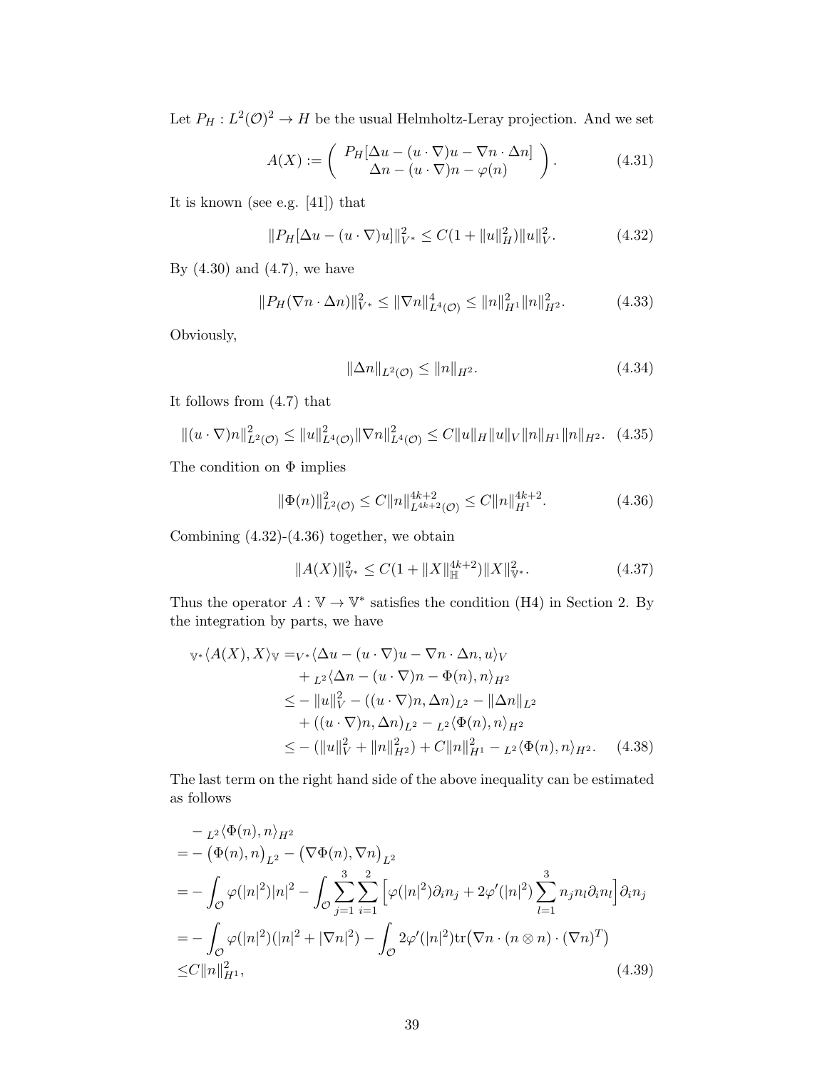Let $P_H : L^2(\mathcal{O})^2 \to H$ be the usual Helmholtz-Leray projection. And we set

$$A(X) := \left( \begin{array}{c} P_H[\Delta u - (u \cdot \nabla)u - \nabla n \cdot \Delta n] \\ \Delta n - (u \cdot \nabla)n - \varphi(n) \end{array} \right). \tag{4.31}$$

It is known (see e.g. [41]) that

$$\|P_H[\Delta u - (u \cdot \nabla)u]\|_{V^*}^2 \le C(1 + \|u\|_H^2)\|u\|_V^2. \tag{4.32}$$

By (4.30) and (4.7), we have

$$\|P_H(\nabla n \cdot \Delta n)\|_{V^*}^2 \le \|\nabla n\|_{L^4(\mathcal{O})}^4 \le \|n\|_{H^1}^2 \|n\|_{H^2}^2. \tag{4.33}$$

Obviously,

$$\|\Delta n\|_{L^2(\mathcal{O})} \le \|n\|_{H^2}. \tag{4.34}$$

It follows from (4.7) that

$$\|(u \cdot \nabla)n\|_{L^2(\mathcal{O})}^2 \le \|u\|_{L^4(\mathcal{O})}^2 \|\nabla n\|_{L^4(\mathcal{O})}^2 \le C\|u\|_H \|u\|_V \|n\|_{H^1}\|n\|_{H^2}. \tag{4.35}$$

The condition on $\Phi$ implies

$$\|\Phi(n)\|_{L^2(\mathcal{O})}^2 \le C\|n\|_{L^{4k+2}(\mathcal{O})}^{4k+2} \le C\|n\|_{H^1}^{4k+2}. \tag{4.36}$$

Combining (4.32)-(4.36) together, we obtain

$$\|A(X)\|_{\mathbb{V}^*}^2 \le C(1 + \|X\|_{\mathbb{H}}^{4k+2})\|X\|_{\mathbb{V}^*}^2. \tag{4.37}$$

Thus the operator $A : \mathbb{V} \to \mathbb{V}^*$ satisfies the condition (H4) in Section 2. By the integration by parts, we have

$$\begin{aligned}
{}_{\mathbb{V}^*}\langle A(X), X\rangle_{\mathbb{V}} =& {}_{V^*}\langle \Delta u - (u \cdot \nabla)u - \nabla n \cdot \Delta n, u\rangle_V \\
&+ {}_{L^2}\langle \Delta n - (u \cdot \nabla)n - \Phi(n), n\rangle_{H^2} \\
\le& -\|u\|_V^2 - ((u \cdot \nabla)n, \Delta n)_{L^2} - \|\Delta n\|_{L^2} \\
&+ ((u \cdot \nabla)n, \Delta n)_{L^2} - {}_{L^2}\langle \Phi(n), n\rangle_{H^2} \\
\le& -(\|u\|_V^2 + \|n\|_{H^2}^2) + C\|n\|_{H^1}^2 - {}_{L^2}\langle \Phi(n), n\rangle_{H^2}.
\end{aligned} \tag{4.38}$$

The last term on the right hand side of the above inequality can be estimated as follows

$$\begin{aligned}
&- {}_{L^2}\langle \Phi(n), n\rangle_{H^2} \\
=& -\big(\Phi(n), n\big)_{L^2} - \big(\nabla \Phi(n), \nabla n\big)_{L^2} \\
=& -\int_{\mathcal{O}} \varphi(|n|^2)|n|^2 - \int_{\mathcal{O}} \sum_{j=1}^{3}\sum_{i=1}^{2} \Big[\varphi(|n|^2)\partial_i n_j + 2\varphi'(|n|^2)\sum_{l=1}^{3} n_j n_l \partial_i n_l\Big]\partial_i n_j \\
=& -\int_{\mathcal{O}} \varphi(|n|^2)(|n|^2 + |\nabla n|^2) - \int_{\mathcal{O}} 2\varphi'(|n|^2)\mathrm{tr}\big(\nabla n \cdot (n \otimes n) \cdot (\nabla n)^T\big) \\
\le& C\|n\|_{H^1}^2,
\end{aligned} \tag{4.39}$$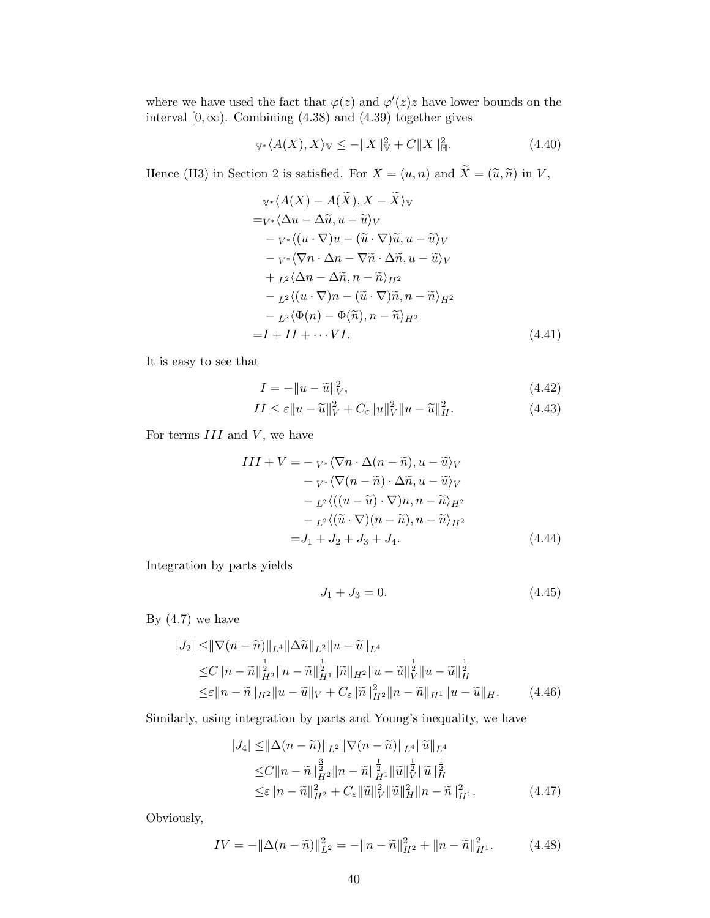where we have used the fact that $\varphi(z)$ and $\varphi'(z)z$ have lower bounds on the interval $[0,\infty)$. Combining (4.38) and (4.39) together gives

$$
{}_{\mathbb{V}^*}\langle A(X), X\rangle_{\mathbb{V}} \le -\|X\|_{\mathbb{V}}^2 + C\|X\|_{\mathbb{H}}^2. \tag{4.40}
$$

Hence (H3) in Section 2 is satisfied. For $X=(u,n)$ and $\widetilde{X}=(\widetilde{u},\widetilde{n})$ in $V$,

$$
\begin{aligned}
&{}_{\mathbb{V}^*}\langle A(X)-A(\widetilde{X}), X-\widetilde{X}\rangle_{\mathbb{V}} \\
=&{}_{V^*}\langle \Delta u-\Delta\widetilde{u}, u-\widetilde{u}\rangle_V \\
&-{}_{V^*}\langle (u\cdot\nabla)u-(\widetilde{u}\cdot\nabla)\widetilde{u}, u-\widetilde{u}\rangle_V \\
&-{}_{V^*}\langle \nabla n\cdot\Delta n-\nabla\widetilde{n}\cdot\Delta\widetilde{n}, u-\widetilde{u}\rangle_V \\
&+{}_{L^2}\langle \Delta n-\Delta\widetilde{n}, n-\widetilde{n}\rangle_{H^2} \\
&-{}_{L^2}\langle (u\cdot\nabla)n-(\widetilde{u}\cdot\nabla)\widetilde{n}, n-\widetilde{n}\rangle_{H^2} \\
&-{}_{L^2}\langle \Phi(n)-\Phi(\widetilde{n}), n-\widetilde{n}\rangle_{H^2} \\
=&I+II+\cdots VI.
\end{aligned} \tag{4.41}
$$

It is easy to see that

$$
I=-\|u-\widetilde{u}\|_V^2, \tag{4.42}
$$

$$
II\le \varepsilon\|u-\widetilde{u}\|_V^2+C_\varepsilon\|u\|_V^2\|u-\widetilde{u}\|_H^2. \tag{4.43}
$$

For terms $III$ and $V$, we have

$$
\begin{aligned}
III+V=&-{}_{V^*}\langle \nabla n\cdot\Delta(n-\widetilde{n}), u-\widetilde{u}\rangle_V \\
&-{}_{V^*}\langle \nabla(n-\widetilde{n})\cdot\Delta\widetilde{n}, u-\widetilde{u}\rangle_V \\
&-{}_{L^2}\langle ((u-\widetilde{u})\cdot\nabla)n, n-\widetilde{n}\rangle_{H^2} \\
&-{}_{L^2}\langle (\widetilde{u}\cdot\nabla)(n-\widetilde{n}), n-\widetilde{n}\rangle_{H^2} \\
=&J_1+J_2+J_3+J_4.
\end{aligned} \tag{4.44}
$$

Integration by parts yields

$$
J_1+J_3=0. \tag{4.45}
$$

By (4.7) we have

$$
\begin{aligned}
|J_2|\le&\|\nabla(n-\widetilde{n})\|_{L^4}\|\Delta\widetilde{n}\|_{L^2}\|u-\widetilde{u}\|_{L^4} \\
\le& C\|n-\widetilde{n}\|_{H^2}^{\frac12}\|n-\widetilde{n}\|_{H^1}^{\frac12}\|\widetilde{n}\|_{H^2}\|u-\widetilde{u}\|_V^{\frac12}\|u-\widetilde{u}\|_H^{\frac12} \\
\le&\varepsilon\|n-\widetilde{n}\|_{H^2}\|u-\widetilde{u}\|_V+C_\varepsilon\|\widetilde{n}\|_{H^2}^2\|n-\widetilde{n}\|_{H^1}\|u-\widetilde{u}\|_H.
\end{aligned} \tag{4.46}
$$

Similarly, using integration by parts and Young's inequality, we have

$$
\begin{aligned}
|J_4|\le&\|\Delta(n-\widetilde{n})\|_{L^2}\|\nabla(n-\widetilde{n})\|_{L^4}\|\widetilde{u}\|_{L^4} \\
\le& C\|n-\widetilde{n}\|_{H^2}^{\frac32}\|n-\widetilde{n}\|_{H^1}^{\frac12}\|\widetilde{u}\|_V^{\frac12}\|\widetilde{u}\|_H^{\frac12} \\
\le&\varepsilon\|n-\widetilde{n}\|_{H^2}^2+C_\varepsilon\|\widetilde{u}\|_V^2\|\widetilde{u}\|_H^2\|n-\widetilde{n}\|_{H^1}^2.
\end{aligned} \tag{4.47}
$$

Obviously,

$$
IV=-\|\Delta(n-\widetilde{n})\|_{L^2}^2=-\|n-\widetilde{n}\|_{H^2}^2+\|n-\widetilde{n}\|_{H^1}^2. \tag{4.48}
$$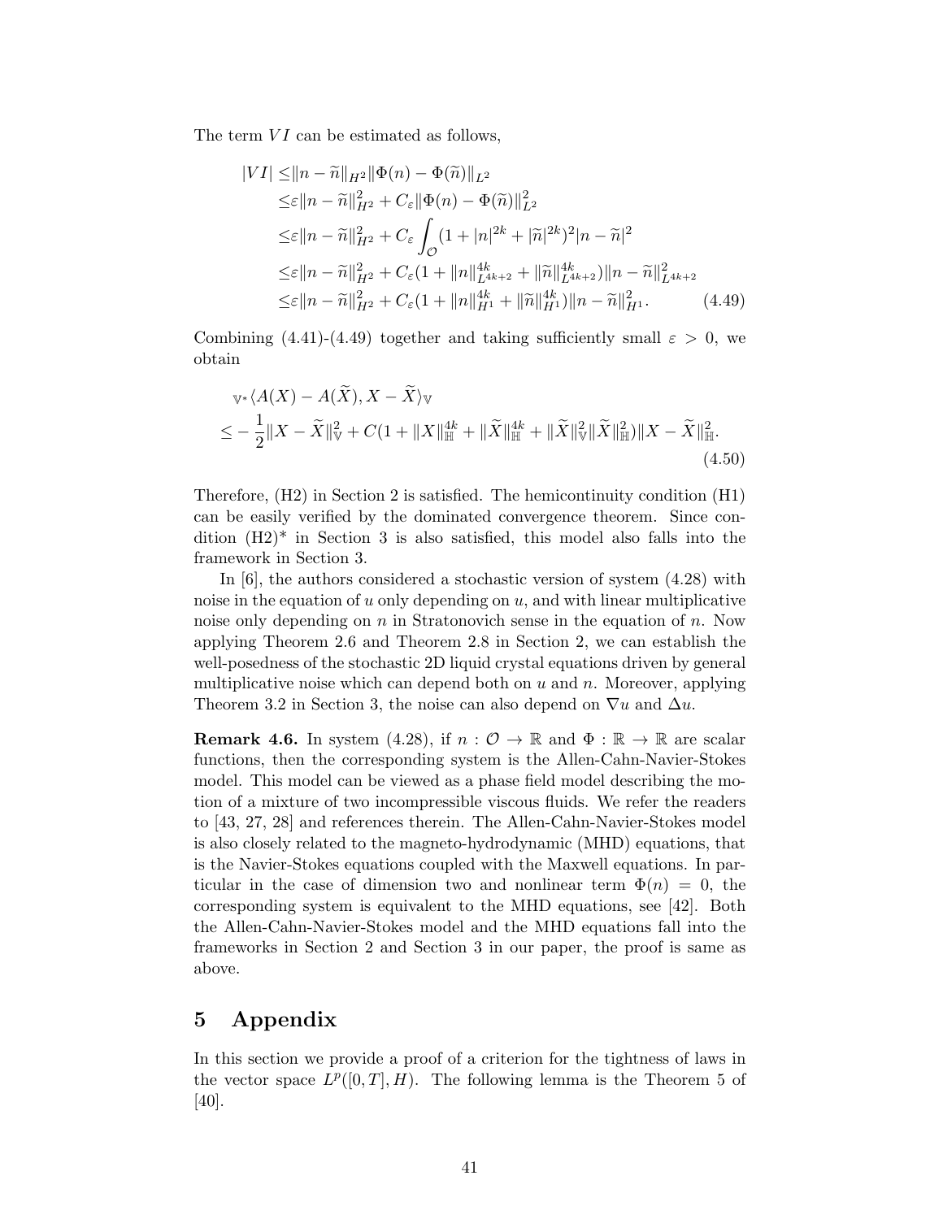The term $VI$ can be estimated as follows,

$$
\begin{aligned}
|VI| \leq & \|n-\widetilde{n}\|_{H^2}\|\Phi(n)-\Phi(\widetilde{n})\|_{L^2} \\
\leq & \varepsilon\|n-\widetilde{n}\|_{H^2}^2 + C_\varepsilon\|\Phi(n)-\Phi(\widetilde{n})\|_{L^2}^2 \\
\leq & \varepsilon\|n-\widetilde{n}\|_{H^2}^2 + C_\varepsilon\int_{\mathcal{O}}(1+|n|^{2k}+|\widetilde{n}|^{2k})^2|n-\widetilde{n}|^2 \\
\leq & \varepsilon\|n-\widetilde{n}\|_{H^2}^2 + C_\varepsilon(1+\|n\|_{L^{4k+2}}^{4k}+\|\widetilde{n}\|_{L^{4k+2}}^{4k})\|n-\widetilde{n}\|_{L^{4k+2}}^2 \\
\leq & \varepsilon\|n-\widetilde{n}\|_{H^2}^2 + C_\varepsilon(1+\|n\|_{H^1}^{4k}+\|\widetilde{n}\|_{H^1}^{4k})\|n-\widetilde{n}\|_{H^1}^2. \qquad (4.49)
\end{aligned}
$$

Combining (4.41)-(4.49) together and taking sufficiently small $\varepsilon > 0$, we obtain

$$
\begin{aligned}
& {}_{\mathbb{V}^*}\langle A(X)-A(\widetilde{X}), X-\widetilde{X}\rangle_{\mathbb{V}} \\
\leq & -\frac{1}{2}\|X-\widetilde{X}\|_{\mathbb{V}}^2 + C(1+\|X\|_{\mathbb{H}}^{4k}+\|\widetilde{X}\|_{\mathbb{H}}^{4k}+\|\widetilde{X}\|_{\mathbb{V}}^2\|\widetilde{X}\|_{\mathbb{H}}^2)\|X-\widetilde{X}\|_{\mathbb{H}}^2.
\end{aligned}
\tag{4.50}
$$

Therefore, (H2) in Section 2 is satisfied. The hemicontinuity condition (H1) can be easily verified by the dominated convergence theorem. Since condition (H2)* in Section 3 is also satisfied, this model also falls into the framework in Section 3.

In [6], the authors considered a stochastic version of system (4.28) with noise in the equation of $u$ only depending on $u$, and with linear multiplicative noise only depending on $n$ in Stratonovich sense in the equation of $n$. Now applying Theorem 2.6 and Theorem 2.8 in Section 2, we can establish the well-posedness of the stochastic 2D liquid crystal equations driven by general multiplicative noise which can depend both on $u$ and $n$. Moreover, applying Theorem 3.2 in Section 3, the noise can also depend on $\nabla u$ and $\Delta u$.

**Remark 4.6.** In system (4.28), if $n : \mathcal{O} \to \mathbb{R}$ and $\Phi : \mathbb{R} \to \mathbb{R}$ are scalar functions, then the corresponding system is the Allen-Cahn-Navier-Stokes model. This model can be viewed as a phase field model describing the motion of a mixture of two incompressible viscous fluids. We refer the readers to [43, 27, 28] and references therein. The Allen-Cahn-Navier-Stokes model is also closely related to the magneto-hydrodynamic (MHD) equations, that is the Navier-Stokes equations coupled with the Maxwell equations. In particular in the case of dimension two and nonlinear term $\Phi(n) = 0$, the corresponding system is equivalent to the MHD equations, see [42]. Both the Allen-Cahn-Navier-Stokes model and the MHD equations fall into the frameworks in Section 2 and Section 3 in our paper, the proof is same as above.

# 5 Appendix

In this section we provide a proof of a criterion for the tightness of laws in the vector space $L^p([0,T], H)$. The following lemma is the Theorem 5 of [40].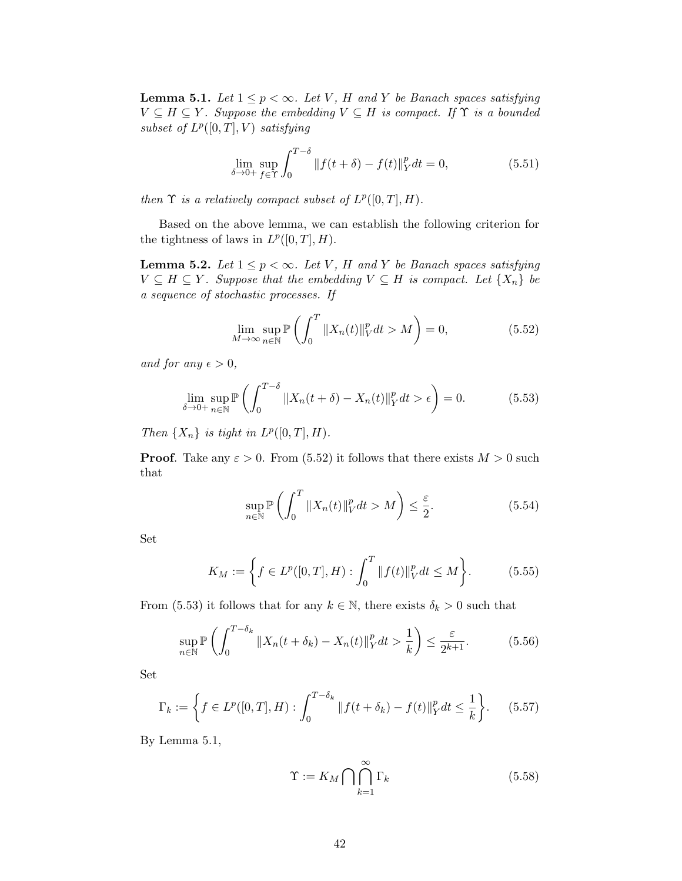**Lemma 5.1.** *Let $1 \le p < \infty$. Let $V$, $H$ and $Y$ be Banach spaces satisfying $V \subseteq H \subseteq Y$. Suppose the embedding $V \subseteq H$ is compact. If $\Upsilon$ is a bounded subset of $L^p([0,T],V)$ satisfying*

$$\lim_{\delta \to 0+} \sup_{f \in \Upsilon} \int_0^{T-\delta} \|f(t+\delta) - f(t)\|_Y^p dt = 0, \tag{5.51}$$

*then $\Upsilon$ is a relatively compact subset of $L^p([0,T],H)$.*

Based on the above lemma, we can establish the following criterion for the tightness of laws in $L^p([0,T],H)$.

**Lemma 5.2.** *Let $1 \le p < \infty$. Let $V$, $H$ and $Y$ be Banach spaces satisfying $V \subseteq H \subseteq Y$. Suppose that the embedding $V \subseteq H$ is compact. Let $\{X_n\}$ be a sequence of stochastic processes. If*

$$\lim_{M \to \infty} \sup_{n \in \mathbb{N}} \mathbb{P}\left( \int_0^T \|X_n(t)\|_V^p dt > M \right) = 0, \tag{5.52}$$

*and for any $\epsilon > 0$,*

$$\lim_{\delta \to 0+} \sup_{n \in \mathbb{N}} \mathbb{P}\left( \int_0^{T-\delta} \|X_n(t+\delta) - X_n(t)\|_Y^p dt > \epsilon \right) = 0. \tag{5.53}$$

*Then $\{X_n\}$ is tight in $L^p([0,T],H)$.*

**Proof**. Take any $\varepsilon > 0$. From (5.52) it follows that there exists $M > 0$ such that

$$\sup_{n \in \mathbb{N}} \mathbb{P}\left( \int_0^T \|X_n(t)\|_V^p dt > M \right) \le \frac{\varepsilon}{2}. \tag{5.54}$$

Set

$$K_M := \left\{ f \in L^p([0,T],H) : \int_0^T \|f(t)\|_V^p dt \le M \right\}. \tag{5.55}$$

From (5.53) it follows that for any $k \in \mathbb{N}$, there exists $\delta_k > 0$ such that

$$\sup_{n \in \mathbb{N}} \mathbb{P}\left( \int_0^{T-\delta_k} \|X_n(t+\delta_k) - X_n(t)\|_Y^p dt > \frac{1}{k} \right) \le \frac{\varepsilon}{2^{k+1}}. \tag{5.56}$$

Set

$$\Gamma_k := \left\{ f \in L^p([0,T],H) : \int_0^{T-\delta_k} \|f(t+\delta_k) - f(t)\|_Y^p dt \le \frac{1}{k} \right\}. \tag{5.57}$$

By Lemma 5.1,

$$\Upsilon := K_M \bigcap \bigcap_{k=1}^{\infty} \Gamma_k \tag{5.58}$$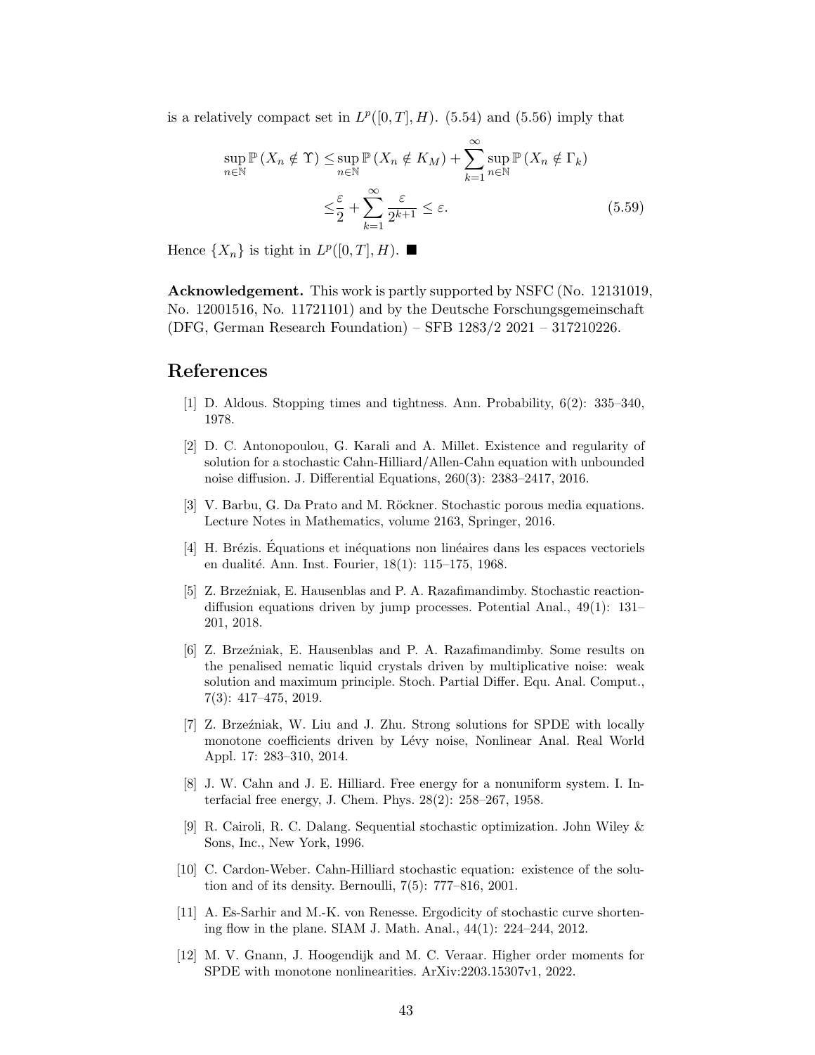is a relatively compact set in $L^p([0,T],H)$. (5.54) and (5.56) imply that

$$
\begin{aligned}
\sup_{n\in\mathbb{N}} \mathbb{P}\left(X_n \notin \Upsilon\right) \leq & \sup_{n\in\mathbb{N}} \mathbb{P}\left(X_n \notin K_M\right) + \sum_{k=1}^{\infty} \sup_{n\in\mathbb{N}} \mathbb{P}\left(X_n \notin \Gamma_k\right) \\
\leq & \frac{\varepsilon}{2} + \sum_{k=1}^{\infty} \frac{\varepsilon}{2^{k+1}} \leq \varepsilon. 
\end{aligned} \tag{5.59}
$$

Hence $\{X_n\}$ is tight in $L^p([0,T],H)$. ■

**Acknowledgement.** This work is partly supported by NSFC (No. 12131019, No. 12001516, No. 11721101) and by the Deutsche Forschungsgemeinschaft (DFG, German Research Foundation) – SFB 1283/2 2021 – 317210226.

# References

[1] D. Aldous. Stopping times and tightness. Ann. Probability, 6(2): 335–340, 1978.

[2] D. C. Antonopoulou, G. Karali and A. Millet. Existence and regularity of solution for a stochastic Cahn-Hilliard/Allen-Cahn equation with unbounded noise diffusion. J. Differential Equations, 260(3): 2383–2417, 2016.

[3] V. Barbu, G. Da Prato and M. Röckner. Stochastic porous media equations. Lecture Notes in Mathematics, volume 2163, Springer, 2016.

[4] H. Brézis. Équations et inéquations non linéaires dans les espaces vectoriels en dualité. Ann. Inst. Fourier, 18(1): 115–175, 1968.

[5] Z. Brzeźniak, E. Hausenblas and P. A. Razafimandimby. Stochastic reaction-diffusion equations driven by jump processes. Potential Anal., 49(1): 131–201, 2018.

[6] Z. Brzeźniak, E. Hausenblas and P. A. Razafimandimby. Some results on the penalised nematic liquid crystals driven by multiplicative noise: weak solution and maximum principle. Stoch. Partial Differ. Equ. Anal. Comput., 7(3): 417–475, 2019.

[7] Z. Brzeźniak, W. Liu and J. Zhu. Strong solutions for SPDE with locally monotone coefficients driven by Lévy noise, Nonlinear Anal. Real World Appl. 17: 283–310, 2014.

[8] J. W. Cahn and J. E. Hilliard. Free energy for a nonuniform system. I. Interfacial free energy, J. Chem. Phys. 28(2): 258–267, 1958.

[9] R. Cairoli, R. C. Dalang. Sequential stochastic optimization. John Wiley & Sons, Inc., New York, 1996.

[10] C. Cardon-Weber. Cahn-Hilliard stochastic equation: existence of the solution and of its density. Bernoulli, 7(5): 777–816, 2001.

[11] A. Es-Sarhir and M.-K. von Renesse. Ergodicity of stochastic curve shortening flow in the plane. SIAM J. Math. Anal., 44(1): 224–244, 2012.

[12] M. V. Gnann, J. Hoogendijk and M. C. Veraar. Higher order moments for SPDE with monotone nonlinearities. ArXiv:2203.15307v1, 2022.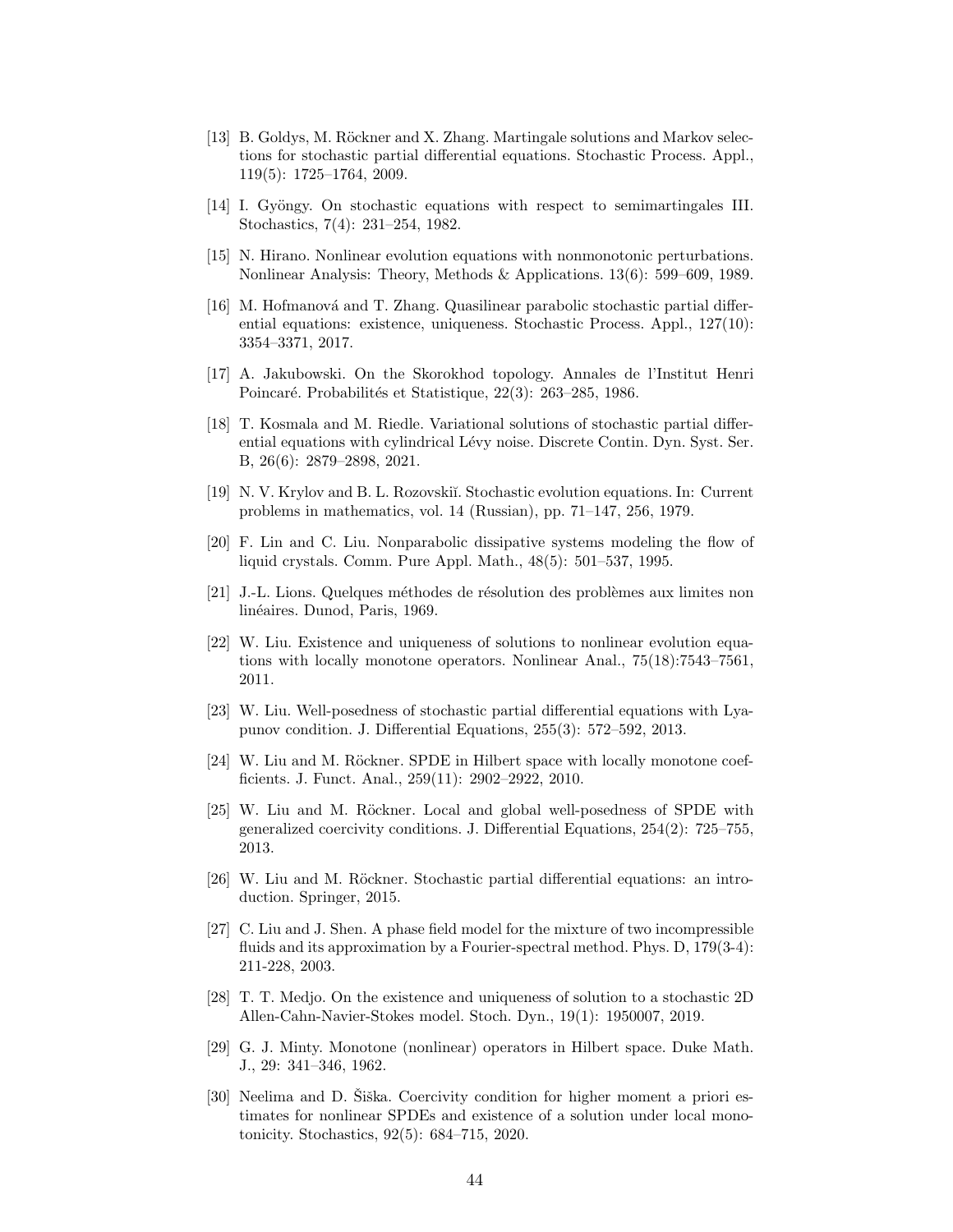[13] B. Goldys, M. Röckner and X. Zhang. Martingale solutions and Markov selections for stochastic partial differential equations. Stochastic Process. Appl., 119(5): 1725–1764, 2009.

[14] I. Gyöngy. On stochastic equations with respect to semimartingales III. Stochastics, 7(4): 231–254, 1982.

[15] N. Hirano. Nonlinear evolution equations with nonmonotonic perturbations. Nonlinear Analysis: Theory, Methods & Applications. 13(6): 599–609, 1989.

[16] M. Hofmanová and T. Zhang. Quasilinear parabolic stochastic partial differential equations: existence, uniqueness. Stochastic Process. Appl., 127(10): 3354–3371, 2017.

[17] A. Jakubowski. On the Skorokhod topology. Annales de l'Institut Henri Poincaré. Probabilités et Statistique, 22(3): 263–285, 1986.

[18] T. Kosmala and M. Riedle. Variational solutions of stochastic partial differential equations with cylindrical Lévy noise. Discrete Contin. Dyn. Syst. Ser. B, 26(6): 2879–2898, 2021.

[19] N. V. Krylov and B. L. Rozovskiĭ. Stochastic evolution equations. In: Current problems in mathematics, vol. 14 (Russian), pp. 71–147, 256, 1979.

[20] F. Lin and C. Liu. Nonparabolic dissipative systems modeling the flow of liquid crystals. Comm. Pure Appl. Math., 48(5): 501–537, 1995.

[21] J.-L. Lions. Quelques méthodes de résolution des problèmes aux limites non linéaires. Dunod, Paris, 1969.

[22] W. Liu. Existence and uniqueness of solutions to nonlinear evolution equations with locally monotone operators. Nonlinear Anal., 75(18):7543–7561, 2011.

[23] W. Liu. Well-posedness of stochastic partial differential equations with Lyapunov condition. J. Differential Equations, 255(3): 572–592, 2013.

[24] W. Liu and M. Röckner. SPDE in Hilbert space with locally monotone coefficients. J. Funct. Anal., 259(11): 2902–2922, 2010.

[25] W. Liu and M. Röckner. Local and global well-posedness of SPDE with generalized coercivity conditions. J. Differential Equations, 254(2): 725–755, 2013.

[26] W. Liu and M. Röckner. Stochastic partial differential equations: an introduction. Springer, 2015.

[27] C. Liu and J. Shen. A phase field model for the mixture of two incompressible fluids and its approximation by a Fourier-spectral method. Phys. D, 179(3-4): 211-228, 2003.

[28] T. T. Medjo. On the existence and uniqueness of solution to a stochastic 2D Allen-Cahn-Navier-Stokes model. Stoch. Dyn., 19(1): 1950007, 2019.

[29] G. J. Minty. Monotone (nonlinear) operators in Hilbert space. Duke Math. J., 29: 341–346, 1962.

[30] Neelima and D. Šiška. Coercivity condition for higher moment a priori estimates for nonlinear SPDEs and existence of a solution under local monotonicity. Stochastics, 92(5): 684–715, 2020.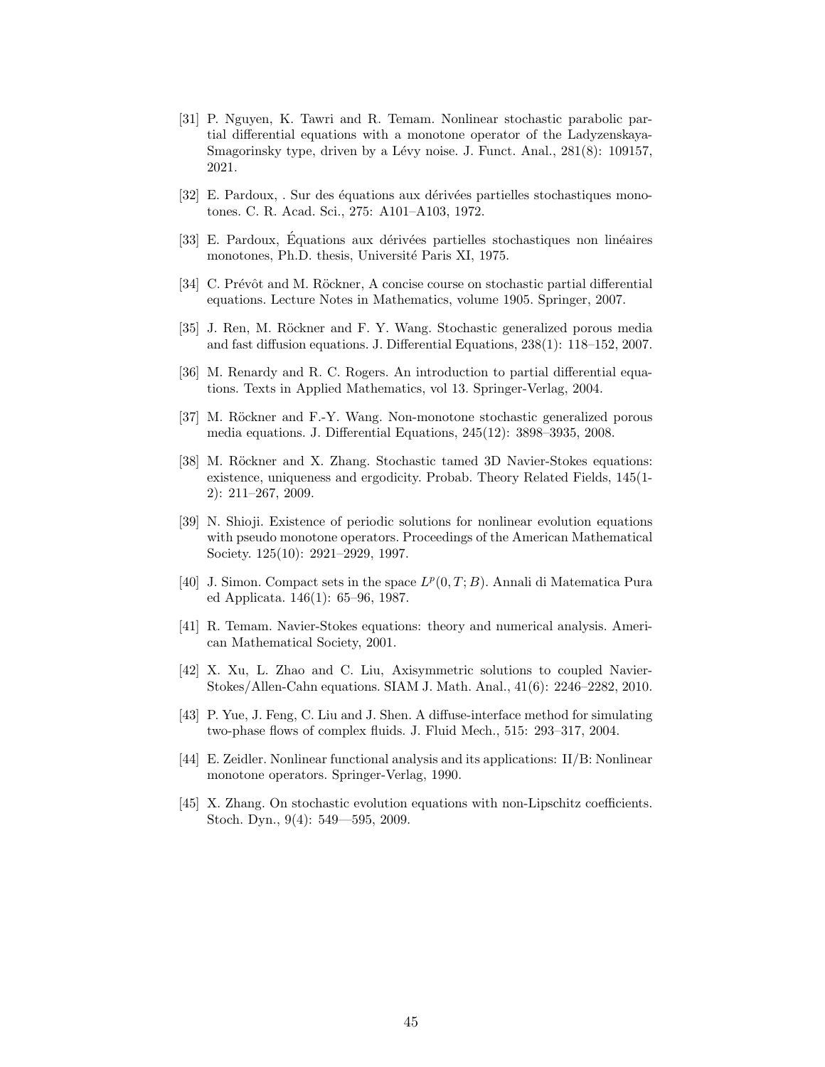[31] P. Nguyen, K. Tawri and R. Temam. Nonlinear stochastic parabolic partial differential equations with a monotone operator of the Ladyzenskaya-Smagorinsky type, driven by a Lévy noise. J. Funct. Anal., 281(8): 109157, 2021.

[32] E. Pardoux, . Sur des équations aux dérivées partielles stochastiques monotones. C. R. Acad. Sci., 275: A101–A103, 1972.

[33] E. Pardoux, Équations aux dérivées partielles stochastiques non linéaires monotones, Ph.D. thesis, Université Paris XI, 1975.

[34] C. Prévôt and M. Röckner, A concise course on stochastic partial differential equations. Lecture Notes in Mathematics, volume 1905. Springer, 2007.

[35] J. Ren, M. Röckner and F. Y. Wang. Stochastic generalized porous media and fast diffusion equations. J. Differential Equations, 238(1): 118–152, 2007.

[36] M. Renardy and R. C. Rogers. An introduction to partial differential equations. Texts in Applied Mathematics, vol 13. Springer-Verlag, 2004.

[37] M. Röckner and F.-Y. Wang. Non-monotone stochastic generalized porous media equations. J. Differential Equations, 245(12): 3898–3935, 2008.

[38] M. Röckner and X. Zhang. Stochastic tamed 3D Navier-Stokes equations: existence, uniqueness and ergodicity. Probab. Theory Related Fields, 145(1-2): 211–267, 2009.

[39] N. Shioji. Existence of periodic solutions for nonlinear evolution equations with pseudo monotone operators. Proceedings of the American Mathematical Society. 125(10): 2921–2929, 1997.

[40] J. Simon. Compact sets in the space $L^p(0,T;B)$. Annali di Matematica Pura ed Applicata. 146(1): 65–96, 1987.

[41] R. Temam. Navier-Stokes equations: theory and numerical analysis. American Mathematical Society, 2001.

[42] X. Xu, L. Zhao and C. Liu, Axisymmetric solutions to coupled Navier-Stokes/Allen-Cahn equations. SIAM J. Math. Anal., 41(6): 2246–2282, 2010.

[43] P. Yue, J. Feng, C. Liu and J. Shen. A diffuse-interface method for simulating two-phase flows of complex fluids. J. Fluid Mech., 515: 293–317, 2004.

[44] E. Zeidler. Nonlinear functional analysis and its applications: II/B: Nonlinear monotone operators. Springer-Verlag, 1990.

[45] X. Zhang. On stochastic evolution equations with non-Lipschitz coefficients. Stoch. Dyn., 9(4): 549—595, 2009.